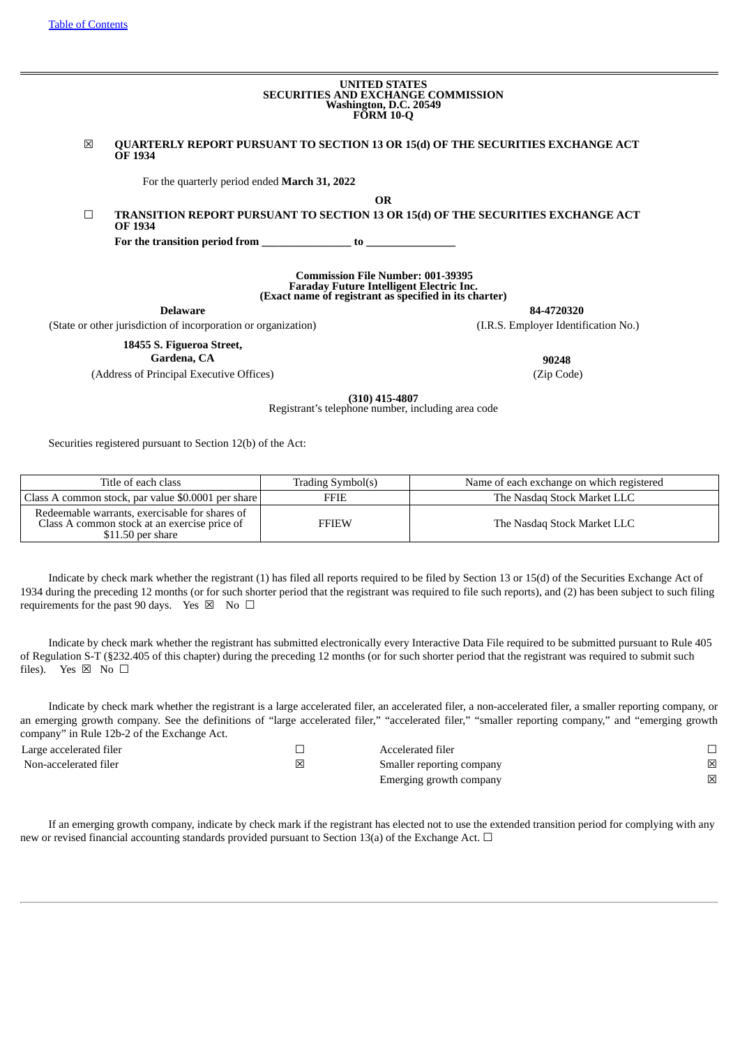[Table of Contents](#)

**UNITED STATES**
**SECURITIES AND EXCHANGE COMMISSION**
**Washington, D.C. 20549**
**FORM 10-Q**

☒ **QUARTERLY REPORT PURSUANT TO SECTION 13 OR 15(d) OF THE SECURITIES EXCHANGE ACT OF 1934**

For the quarterly period ended **March 31, 2022**

**OR**

☐ **TRANSITION REPORT PURSUANT TO SECTION 13 OR 15(d) OF THE SECURITIES EXCHANGE ACT OF 1934**

**For the transition period from \_\_\_\_\_\_\_\_\_\_\_\_\_\_\_\_ to \_\_\_\_\_\_\_\_\_\_\_\_\_\_\_\_**

**Commission File Number: 001-39395**
**Faraday Future Intelligent Electric Inc.**
**(Exact name of registrant as specified in its charter)**

| | |
|---|---|
| **Delaware** | **84-4720320** |
| (State or other jurisdiction of incorporation or organization) | (I.R.S. Employer Identification No.) |
| **18455 S. Figueroa Street, Gardena, CA** | **90248** |
| (Address of Principal Executive Offices) | (Zip Code) |

**(310) 415-4807**
Registrant's telephone number, including area code

Securities registered pursuant to Section 12(b) of the Act:

| Title of each class | Trading Symbol(s) | Name of each exchange on which registered |
|---|---|---|
| Class A common stock, par value $0.0001 per share | FFIE | The Nasdaq Stock Market LLC |
| Redeemable warrants, exercisable for shares of Class A common stock at an exercise price of $11.50 per share | FFIEW | The Nasdaq Stock Market LLC |

Indicate by check mark whether the registrant (1) has filed all reports required to be filed by Section 13 or 15(d) of the Securities Exchange Act of 1934 during the preceding 12 months (or for such shorter period that the registrant was required to file such reports), and (2) has been subject to such filing requirements for the past 90 days. Yes ☒ No ☐

Indicate by check mark whether the registrant has submitted electronically every Interactive Data File required to be submitted pursuant to Rule 405 of Regulation S-T (§232.405 of this chapter) during the preceding 12 months (or for such shorter period that the registrant was required to submit such files). Yes ☒ No ☐

Indicate by check mark whether the registrant is a large accelerated filer, an accelerated filer, a non-accelerated filer, a smaller reporting company, or an emerging growth company. See the definitions of "large accelerated filer," "accelerated filer," "smaller reporting company," and "emerging growth company" in Rule 12b-2 of the Exchange Act.

| | | | |
|---|---|---|---|
| Large accelerated filer | ☐ | Accelerated filer | ☐ |
| Non-accelerated filer | ☒ | Smaller reporting company | ☒ |
| | | Emerging growth company | ☒ |

If an emerging growth company, indicate by check mark if the registrant has elected not to use the extended transition period for complying with any new or revised financial accounting standards provided pursuant to Section 13(a) of the Exchange Act. ☐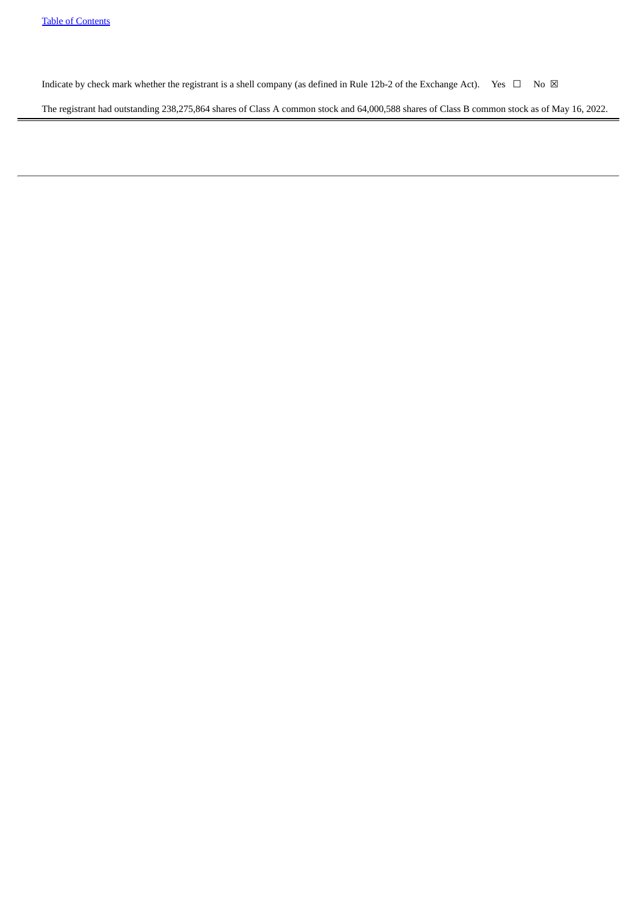Indicate by check mark whether the registrant is a shell company (as defined in Rule 12b-2 of the Exchange Act). Yes ☐ No ☒

The registrant had outstanding 238,275,864 shares of Class A common stock and 64,000,588 shares of Class B common stock as of May 16, 2022.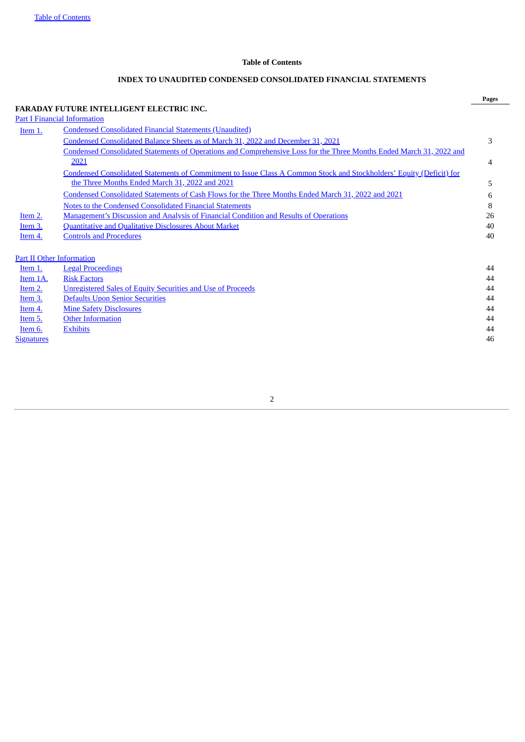## Table of Contents

### INDEX TO UNAUDITED CONDENSED CONSOLIDATED FINANCIAL STATEMENTS

| | | Pages |
|---|---|---|
| **FARADAY FUTURE INTELLIGENT ELECTRIC INC.** | | |
| Part I Financial Information | | |
| Item 1. | Condensed Consolidated Financial Statements (Unaudited) | |
| | Condensed Consolidated Balance Sheets as of March 31, 2022 and December 31, 2021 | 3 |
| | Condensed Consolidated Statements of Operations and Comprehensive Loss for the Three Months Ended March 31, 2022 and 2021 | 4 |
| | Condensed Consolidated Statements of Commitment to Issue Class A Common Stock and Stockholders' Equity (Deficit) for the Three Months Ended March 31, 2022 and 2021 | 5 |
| | Condensed Consolidated Statements of Cash Flows for the Three Months Ended March 31, 2022 and 2021 | 6 |
| | Notes to the Condensed Consolidated Financial Statements | 8 |
| Item 2. | Management's Discussion and Analysis of Financial Condition and Results of Operations | 26 |
| Item 3. | Quantitative and Qualitative Disclosures About Market | 40 |
| Item 4. | Controls and Procedures | 40 |
| Part II Other Information | | |
| Item 1. | Legal Proceedings | 44 |
| Item 1A. | Risk Factors | 44 |
| Item 2. | Unregistered Sales of Equity Securities and Use of Proceeds | 44 |
| Item 3. | Defaults Upon Senior Securities | 44 |
| Item 4. | Mine Safety Disclosures | 44 |
| Item 5. | Other Information | 44 |
| Item 6. | Exhibits | 44 |
| Signatures | | 46 |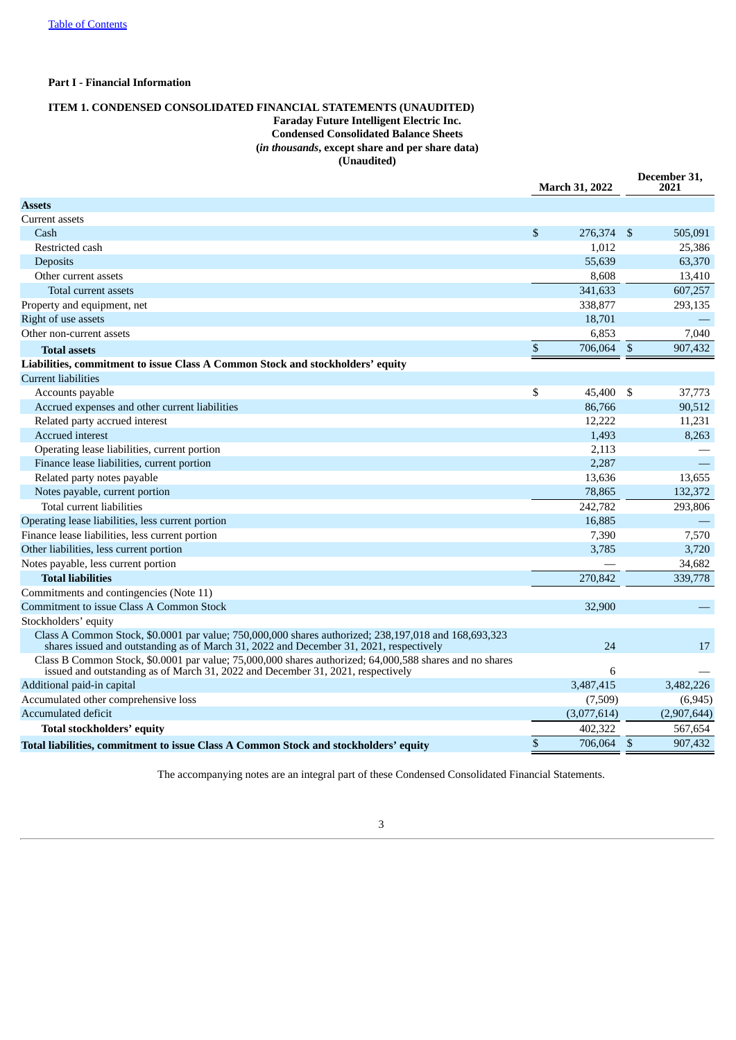Table of Contents

**Part I - Financial Information**

**ITEM 1. CONDENSED CONSOLIDATED FINANCIAL STATEMENTS (UNAUDITED)**

**Faraday Future Intelligent Electric Inc.**
**Condensed Consolidated Balance Sheets**
**(*in thousands*, except share and per share data)**
**(Unaudited)**

| | March 31, 2022 | December 31, 2021 |
|---|---|---|
| **Assets** | | |
| Current assets | | |
| Cash | $ 276,374 | $ 505,091 |
| Restricted cash | 1,012 | 25,386 |
| Deposits | 55,639 | 63,370 |
| Other current assets | 8,608 | 13,410 |
| Total current assets | 341,633 | 607,257 |
| Property and equipment, net | 338,877 | 293,135 |
| Right of use assets | 18,701 | — |
| Other non-current assets | 6,853 | 7,040 |
| **Total assets** | $ 706,064 | $ 907,432 |
| **Liabilities, commitment to issue Class A Common Stock and stockholders' equity** | | |
| Current liabilities | | |
| Accounts payable | $ 45,400 | $ 37,773 |
| Accrued expenses and other current liabilities | 86,766 | 90,512 |
| Related party accrued interest | 12,222 | 11,231 |
| Accrued interest | 1,493 | 8,263 |
| Operating lease liabilities, current portion | 2,113 | — |
| Finance lease liabilities, current portion | 2,287 | — |
| Related party notes payable | 13,636 | 13,655 |
| Notes payable, current portion | 78,865 | 132,372 |
| Total current liabilities | 242,782 | 293,806 |
| Operating lease liabilities, less current portion | 16,885 | — |
| Finance lease liabilities, less current portion | 7,390 | 7,570 |
| Other liabilities, less current portion | 3,785 | 3,720 |
| Notes payable, less current portion | — | 34,682 |
| **Total liabilities** | 270,842 | 339,778 |
| Commitments and contingencies (Note 11) | | |
| Commitment to issue Class A Common Stock | 32,900 | — |
| Stockholders' equity | | |
| Class A Common Stock, $0.0001 par value; 750,000,000 shares authorized; 238,197,018 and 168,693,323 shares issued and outstanding as of March 31, 2022 and December 31, 2021, respectively | 24 | 17 |
| Class B Common Stock, $0.0001 par value; 75,000,000 shares authorized; 64,000,588 shares and no shares issued and outstanding as of March 31, 2022 and December 31, 2021, respectively | 6 | — |
| Additional paid-in capital | 3,487,415 | 3,482,226 |
| Accumulated other comprehensive loss | (7,509) | (6,945) |
| Accumulated deficit | (3,077,614) | (2,907,644) |
| **Total stockholders' equity** | 402,322 | 567,654 |
| **Total liabilities, commitment to issue Class A Common Stock and stockholders' equity** | $ 706,064 | $ 907,432 |

The accompanying notes are an integral part of these Condensed Consolidated Financial Statements.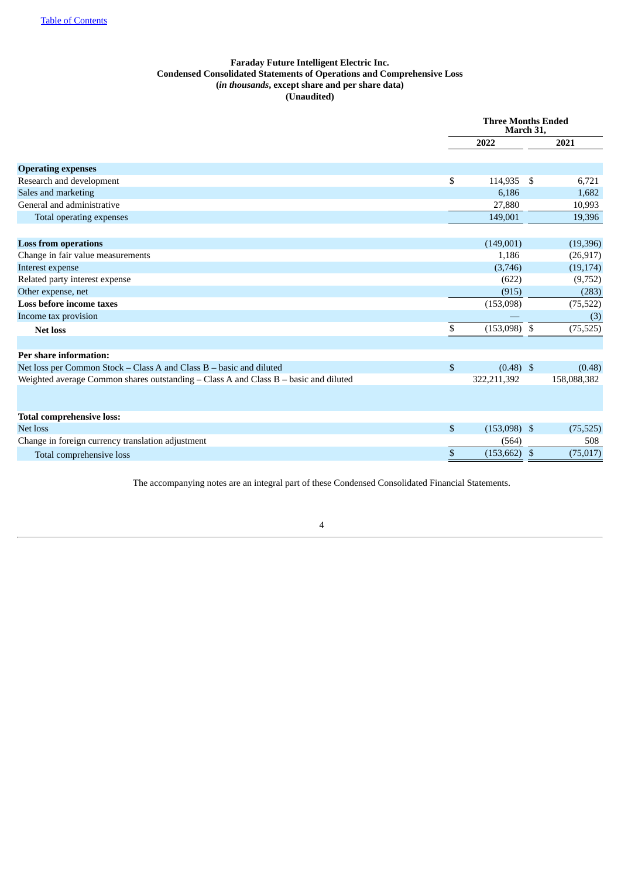Faraday Future Intelligent Electric Inc.
Condensed Consolidated Statements of Operations and Comprehensive Loss
(*in thousands*, except share and per share data)
(Unaudited)

| | Three Months Ended March 31, | |
|---|---|---|
| | 2022 | 2021 |
| **Operating expenses** | | |
| Research and development | $ 114,935 | $ 6,721 |
| Sales and marketing | 6,186 | 1,682 |
| General and administrative | 27,880 | 10,993 |
| Total operating expenses | 149,001 | 19,396 |
| **Loss from operations** | (149,001) | (19,396) |
| Change in fair value measurements | 1,186 | (26,917) |
| Interest expense | (3,746) | (19,174) |
| Related party interest expense | (622) | (9,752) |
| Other expense, net | (915) | (283) |
| **Loss before income taxes** | (153,098) | (75,522) |
| Income tax provision | — | (3) |
| **Net loss** | $ (153,098) | $ (75,525) |
| **Per share information:** | | |
| Net loss per Common Stock – Class A and Class B – basic and diluted | $ (0.48) | $ (0.48) |
| Weighted average Common shares outstanding – Class A and Class B – basic and diluted | 322,211,392 | 158,088,382 |
| **Total comprehensive loss:** | | |
| Net loss | $ (153,098) | $ (75,525) |
| Change in foreign currency translation adjustment | (564) | 508 |
| Total comprehensive loss | $ (153,662) | $ (75,017) |

The accompanying notes are an integral part of these Condensed Consolidated Financial Statements.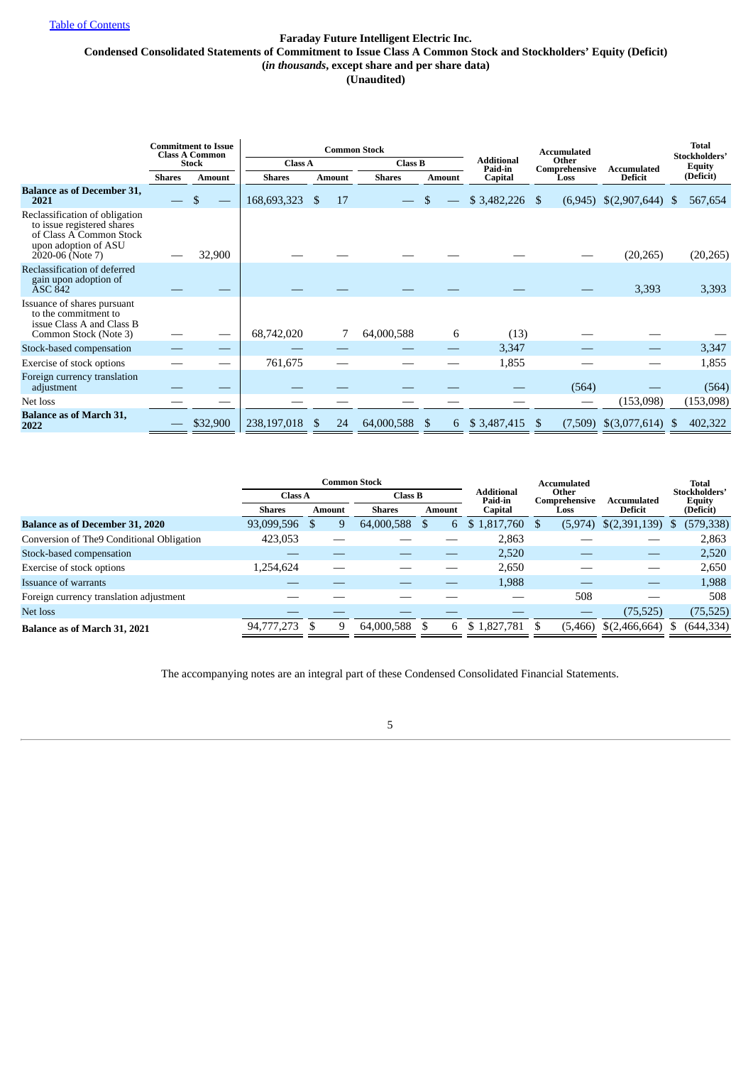[Table of Contents](#)

**Faraday Future Intelligent Electric Inc.**
**Condensed Consolidated Statements of Commitment to Issue Class A Common Stock and Stockholders' Equity (Deficit)**
**(*in thousands*, except share and per share data)**
**(Unaudited)**

| | Commitment to Issue Class A Common Stock | | Common Stock | | | | Additional Paid-in Capital | Accumulated Other Comprehensive Loss | Accumulated Deficit | Total Stockholders' Equity (Deficit) |
|---|---|---|---|---|---|---|---|---|---|---|
| | | | Class A | | Class B | | | | | |
| | Shares | Amount | Shares | Amount | Shares | Amount | | | | |
| **Balance as of December 31, 2021** | — | $ — | 168,693,323 | $ 17 | — | $ — | $ 3,482,226 | $ (6,945) | $(2,907,644) | $ 567,654 |
| Reclassification of obligation to issue registered shares of Class A Common Stock upon adoption of ASU 2020-06 (Note 7) | — | 32,900 | — | — | — | — | — | — | (20,265) | (20,265) |
| Reclassification of deferred gain upon adoption of ASC 842 | — | — | — | — | — | — | — | — | 3,393 | 3,393 |
| Issuance of shares pursuant to the commitment to issue Class A and Class B Common Stock (Note 3) | — | — | 68,742,020 | 7 | 64,000,588 | 6 | (13) | — | — | — |
| Stock-based compensation | — | — | — | — | — | — | 3,347 | — | — | 3,347 |
| Exercise of stock options | — | — | 761,675 | — | — | — | 1,855 | — | — | 1,855 |
| Foreign currency translation adjustment | — | — | — | — | — | — | — | (564) | — | (564) |
| Net loss | — | — | — | — | — | — | — | — | (153,098) | (153,098) |
| **Balance as of March 31, 2022** | — | $32,900 | 238,197,018 | $ 24 | 64,000,588 | $ 6 | $ 3,487,415 | $ (7,509) | $(3,077,614) | $ 402,322 |

| | Common Stock | | | | Additional Paid-in Capital | Accumulated Other Comprehensive Loss | Accumulated Deficit | Total Stockholders' Equity (Deficit) |
|---|---|---|---|---|---|---|---|---|
| | Class A | | Class B | | | | | |
| | Shares | Amount | Shares | Amount | | | | |
| **Balance as of December 31, 2020** | 93,099,596 | $ 9 | 64,000,588 | $ 6 | $ 1,817,760 | $ (5,974) | $(2,391,139) | $ (579,338) |
| Conversion of The9 Conditional Obligation | 423,053 | — | — | — | 2,863 | — | — | 2,863 |
| Stock-based compensation | — | — | — | — | 2,520 | — | — | 2,520 |
| Exercise of stock options | 1,254,624 | — | — | — | 2,650 | — | — | 2,650 |
| Issuance of warrants | — | — | — | — | 1,988 | — | — | 1,988 |
| Foreign currency translation adjustment | — | — | — | — | — | 508 | — | 508 |
| Net loss | — | — | — | — | — | — | (75,525) | (75,525) |
| **Balance as of March 31, 2021** | 94,777,273 | $ 9 | 64,000,588 | $ 6 | $ 1,827,781 | $ (5,466) | $(2,466,664) | $ (644,334) |

The accompanying notes are an integral part of these Condensed Consolidated Financial Statements.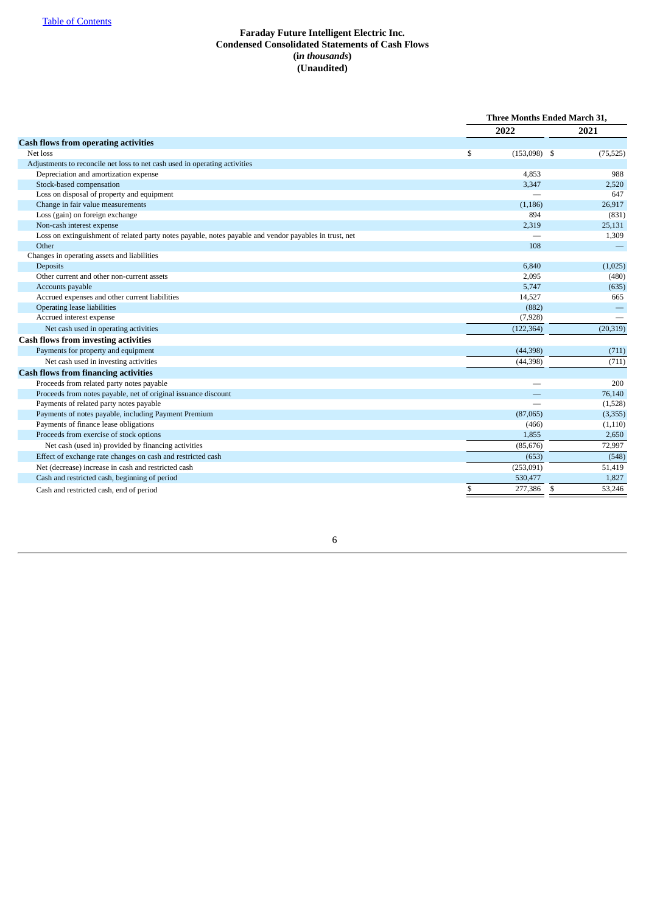# Faraday Future Intelligent Electric Inc.
## Condensed Consolidated Statements of Cash Flows
## (in *thousands*)
## (Unaudited)

| | Three Months Ended March 31, | |
|---|---|---|
| | 2022 | 2021 |
| **Cash flows from operating activities** | | |
| Net loss | $ (153,098) | $ (75,525) |
| Adjustments to reconcile net loss to net cash used in operating activities | | |
| Depreciation and amortization expense | 4,853 | 988 |
| Stock-based compensation | 3,347 | 2,520 |
| Loss on disposal of property and equipment | — | 647 |
| Change in fair value measurements | (1,186) | 26,917 |
| Loss (gain) on foreign exchange | 894 | (831) |
| Non-cash interest expense | 2,319 | 25,131 |
| Loss on extinguishment of related party notes payable, notes payable and vendor payables in trust, net | — | 1,309 |
| Other | 108 | — |
| Changes in operating assets and liabilities | | |
| Deposits | 6,840 | (1,025) |
| Other current and other non-current assets | 2,095 | (480) |
| Accounts payable | 5,747 | (635) |
| Accrued expenses and other current liabilities | 14,527 | 665 |
| Operating lease liabilities | (882) | — |
| Accrued interest expense | (7,928) | — |
| Net cash used in operating activities | (122,364) | (20,319) |
| **Cash flows from investing activities** | | |
| Payments for property and equipment | (44,398) | (711) |
| Net cash used in investing activities | (44,398) | (711) |
| **Cash flows from financing activities** | | |
| Proceeds from related party notes payable | — | 200 |
| Proceeds from notes payable, net of original issuance discount | — | 76,140 |
| Payments of related party notes payable | — | (1,528) |
| Payments of notes payable, including Payment Premium | (87,065) | (3,355) |
| Payments of finance lease obligations | (466) | (1,110) |
| Proceeds from exercise of stock options | 1,855 | 2,650 |
| Net cash (used in) provided by financing activities | (85,676) | 72,997 |
| Effect of exchange rate changes on cash and restricted cash | (653) | (548) |
| Net (decrease) increase in cash and restricted cash | (253,091) | 51,419 |
| Cash and restricted cash, beginning of period | 530,477 | 1,827 |
| Cash and restricted cash, end of period | $ 277,386 | $ 53,246 |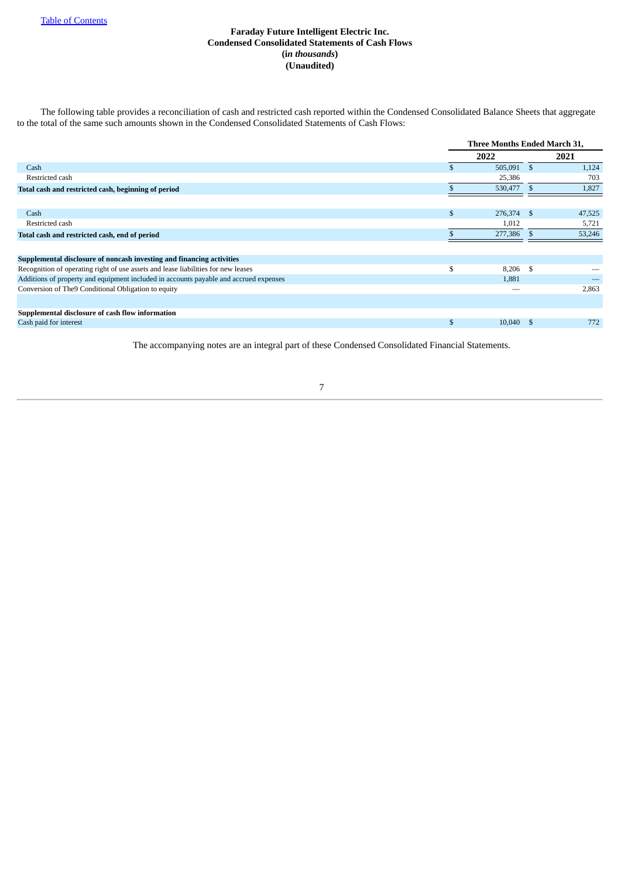**Faraday Future Intelligent Electric Inc.**
**Condensed Consolidated Statements of Cash Flows**
**(in *thousands*)**
**(Unaudited)**

The following table provides a reconciliation of cash and restricted cash reported within the Condensed Consolidated Balance Sheets that aggregate to the total of the same such amounts shown in the Condensed Consolidated Statements of Cash Flows:

| | Three Months Ended March 31, | |
|---|---|---|
| | **2022** | **2021** |
| Cash | $ 505,091 | $ 1,124 |
| Restricted cash | 25,386 | 703 |
| **Total cash and restricted cash, beginning of period** | $ 530,477 | $ 1,827 |
| | | |
| Cash | $ 276,374 | $ 47,525 |
| Restricted cash | 1,012 | 5,721 |
| **Total cash and restricted cash, end of period** | $ 277,386 | $ 53,246 |
| | | |
| **Supplemental disclosure of noncash investing and financing activities** | | |
| Recognition of operating right of use assets and lease liabilities for new leases | $ 8,206 | $ — |
| Additions of property and equipment included in accounts payable and accrued expenses | 1,881 | — |
| Conversion of The9 Conditional Obligation to equity | — | 2,863 |
| | | |
| **Supplemental disclosure of cash flow information** | | |
| Cash paid for interest | $ 10,040 | $ 772 |

The accompanying notes are an integral part of these Condensed Consolidated Financial Statements.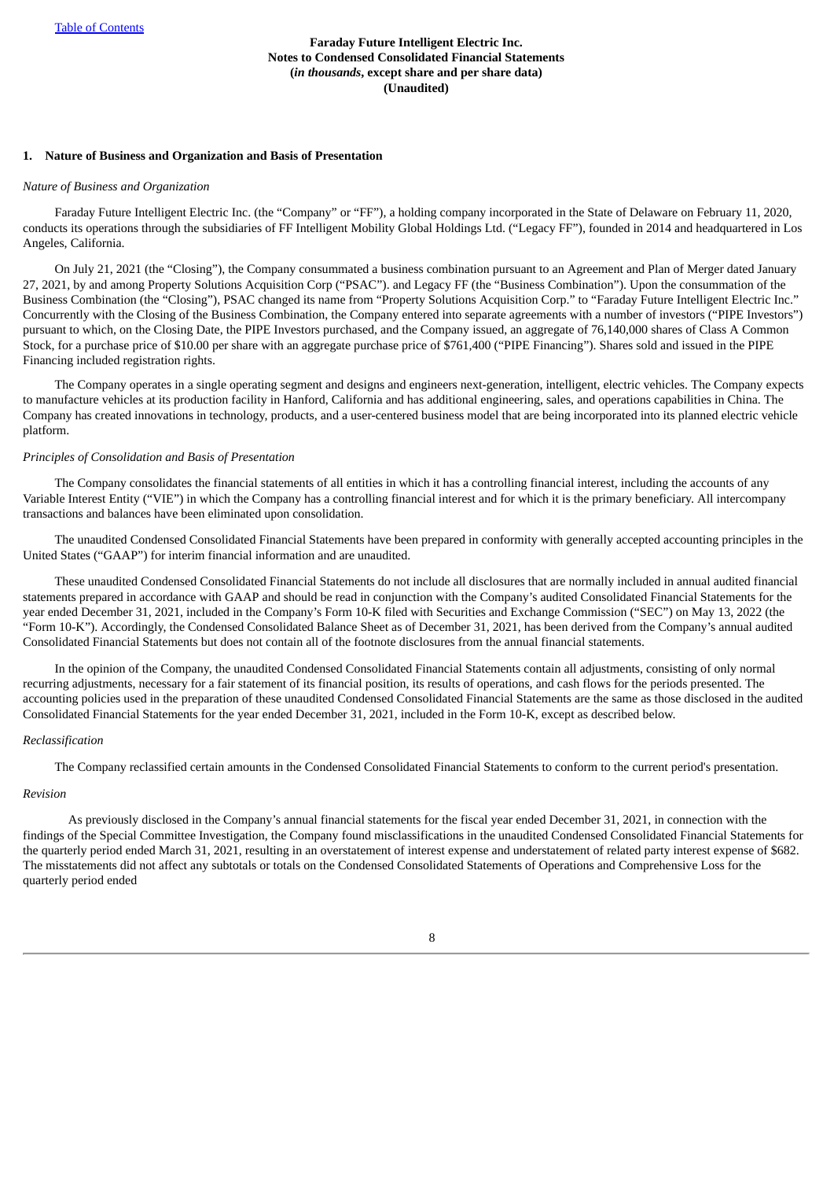**Faraday Future Intelligent Electric Inc.**
**Notes to Condensed Consolidated Financial Statements**
**(*in thousands*, except share and per share data)**
**(Unaudited)**

## 1. Nature of Business and Organization and Basis of Presentation

*Nature of Business and Organization*

Faraday Future Intelligent Electric Inc. (the "Company" or "FF"), a holding company incorporated in the State of Delaware on February 11, 2020, conducts its operations through the subsidiaries of FF Intelligent Mobility Global Holdings Ltd. ("Legacy FF"), founded in 2014 and headquartered in Los Angeles, California.

On July 21, 2021 (the "Closing"), the Company consummated a business combination pursuant to an Agreement and Plan of Merger dated January 27, 2021, by and among Property Solutions Acquisition Corp ("PSAC"). and Legacy FF (the "Business Combination"). Upon the consummation of the Business Combination (the "Closing"), PSAC changed its name from "Property Solutions Acquisition Corp." to "Faraday Future Intelligent Electric Inc." Concurrently with the Closing of the Business Combination, the Company entered into separate agreements with a number of investors ("PIPE Investors") pursuant to which, on the Closing Date, the PIPE Investors purchased, and the Company issued, an aggregate of 76,140,000 shares of Class A Common Stock, for a purchase price of $10.00 per share with an aggregate purchase price of $761,400 ("PIPE Financing"). Shares sold and issued in the PIPE Financing included registration rights.

The Company operates in a single operating segment and designs and engineers next-generation, intelligent, electric vehicles. The Company expects to manufacture vehicles at its production facility in Hanford, California and has additional engineering, sales, and operations capabilities in China. The Company has created innovations in technology, products, and a user-centered business model that are being incorporated into its planned electric vehicle platform.

*Principles of Consolidation and Basis of Presentation*

The Company consolidates the financial statements of all entities in which it has a controlling financial interest, including the accounts of any Variable Interest Entity ("VIE") in which the Company has a controlling financial interest and for which it is the primary beneficiary. All intercompany transactions and balances have been eliminated upon consolidation.

The unaudited Condensed Consolidated Financial Statements have been prepared in conformity with generally accepted accounting principles in the United States ("GAAP") for interim financial information and are unaudited.

These unaudited Condensed Consolidated Financial Statements do not include all disclosures that are normally included in annual audited financial statements prepared in accordance with GAAP and should be read in conjunction with the Company's audited Consolidated Financial Statements for the year ended December 31, 2021, included in the Company's Form 10-K filed with Securities and Exchange Commission ("SEC") on May 13, 2022 (the "Form 10-K"). Accordingly, the Condensed Consolidated Balance Sheet as of December 31, 2021, has been derived from the Company's annual audited Consolidated Financial Statements but does not contain all of the footnote disclosures from the annual financial statements.

In the opinion of the Company, the unaudited Condensed Consolidated Financial Statements contain all adjustments, consisting of only normal recurring adjustments, necessary for a fair statement of its financial position, its results of operations, and cash flows for the periods presented. The accounting policies used in the preparation of these unaudited Condensed Consolidated Financial Statements are the same as those disclosed in the audited Consolidated Financial Statements for the year ended December 31, 2021, included in the Form 10-K, except as described below.

*Reclassification*

The Company reclassified certain amounts in the Condensed Consolidated Financial Statements to conform to the current period's presentation.

*Revision*

As previously disclosed in the Company's annual financial statements for the fiscal year ended December 31, 2021, in connection with the findings of the Special Committee Investigation, the Company found misclassifications in the unaudited Condensed Consolidated Financial Statements for the quarterly period ended March 31, 2021, resulting in an overstatement of interest expense and understatement of related party interest expense of $682. The misstatements did not affect any subtotals or totals on the Condensed Consolidated Statements of Operations and Comprehensive Loss for the quarterly period ended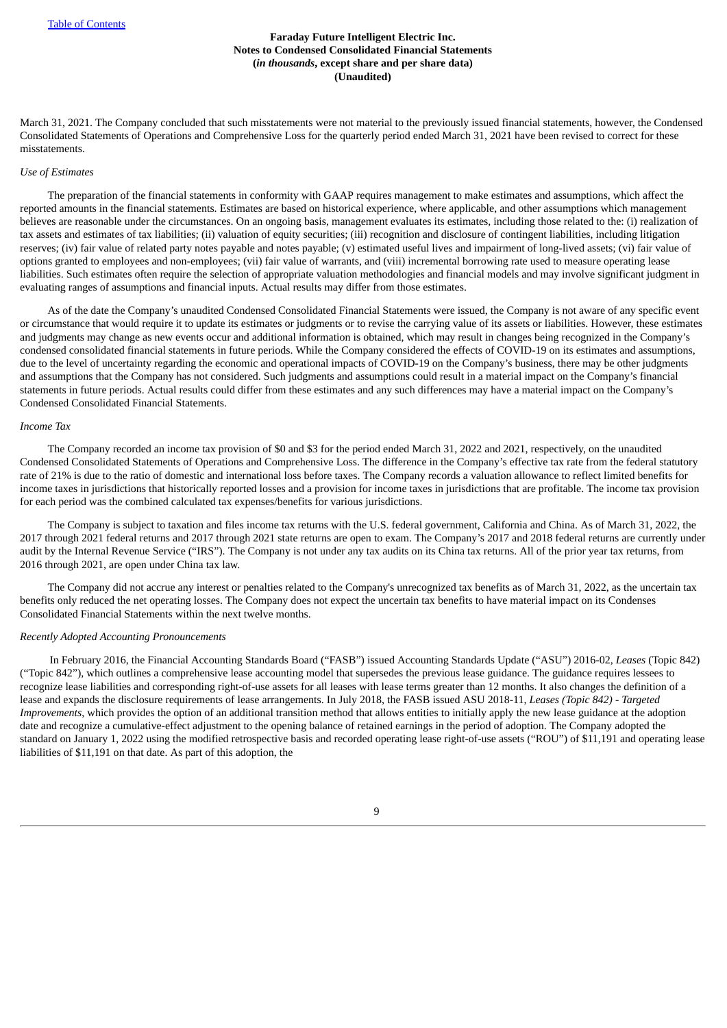March 31, 2021. The Company concluded that such misstatements were not material to the previously issued financial statements, however, the Condensed Consolidated Statements of Operations and Comprehensive Loss for the quarterly period ended March 31, 2021 have been revised to correct for these misstatements.

*Use of Estimates*

The preparation of the financial statements in conformity with GAAP requires management to make estimates and assumptions, which affect the reported amounts in the financial statements. Estimates are based on historical experience, where applicable, and other assumptions which management believes are reasonable under the circumstances. On an ongoing basis, management evaluates its estimates, including those related to the: (i) realization of tax assets and estimates of tax liabilities; (ii) valuation of equity securities; (iii) recognition and disclosure of contingent liabilities, including litigation reserves; (iv) fair value of related party notes payable and notes payable; (v) estimated useful lives and impairment of long-lived assets; (vi) fair value of options granted to employees and non-employees; (vii) fair value of warrants, and (viii) incremental borrowing rate used to measure operating lease liabilities. Such estimates often require the selection of appropriate valuation methodologies and financial models and may involve significant judgment in evaluating ranges of assumptions and financial inputs. Actual results may differ from those estimates.

As of the date the Company's unaudited Condensed Consolidated Financial Statements were issued, the Company is not aware of any specific event or circumstance that would require it to update its estimates or judgments or to revise the carrying value of its assets or liabilities. However, these estimates and judgments may change as new events occur and additional information is obtained, which may result in changes being recognized in the Company's condensed consolidated financial statements in future periods. While the Company considered the effects of COVID-19 on its estimates and assumptions, due to the level of uncertainty regarding the economic and operational impacts of COVID-19 on the Company's business, there may be other judgments and assumptions that the Company has not considered. Such judgments and assumptions could result in a material impact on the Company's financial statements in future periods. Actual results could differ from these estimates and any such differences may have a material impact on the Company's Condensed Consolidated Financial Statements.

*Income Tax*

The Company recorded an income tax provision of $0 and $3 for the period ended March 31, 2022 and 2021, respectively, on the unaudited Condensed Consolidated Statements of Operations and Comprehensive Loss. The difference in the Company's effective tax rate from the federal statutory rate of 21% is due to the ratio of domestic and international loss before taxes. The Company records a valuation allowance to reflect limited benefits for income taxes in jurisdictions that historically reported losses and a provision for income taxes in jurisdictions that are profitable. The income tax provision for each period was the combined calculated tax expenses/benefits for various jurisdictions.

The Company is subject to taxation and files income tax returns with the U.S. federal government, California and China. As of March 31, 2022, the 2017 through 2021 federal returns and 2017 through 2021 state returns are open to exam. The Company's 2017 and 2018 federal returns are currently under audit by the Internal Revenue Service ("IRS"). The Company is not under any tax audits on its China tax returns. All of the prior year tax returns, from 2016 through 2021, are open under China tax law.

The Company did not accrue any interest or penalties related to the Company's unrecognized tax benefits as of March 31, 2022, as the uncertain tax benefits only reduced the net operating losses. The Company does not expect the uncertain tax benefits to have material impact on its Condenses Consolidated Financial Statements within the next twelve months.

*Recently Adopted Accounting Pronouncements*

In February 2016, the Financial Accounting Standards Board ("FASB") issued Accounting Standards Update ("ASU") 2016-02, *Leases* (Topic 842) ("Topic 842"), which outlines a comprehensive lease accounting model that supersedes the previous lease guidance. The guidance requires lessees to recognize lease liabilities and corresponding right-of-use assets for all leases with lease terms greater than 12 months. It also changes the definition of a lease and expands the disclosure requirements of lease arrangements. In July 2018, the FASB issued ASU 2018-11, *Leases (Topic 842) - Targeted Improvements*, which provides the option of an additional transition method that allows entities to initially apply the new lease guidance at the adoption date and recognize a cumulative-effect adjustment to the opening balance of retained earnings in the period of adoption. The Company adopted the standard on January 1, 2022 using the modified retrospective basis and recorded operating lease right-of-use assets ("ROU") of $11,191 and operating lease liabilities of $11,191 on that date. As part of this adoption, the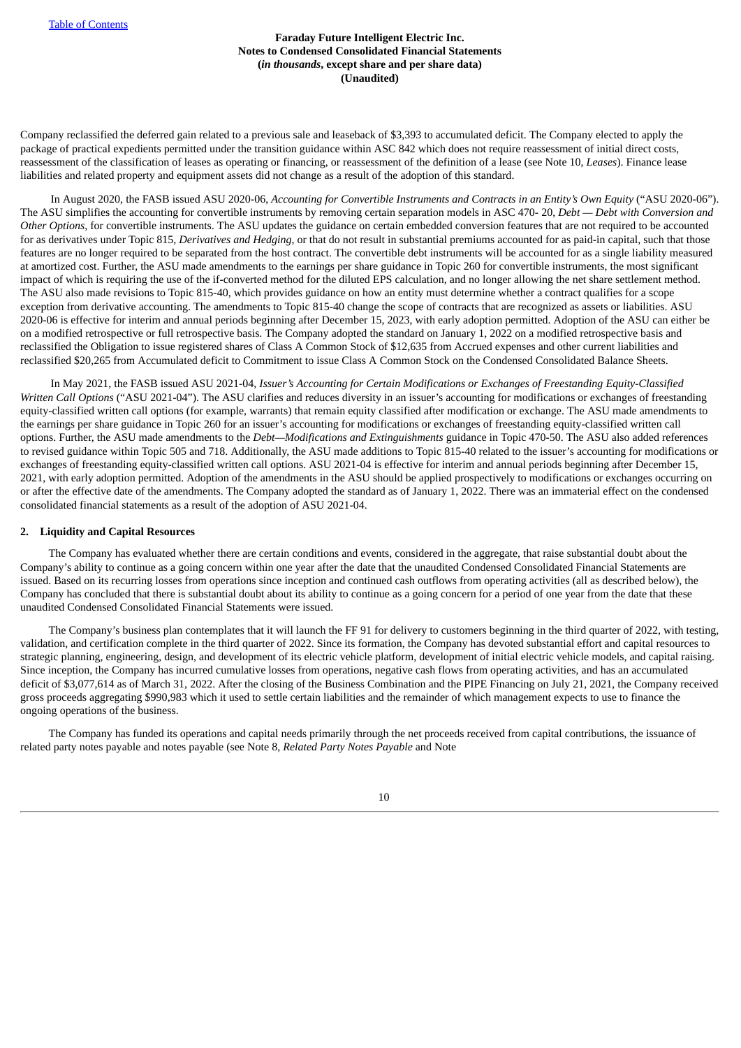Company reclassified the deferred gain related to a previous sale and leaseback of $3,393 to accumulated deficit. The Company elected to apply the package of practical expedients permitted under the transition guidance within ASC 842 which does not require reassessment of initial direct costs, reassessment of the classification of leases as operating or financing, or reassessment of the definition of a lease (see Note 10, *Leases*). Finance lease liabilities and related property and equipment assets did not change as a result of the adoption of this standard.

In August 2020, the FASB issued ASU 2020-06, *Accounting for Convertible Instruments and Contracts in an Entity's Own Equity* ("ASU 2020-06"). The ASU simplifies the accounting for convertible instruments by removing certain separation models in ASC 470- 20, *Debt — Debt with Conversion and Other Options*, for convertible instruments. The ASU updates the guidance on certain embedded conversion features that are not required to be accounted for as derivatives under Topic 815, *Derivatives and Hedging*, or that do not result in substantial premiums accounted for as paid-in capital, such that those features are no longer required to be separated from the host contract. The convertible debt instruments will be accounted for as a single liability measured at amortized cost. Further, the ASU made amendments to the earnings per share guidance in Topic 260 for convertible instruments, the most significant impact of which is requiring the use of the if-converted method for the diluted EPS calculation, and no longer allowing the net share settlement method. The ASU also made revisions to Topic 815-40, which provides guidance on how an entity must determine whether a contract qualifies for a scope exception from derivative accounting. The amendments to Topic 815-40 change the scope of contracts that are recognized as assets or liabilities. ASU 2020-06 is effective for interim and annual periods beginning after December 15, 2023, with early adoption permitted. Adoption of the ASU can either be on a modified retrospective or full retrospective basis. The Company adopted the standard on January 1, 2022 on a modified retrospective basis and reclassified the Obligation to issue registered shares of Class A Common Stock of $12,635 from Accrued expenses and other current liabilities and reclassified $20,265 from Accumulated deficit to Commitment to issue Class A Common Stock on the Condensed Consolidated Balance Sheets.

In May 2021, the FASB issued ASU 2021-04, *Issuer's Accounting for Certain Modifications or Exchanges of Freestanding Equity-Classified Written Call Options* ("ASU 2021-04"). The ASU clarifies and reduces diversity in an issuer's accounting for modifications or exchanges of freestanding equity-classified written call options (for example, warrants) that remain equity classified after modification or exchange. The ASU made amendments to the earnings per share guidance in Topic 260 for an issuer's accounting for modifications or exchanges of freestanding equity-classified written call options. Further, the ASU made amendments to the *Debt—Modifications and Extinguishments* guidance in Topic 470-50. The ASU also added references to revised guidance within Topic 505 and 718. Additionally, the ASU made additions to Topic 815-40 related to the issuer's accounting for modifications or exchanges of freestanding equity-classified written call options. ASU 2021-04 is effective for interim and annual periods beginning after December 15, 2021, with early adoption permitted. Adoption of the amendments in the ASU should be applied prospectively to modifications or exchanges occurring on or after the effective date of the amendments. The Company adopted the standard as of January 1, 2022. There was an immaterial effect on the condensed consolidated financial statements as a result of the adoption of ASU 2021-04.

## 2. Liquidity and Capital Resources

The Company has evaluated whether there are certain conditions and events, considered in the aggregate, that raise substantial doubt about the Company's ability to continue as a going concern within one year after the date that the unaudited Condensed Consolidated Financial Statements are issued. Based on its recurring losses from operations since inception and continued cash outflows from operating activities (all as described below), the Company has concluded that there is substantial doubt about its ability to continue as a going concern for a period of one year from the date that these unaudited Condensed Consolidated Financial Statements were issued.

The Company's business plan contemplates that it will launch the FF 91 for delivery to customers beginning in the third quarter of 2022, with testing, validation, and certification complete in the third quarter of 2022. Since its formation, the Company has devoted substantial effort and capital resources to strategic planning, engineering, design, and development of its electric vehicle platform, development of initial electric vehicle models, and capital raising. Since inception, the Company has incurred cumulative losses from operations, negative cash flows from operating activities, and has an accumulated deficit of $3,077,614 as of March 31, 2022. After the closing of the Business Combination and the PIPE Financing on July 21, 2021, the Company received gross proceeds aggregating $990,983 which it used to settle certain liabilities and the remainder of which management expects to use to finance the ongoing operations of the business.

The Company has funded its operations and capital needs primarily through the net proceeds received from capital contributions, the issuance of related party notes payable and notes payable (see Note 8, *Related Party Notes Payable* and Note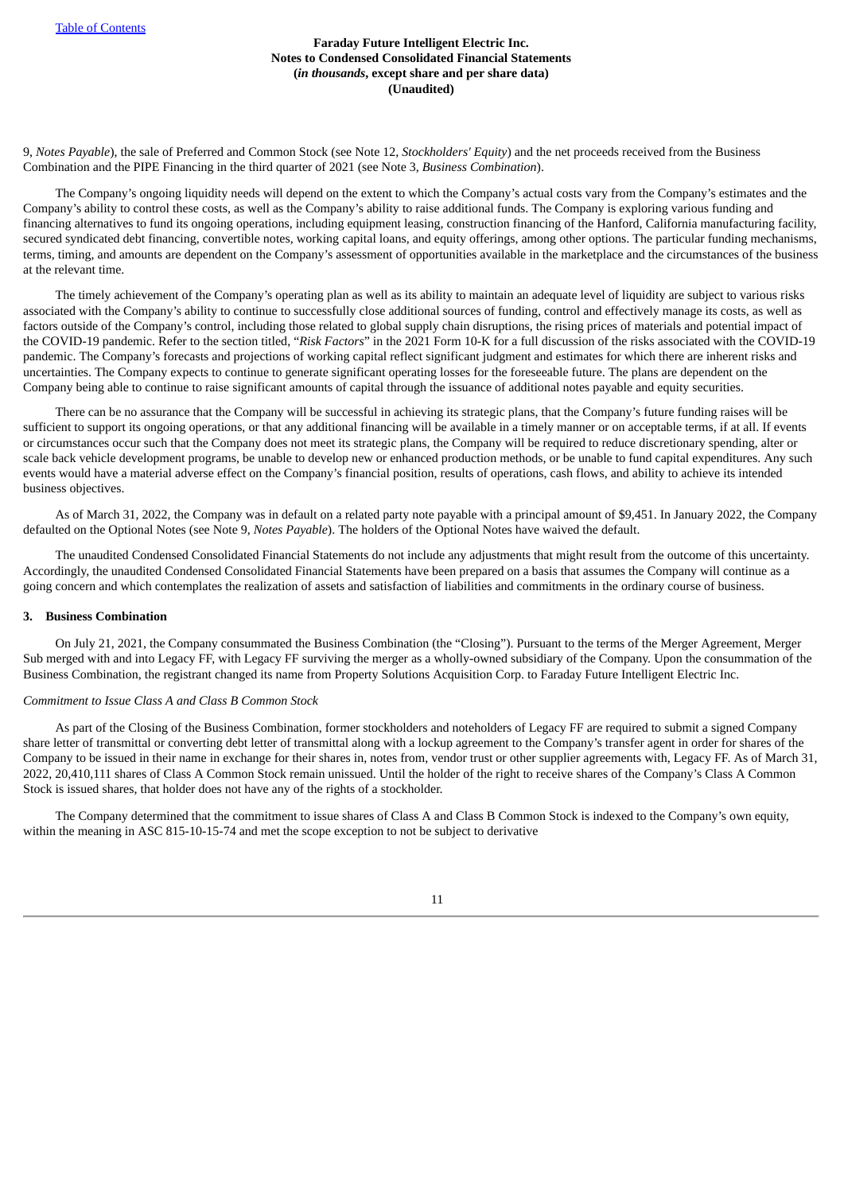9, *Notes Payable*), the sale of Preferred and Common Stock (see Note 12, *Stockholders' Equity*) and the net proceeds received from the Business Combination and the PIPE Financing in the third quarter of 2021 (see Note 3, *Business Combination*).

The Company's ongoing liquidity needs will depend on the extent to which the Company's actual costs vary from the Company's estimates and the Company's ability to control these costs, as well as the Company's ability to raise additional funds. The Company is exploring various funding and financing alternatives to fund its ongoing operations, including equipment leasing, construction financing of the Hanford, California manufacturing facility, secured syndicated debt financing, convertible notes, working capital loans, and equity offerings, among other options. The particular funding mechanisms, terms, timing, and amounts are dependent on the Company's assessment of opportunities available in the marketplace and the circumstances of the business at the relevant time.

The timely achievement of the Company's operating plan as well as its ability to maintain an adequate level of liquidity are subject to various risks associated with the Company's ability to continue to successfully close additional sources of funding, control and effectively manage its costs, as well as factors outside of the Company's control, including those related to global supply chain disruptions, the rising prices of materials and potential impact of the COVID-19 pandemic. Refer to the section titled, "*Risk Factors*" in the 2021 Form 10-K for a full discussion of the risks associated with the COVID-19 pandemic. The Company's forecasts and projections of working capital reflect significant judgment and estimates for which there are inherent risks and uncertainties. The Company expects to continue to generate significant operating losses for the foreseeable future. The plans are dependent on the Company being able to continue to raise significant amounts of capital through the issuance of additional notes payable and equity securities.

There can be no assurance that the Company will be successful in achieving its strategic plans, that the Company's future funding raises will be sufficient to support its ongoing operations, or that any additional financing will be available in a timely manner or on acceptable terms, if at all. If events or circumstances occur such that the Company does not meet its strategic plans, the Company will be required to reduce discretionary spending, alter or scale back vehicle development programs, be unable to develop new or enhanced production methods, or be unable to fund capital expenditures. Any such events would have a material adverse effect on the Company's financial position, results of operations, cash flows, and ability to achieve its intended business objectives.

As of March 31, 2022, the Company was in default on a related party note payable with a principal amount of $9,451. In January 2022, the Company defaulted on the Optional Notes (see Note 9, *Notes Payable*). The holders of the Optional Notes have waived the default.

The unaudited Condensed Consolidated Financial Statements do not include any adjustments that might result from the outcome of this uncertainty. Accordingly, the unaudited Condensed Consolidated Financial Statements have been prepared on a basis that assumes the Company will continue as a going concern and which contemplates the realization of assets and satisfaction of liabilities and commitments in the ordinary course of business.

## 3. Business Combination

On July 21, 2021, the Company consummated the Business Combination (the "Closing"). Pursuant to the terms of the Merger Agreement, Merger Sub merged with and into Legacy FF, with Legacy FF surviving the merger as a wholly-owned subsidiary of the Company. Upon the consummation of the Business Combination, the registrant changed its name from Property Solutions Acquisition Corp. to Faraday Future Intelligent Electric Inc.

*Commitment to Issue Class A and Class B Common Stock*

As part of the Closing of the Business Combination, former stockholders and noteholders of Legacy FF are required to submit a signed Company share letter of transmittal or converting debt letter of transmittal along with a lockup agreement to the Company's transfer agent in order for shares of the Company to be issued in their name in exchange for their shares in, notes from, vendor trust or other supplier agreements with, Legacy FF. As of March 31, 2022, 20,410,111 shares of Class A Common Stock remain unissued. Until the holder of the right to receive shares of the Company's Class A Common Stock is issued shares, that holder does not have any of the rights of a stockholder.

The Company determined that the commitment to issue shares of Class A and Class B Common Stock is indexed to the Company's own equity, within the meaning in ASC 815-10-15-74 and met the scope exception to not be subject to derivative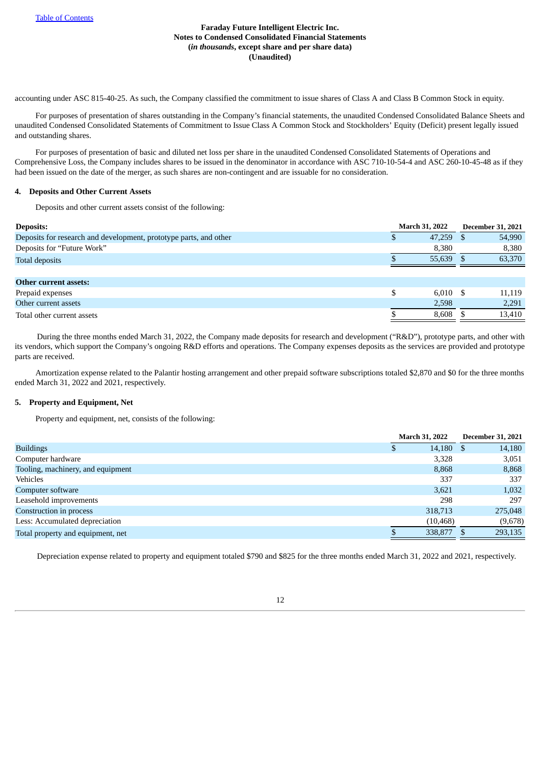accounting under ASC 815-40-25. As such, the Company classified the commitment to issue shares of Class A and Class B Common Stock in equity.

For purposes of presentation of shares outstanding in the Company's financial statements, the unaudited Condensed Consolidated Balance Sheets and unaudited Condensed Consolidated Statements of Commitment to Issue Class A Common Stock and Stockholders' Equity (Deficit) present legally issued and outstanding shares.

For purposes of presentation of basic and diluted net loss per share in the unaudited Condensed Consolidated Statements of Operations and Comprehensive Loss, the Company includes shares to be issued in the denominator in accordance with ASC 710-10-54-4 and ASC 260-10-45-48 as if they had been issued on the date of the merger, as such shares are non-contingent and are issuable for no consideration.

#### 4. Deposits and Other Current Assets

Deposits and other current assets consist of the following:

| **Deposits:** | March 31, 2022 | December 31, 2021 |
|---|---|---|
| Deposits for research and development, prototype parts, and other | $ 47,259 | $ 54,990 |
| Deposits for "Future Work" | 8,380 | 8,380 |
| Total deposits | $ 55,639 | $ 63,370 |
| | | |
| **Other current assets:** | | |
| Prepaid expenses | $ 6,010 | $ 11,119 |
| Other current assets | 2,598 | 2,291 |
| Total other current assets | $ 8,608 | $ 13,410 |

During the three months ended March 31, 2022, the Company made deposits for research and development ("R&D"), prototype parts, and other with its vendors, which support the Company's ongoing R&D efforts and operations. The Company expenses deposits as the services are provided and prototype parts are received.

Amortization expense related to the Palantir hosting arrangement and other prepaid software subscriptions totaled $2,870 and $0 for the three months ended March 31, 2022 and 2021, respectively.

#### 5. Property and Equipment, Net

Property and equipment, net, consists of the following:

| | March 31, 2022 | December 31, 2021 |
|---|---|---|
| Buildings | $ 14,180 | $ 14,180 |
| Computer hardware | 3,328 | 3,051 |
| Tooling, machinery, and equipment | 8,868 | 8,868 |
| Vehicles | 337 | 337 |
| Computer software | 3,621 | 1,032 |
| Leasehold improvements | 298 | 297 |
| Construction in process | 318,713 | 275,048 |
| Less: Accumulated depreciation | (10,468) | (9,678) |
| Total property and equipment, net | $ 338,877 | $ 293,135 |

Depreciation expense related to property and equipment totaled $790 and $825 for the three months ended March 31, 2022 and 2021, respectively.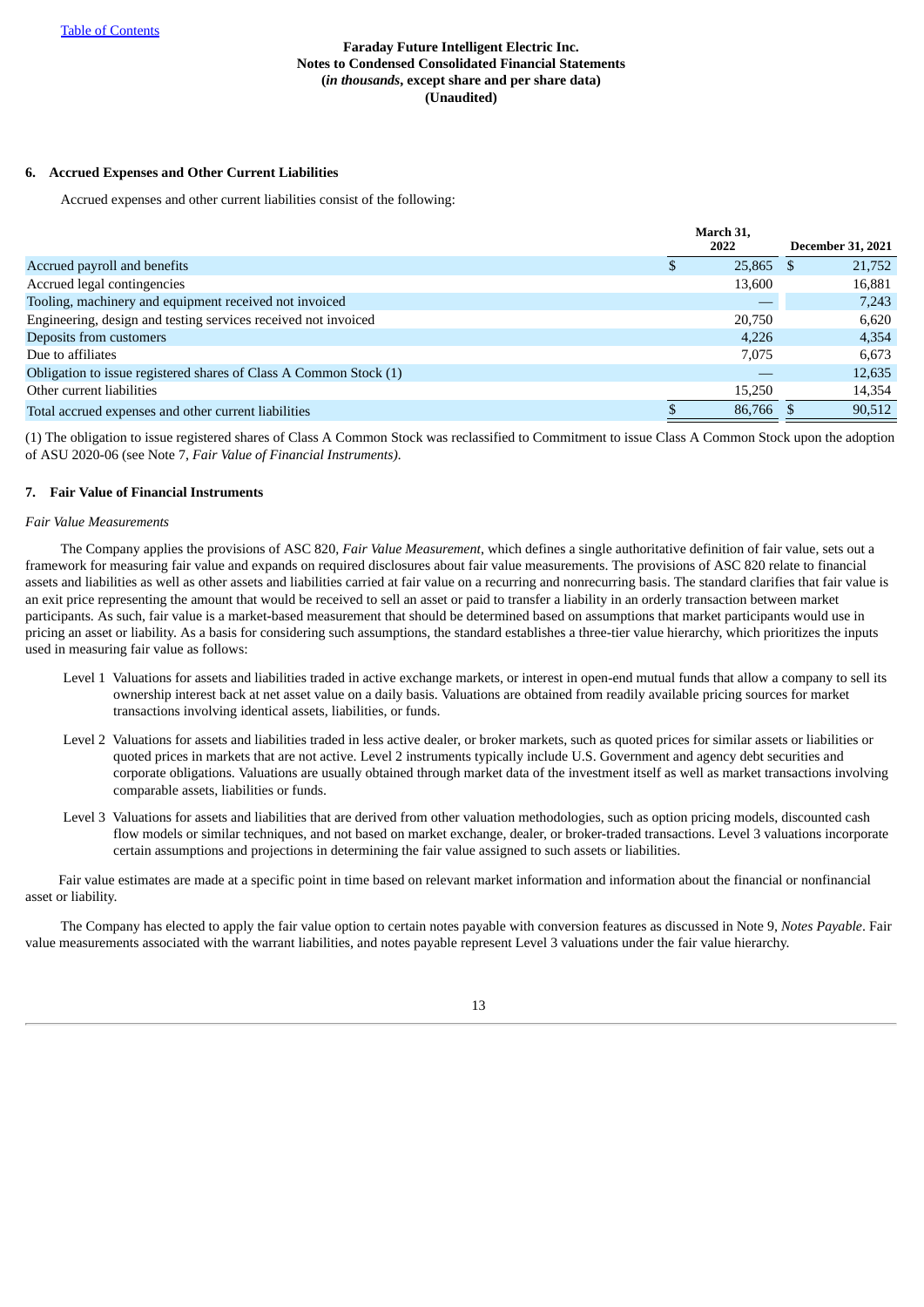**Faraday Future Intelligent Electric Inc.**
**Notes to Condensed Consolidated Financial Statements**
**(*in thousands*, except share and per share data)**
**(Unaudited)**

### 6. Accrued Expenses and Other Current Liabilities

Accrued expenses and other current liabilities consist of the following:

| | March 31, 2022 | December 31, 2021 |
|---|---|---|
| Accrued payroll and benefits | $ 25,865 | $ 21,752 |
| Accrued legal contingencies | 13,600 | 16,881 |
| Tooling, machinery and equipment received not invoiced | — | 7,243 |
| Engineering, design and testing services received not invoiced | 20,750 | 6,620 |
| Deposits from customers | 4,226 | 4,354 |
| Due to affiliates | 7,075 | 6,673 |
| Obligation to issue registered shares of Class A Common Stock (1) | — | 12,635 |
| Other current liabilities | 15,250 | 14,354 |
| Total accrued expenses and other current liabilities | $ 86,766 | $ 90,512 |

(1) The obligation to issue registered shares of Class A Common Stock was reclassified to Commitment to issue Class A Common Stock upon the adoption of ASU 2020-06 (see Note 7, *Fair Value of Financial Instruments).*

### 7. Fair Value of Financial Instruments

*Fair Value Measurements*

The Company applies the provisions of ASC 820, *Fair Value Measurement*, which defines a single authoritative definition of fair value, sets out a framework for measuring fair value and expands on required disclosures about fair value measurements. The provisions of ASC 820 relate to financial assets and liabilities as well as other assets and liabilities carried at fair value on a recurring and nonrecurring basis. The standard clarifies that fair value is an exit price representing the amount that would be received to sell an asset or paid to transfer a liability in an orderly transaction between market participants. As such, fair value is a market-based measurement that should be determined based on assumptions that market participants would use in pricing an asset or liability. As a basis for considering such assumptions, the standard establishes a three-tier value hierarchy, which prioritizes the inputs used in measuring fair value as follows:

- Level 1 Valuations for assets and liabilities traded in active exchange markets, or interest in open-end mutual funds that allow a company to sell its ownership interest back at net asset value on a daily basis. Valuations are obtained from readily available pricing sources for market transactions involving identical assets, liabilities, or funds.
- Level 2 Valuations for assets and liabilities traded in less active dealer, or broker markets, such as quoted prices for similar assets or liabilities or quoted prices in markets that are not active. Level 2 instruments typically include U.S. Government and agency debt securities and corporate obligations. Valuations are usually obtained through market data of the investment itself as well as market transactions involving comparable assets, liabilities or funds.
- Level 3 Valuations for assets and liabilities that are derived from other valuation methodologies, such as option pricing models, discounted cash flow models or similar techniques, and not based on market exchange, dealer, or broker-traded transactions. Level 3 valuations incorporate certain assumptions and projections in determining the fair value assigned to such assets or liabilities.

Fair value estimates are made at a specific point in time based on relevant market information and information about the financial or nonfinancial asset or liability.

The Company has elected to apply the fair value option to certain notes payable with conversion features as discussed in Note 9, *Notes Payable*. Fair value measurements associated with the warrant liabilities, and notes payable represent Level 3 valuations under the fair value hierarchy.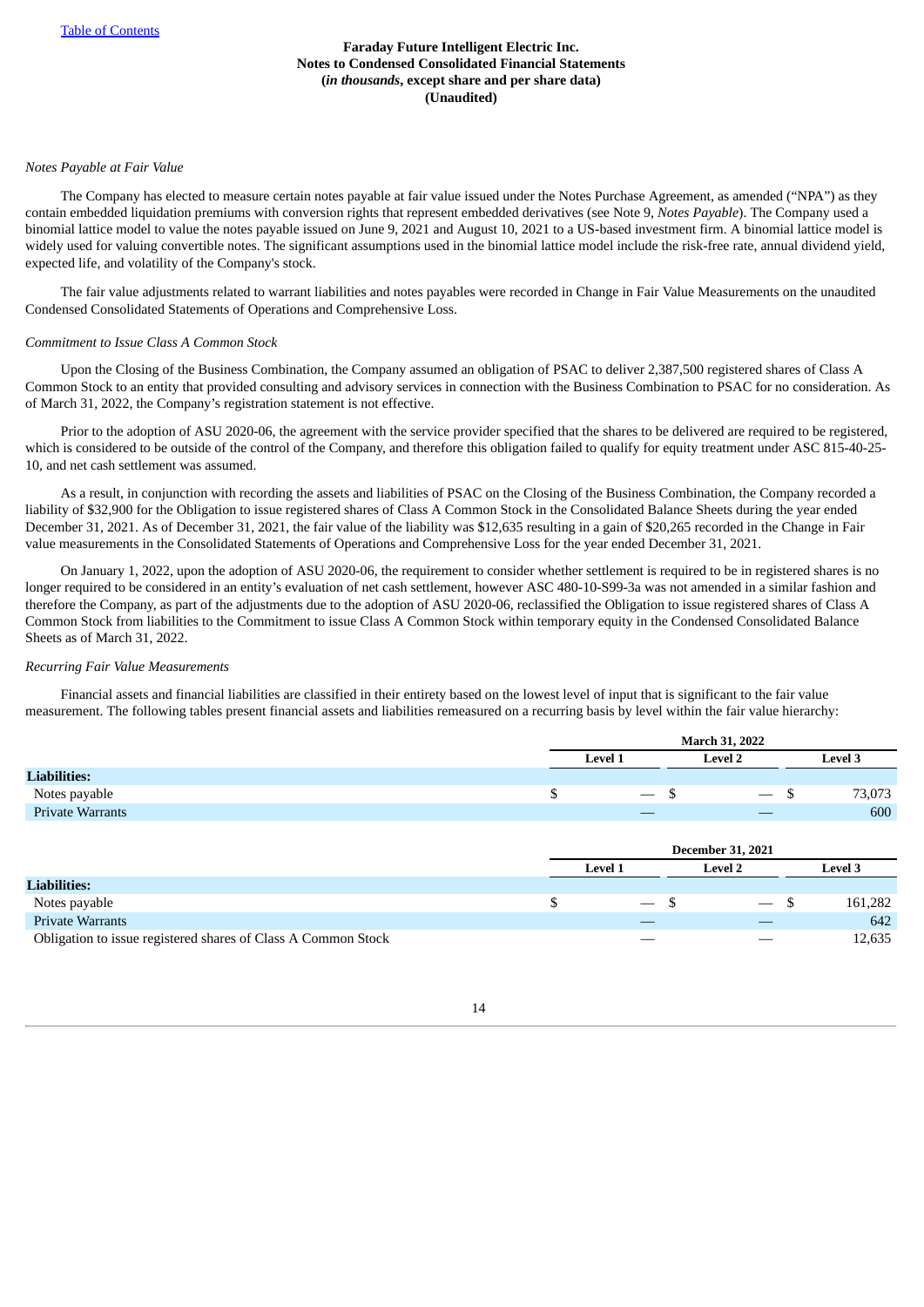*Notes Payable at Fair Value*

The Company has elected to measure certain notes payable at fair value issued under the Notes Purchase Agreement, as amended ("NPA") as they contain embedded liquidation premiums with conversion rights that represent embedded derivatives (see Note 9, *Notes Payable*). The Company used a binomial lattice model to value the notes payable issued on June 9, 2021 and August 10, 2021 to a US-based investment firm. A binomial lattice model is widely used for valuing convertible notes. The significant assumptions used in the binomial lattice model include the risk-free rate, annual dividend yield, expected life, and volatility of the Company's stock.

The fair value adjustments related to warrant liabilities and notes payables were recorded in Change in Fair Value Measurements on the unaudited Condensed Consolidated Statements of Operations and Comprehensive Loss.

*Commitment to Issue Class A Common Stock*

Upon the Closing of the Business Combination, the Company assumed an obligation of PSAC to deliver 2,387,500 registered shares of Class A Common Stock to an entity that provided consulting and advisory services in connection with the Business Combination to PSAC for no consideration. As of March 31, 2022, the Company's registration statement is not effective.

Prior to the adoption of ASU 2020-06, the agreement with the service provider specified that the shares to be delivered are required to be registered, which is considered to be outside of the control of the Company, and therefore this obligation failed to qualify for equity treatment under ASC 815-40-25-10, and net cash settlement was assumed.

As a result, in conjunction with recording the assets and liabilities of PSAC on the Closing of the Business Combination, the Company recorded a liability of $32,900 for the Obligation to issue registered shares of Class A Common Stock in the Consolidated Balance Sheets during the year ended December 31, 2021. As of December 31, 2021, the fair value of the liability was $12,635 resulting in a gain of $20,265 recorded in the Change in Fair value measurements in the Consolidated Statements of Operations and Comprehensive Loss for the year ended December 31, 2021.

On January 1, 2022, upon the adoption of ASU 2020-06, the requirement to consider whether settlement is required to be in registered shares is no longer required to be considered in an entity's evaluation of net cash settlement, however ASC 480-10-S99-3a was not amended in a similar fashion and therefore the Company, as part of the adjustments due to the adoption of ASU 2020-06, reclassified the Obligation to issue registered shares of Class A Common Stock from liabilities to the Commitment to issue Class A Common Stock within temporary equity in the Condensed Consolidated Balance Sheets as of March 31, 2022.

*Recurring Fair Value Measurements*

Financial assets and financial liabilities are classified in their entirety based on the lowest level of input that is significant to the fair value measurement. The following tables present financial assets and liabilities remeasured on a recurring basis by level within the fair value hierarchy:

| | March 31, 2022 | | |
|---|---|---|---|
| | Level 1 | Level 2 | Level 3 |
| **Liabilities:** | | | |
| Notes payable | $ — | $ — | $ 73,073 |
| Private Warrants | — | — | 600 |

| | December 31, 2021 | | |
|---|---|---|---|
| | Level 1 | Level 2 | Level 3 |
| **Liabilities:** | | | |
| Notes payable | $ — | $ — | $ 161,282 |
| Private Warrants | — | — | 642 |
| Obligation to issue registered shares of Class A Common Stock | — | — | 12,635 |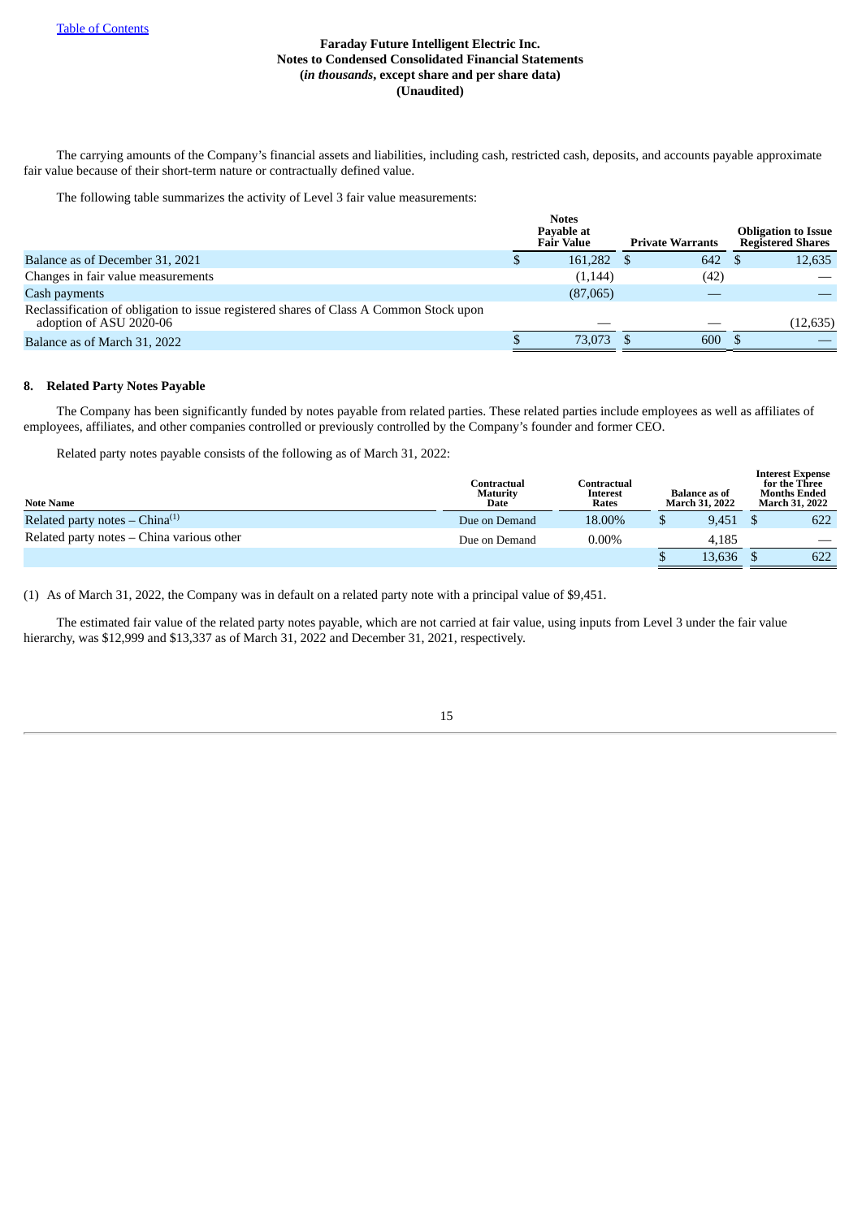Faraday Future Intelligent Electric Inc.
Notes to Condensed Consolidated Financial Statements
(*in thousands*, except share and per share data)
(Unaudited)

The carrying amounts of the Company's financial assets and liabilities, including cash, restricted cash, deposits, and accounts payable approximate fair value because of their short-term nature or contractually defined value.

The following table summarizes the activity of Level 3 fair value measurements:

| | Notes Payable at Fair Value | Private Warrants | Obligation to Issue Registered Shares |
|---|---|---|---|
| Balance as of December 31, 2021 | $ 161,282 | $ 642 | $ 12,635 |
| Changes in fair value measurements | (1,144) | (42) | — |
| Cash payments | (87,065) | — | — |
| Reclassification of obligation to issue registered shares of Class A Common Stock upon adoption of ASU 2020-06 | — | — | (12,635) |
| Balance as of March 31, 2022 | $ 73,073 | $ 600 | $ — |

## 8. Related Party Notes Payable

The Company has been significantly funded by notes payable from related parties. These related parties include employees as well as affiliates of employees, affiliates, and other companies controlled or previously controlled by the Company's founder and former CEO.

Related party notes payable consists of the following as of March 31, 2022:

| Note Name | Contractual Maturity Date | Contractual Interest Rates | Balance as of March 31, 2022 | Interest Expense for the Three Months Ended March 31, 2022 |
|---|---|---|---|---|
| Related party notes – China[(1)] | Due on Demand | 18.00% | $ 9,451 | $ 622 |
| Related party notes – China various other | Due on Demand | 0.00% | 4,185 | — |
| | | | $ 13,636 | $ 622 |

(1) As of March 31, 2022, the Company was in default on a related party note with a principal value of $9,451.

The estimated fair value of the related party notes payable, which are not carried at fair value, using inputs from Level 3 under the fair value hierarchy, was $12,999 and $13,337 as of March 31, 2022 and December 31, 2021, respectively.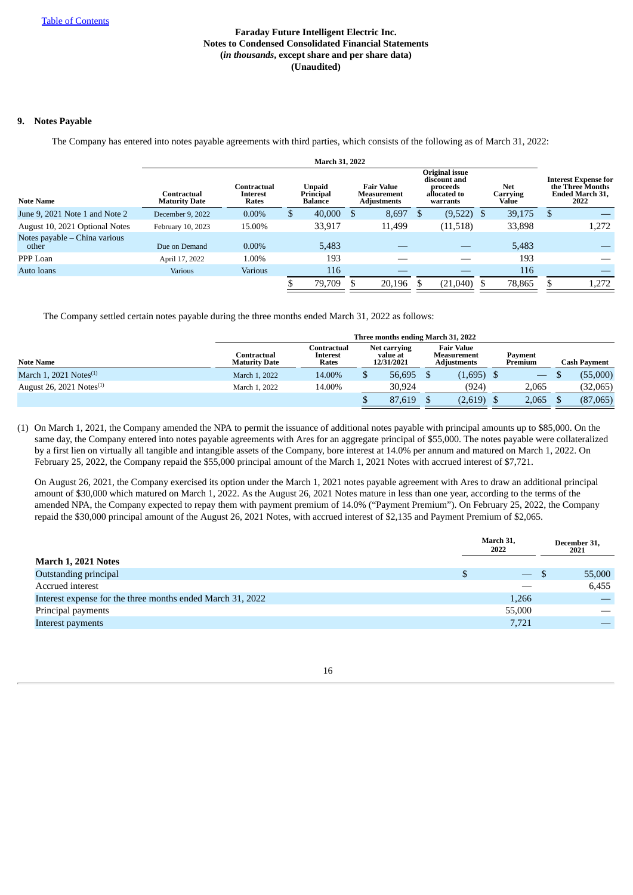## 9. Notes Payable

The Company has entered into notes payable agreements with third parties, which consists of the following as of March 31, 2022:

| | March 31, 2022 | | | | | | |
|---|---|---|---|---|---|---|---|
| Note Name | Contractual Maturity Date | Contractual Interest Rates | Unpaid Principal Balance | Fair Value Measurement Adjustments | Original issue discount and proceeds allocated to warrants | Net Carrying Value | Interest Expense for the Three Months Ended March 31, 2022 |
| June 9, 2021 Note 1 and Note 2 | December 9, 2022 | 0.00% | $ 40,000 | $ 8,697 | $ (9,522) | $ 39,175 | $ — |
| August 10, 2021 Optional Notes | February 10, 2023 | 15.00% | 33,917 | 11,499 | (11,518) | 33,898 | 1,272 |
| Notes payable – China various other | Due on Demand | 0.00% | 5,483 | — | — | 5,483 | — |
| PPP Loan | April 17, 2022 | 1.00% | 193 | — | — | 193 | — |
| Auto loans | Various | Various | 116 | — | — | 116 | — |
| | | | $ 79,709 | $ 20,196 | $ (21,040) | $ 78,865 | $ 1,272 |

The Company settled certain notes payable during the three months ended March 31, 2022 as follows:

| | Three months ending March 31, 2022 | | | | | |
|---|---|---|---|---|---|---|
| Note Name | Contractual Maturity Date | Contractual Interest Rates | Net carrying value at 12/31/2021 | Fair Value Measurement Adjustments | Payment Premium | Cash Payment |
| March 1, 2021 Notes[(1)] | March 1, 2022 | 14.00% | $ 56,695 | $ (1,695) | $ — | $ (55,000) |
| August 26, 2021 Notes[(1)] | March 1, 2022 | 14.00% | 30,924 | (924) | 2,065 | (32,065) |
| | | | $ 87,619 | $ (2,619) | $ 2,065 | $ (87,065) |

(1) On March 1, 2021, the Company amended the NPA to permit the issuance of additional notes payable with principal amounts up to $85,000. On the same day, the Company entered into notes payable agreements with Ares for an aggregate principal of $55,000. The notes payable were collateralized by a first lien on virtually all tangible and intangible assets of the Company, bore interest at 14.0% per annum and matured on March 1, 2022. On February 25, 2022, the Company repaid the $55,000 principal amount of the March 1, 2021 Notes with accrued interest of $7,721.

On August 26, 2021, the Company exercised its option under the March 1, 2021 notes payable agreement with Ares to draw an additional principal amount of $30,000 which matured on March 1, 2022. As the August 26, 2021 Notes mature in less than one year, according to the terms of the amended NPA, the Company expected to repay them with payment premium of 14.0% ("Payment Premium"). On February 25, 2022, the Company repaid the $30,000 principal amount of the August 26, 2021 Notes, with accrued interest of $2,135 and Payment Premium of $2,065.

| | March 31, 2022 | December 31, 2021 |
|---|---|---|
| **March 1, 2021 Notes** | | |
| Outstanding principal | $ — | $ 55,000 |
| Accrued interest | — | 6,455 |
| Interest expense for the three months ended March 31, 2022 | 1,266 | — |
| Principal payments | 55,000 | — |
| Interest payments | 7,721 | — |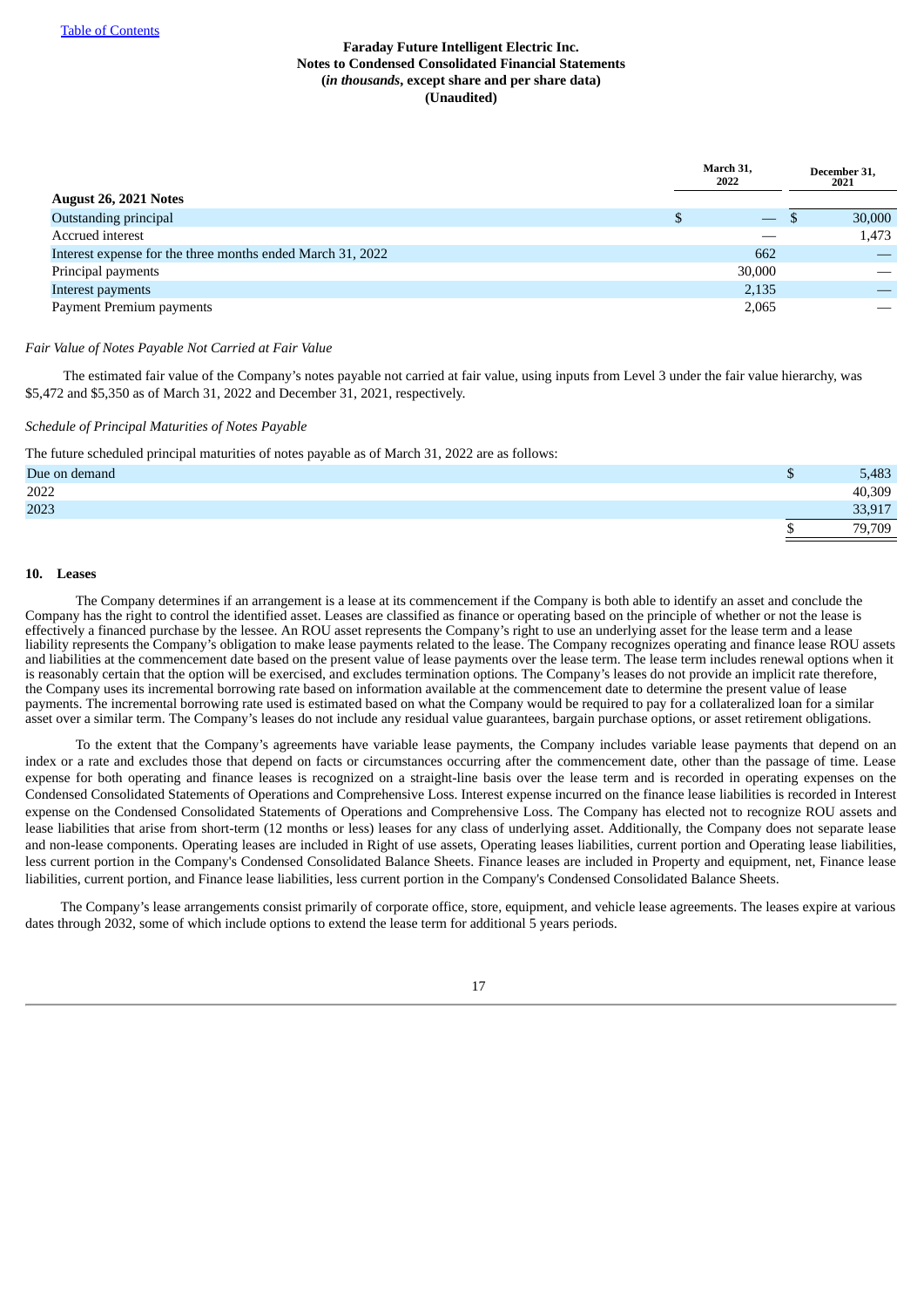| | March 31, 2022 | December 31, 2021 |
|---|---|---|
| **August 26, 2021 Notes** | | |
| Outstanding principal | $ — | $ 30,000 |
| Accrued interest | — | 1,473 |
| Interest expense for the three months ended March 31, 2022 | 662 | — |
| Principal payments | 30,000 | — |
| Interest payments | 2,135 | — |
| Payment Premium payments | 2,065 | — |

*Fair Value of Notes Payable Not Carried at Fair Value*

The estimated fair value of the Company's notes payable not carried at fair value, using inputs from Level 3 under the fair value hierarchy, was $5,472 and $5,350 as of March 31, 2022 and December 31, 2021, respectively.

*Schedule of Principal Maturities of Notes Payable*

The future scheduled principal maturities of notes payable as of March 31, 2022 are as follows:

| | |
|---|---|
| Due on demand | $ 5,483 |
| 2022 | 40,309 |
| 2023 | 33,917 |
| | $ 79,709 |

## 10. Leases

The Company determines if an arrangement is a lease at its commencement if the Company is both able to identify an asset and conclude the Company has the right to control the identified asset. Leases are classified as finance or operating based on the principle of whether or not the lease is effectively a financed purchase by the lessee. An ROU asset represents the Company's right to use an underlying asset for the lease term and a lease liability represents the Company's obligation to make lease payments related to the lease. The Company recognizes operating and finance lease ROU assets and liabilities at the commencement date based on the present value of lease payments over the lease term. The lease term includes renewal options when it is reasonably certain that the option will be exercised, and excludes termination options. The Company's leases do not provide an implicit rate therefore, the Company uses its incremental borrowing rate based on information available at the commencement date to determine the present value of lease payments. The incremental borrowing rate used is estimated based on what the Company would be required to pay for a collateralized loan for a similar asset over a similar term. The Company's leases do not include any residual value guarantees, bargain purchase options, or asset retirement obligations.

To the extent that the Company's agreements have variable lease payments, the Company includes variable lease payments that depend on an index or a rate and excludes those that depend on facts or circumstances occurring after the commencement date, other than the passage of time. Lease expense for both operating and finance leases is recognized on a straight-line basis over the lease term and is recorded in operating expenses on the Condensed Consolidated Statements of Operations and Comprehensive Loss. Interest expense incurred on the finance lease liabilities is recorded in Interest expense on the Condensed Consolidated Statements of Operations and Comprehensive Loss. The Company has elected not to recognize ROU assets and lease liabilities that arise from short-term (12 months or less) leases for any class of underlying asset. Additionally, the Company does not separate lease and non-lease components. Operating leases are included in Right of use assets, Operating leases liabilities, current portion and Operating lease liabilities, less current portion in the Company's Condensed Consolidated Balance Sheets. Finance leases are included in Property and equipment, net, Finance lease liabilities, current portion, and Finance lease liabilities, less current portion in the Company's Condensed Consolidated Balance Sheets.

The Company's lease arrangements consist primarily of corporate office, store, equipment, and vehicle lease agreements. The leases expire at various dates through 2032, some of which include options to extend the lease term for additional 5 years periods.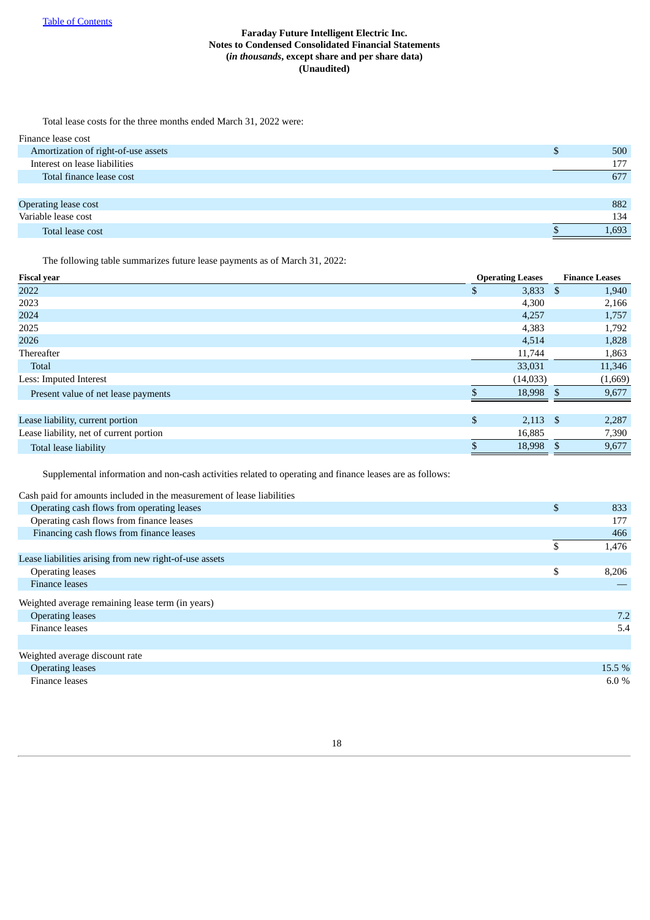Total lease costs for the three months ended March 31, 2022 were:

| | |
|---|---|
| Finance lease cost | |
| Amortization of right-of-use assets | $ 500 |
| Interest on lease liabilities | 177 |
| Total finance lease cost | 677 |
| | |
| Operating lease cost | 882 |
| Variable lease cost | 134 |
| Total lease cost | $ 1,693 |

The following table summarizes future lease payments as of March 31, 2022:

| Fiscal year | Operating Leases | Finance Leases |
|---|---|---|
| 2022 | $ 3,833 | $ 1,940 |
| 2023 | 4,300 | 2,166 |
| 2024 | 4,257 | 1,757 |
| 2025 | 4,383 | 1,792 |
| 2026 | 4,514 | 1,828 |
| Thereafter | 11,744 | 1,863 |
| Total | 33,031 | 11,346 |
| Less: Imputed Interest | (14,033) | (1,669) |
| Present value of net lease payments | $ 18,998 | $ 9,677 |
| | | |
| Lease liability, current portion | $ 2,113 | $ 2,287 |
| Lease liability, net of current portion | 16,885 | 7,390 |
| Total lease liability | $ 18,998 | $ 9,677 |

Supplemental information and non-cash activities related to operating and finance leases are as follows:

| | |
|---|---|
| Cash paid for amounts included in the measurement of lease liabilities | |
| Operating cash flows from operating leases | $ 833 |
| Operating cash flows from finance leases | 177 |
| Financing cash flows from finance leases | 466 |
| | $ 1,476 |
| Lease liabilities arising from new right-of-use assets | |
| Operating leases | $ 8,206 |
| Finance leases | — |
| Weighted average remaining lease term (in years) | |
| Operating leases | 7.2 |
| Finance leases | 5.4 |
| | |
| Weighted average discount rate | |
| Operating leases | 15.5 % |
| Finance leases | 6.0 % |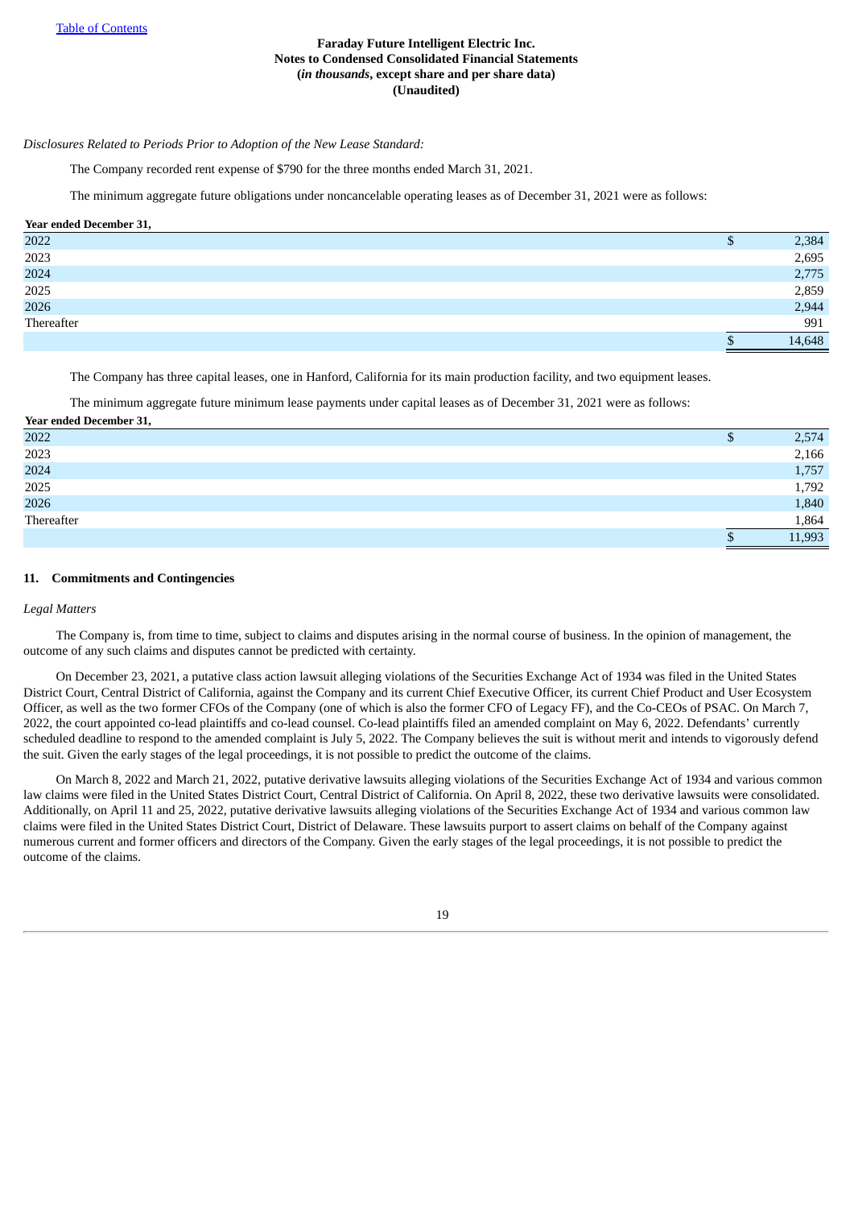*Disclosures Related to Periods Prior to Adoption of the New Lease Standard:*

The Company recorded rent expense of $790 for the three months ended March 31, 2021.

The minimum aggregate future obligations under noncancelable operating leases as of December 31, 2021 were as follows:

| Year ended December 31, | | |
|---|---|---|
| 2022 | $ | 2,384 |
| 2023 | | 2,695 |
| 2024 | | 2,775 |
| 2025 | | 2,859 |
| 2026 | | 2,944 |
| Thereafter | | 991 |
| | $ | 14,648 |

The Company has three capital leases, one in Hanford, California for its main production facility, and two equipment leases.

The minimum aggregate future minimum lease payments under capital leases as of December 31, 2021 were as follows:

| Year ended December 31, | | |
|---|---|---|
| 2022 | $ | 2,574 |
| 2023 | | 2,166 |
| 2024 | | 1,757 |
| 2025 | | 1,792 |
| 2026 | | 1,840 |
| Thereafter | | 1,864 |
| | $ | 11,993 |

## 11. Commitments and Contingencies

*Legal Matters*

The Company is, from time to time, subject to claims and disputes arising in the normal course of business. In the opinion of management, the outcome of any such claims and disputes cannot be predicted with certainty.

On December 23, 2021, a putative class action lawsuit alleging violations of the Securities Exchange Act of 1934 was filed in the United States District Court, Central District of California, against the Company and its current Chief Executive Officer, its current Chief Product and User Ecosystem Officer, as well as the two former CFOs of the Company (one of which is also the former CFO of Legacy FF), and the Co-CEOs of PSAC. On March 7, 2022, the court appointed co-lead plaintiffs and co-lead counsel. Co-lead plaintiffs filed an amended complaint on May 6, 2022. Defendants' currently scheduled deadline to respond to the amended complaint is July 5, 2022. The Company believes the suit is without merit and intends to vigorously defend the suit. Given the early stages of the legal proceedings, it is not possible to predict the outcome of the claims.

On March 8, 2022 and March 21, 2022, putative derivative lawsuits alleging violations of the Securities Exchange Act of 1934 and various common law claims were filed in the United States District Court, Central District of California. On April 8, 2022, these two derivative lawsuits were consolidated. Additionally, on April 11 and 25, 2022, putative derivative lawsuits alleging violations of the Securities Exchange Act of 1934 and various common law claims were filed in the United States District Court, District of Delaware. These lawsuits purport to assert claims on behalf of the Company against numerous current and former officers and directors of the Company. Given the early stages of the legal proceedings, it is not possible to predict the outcome of the claims.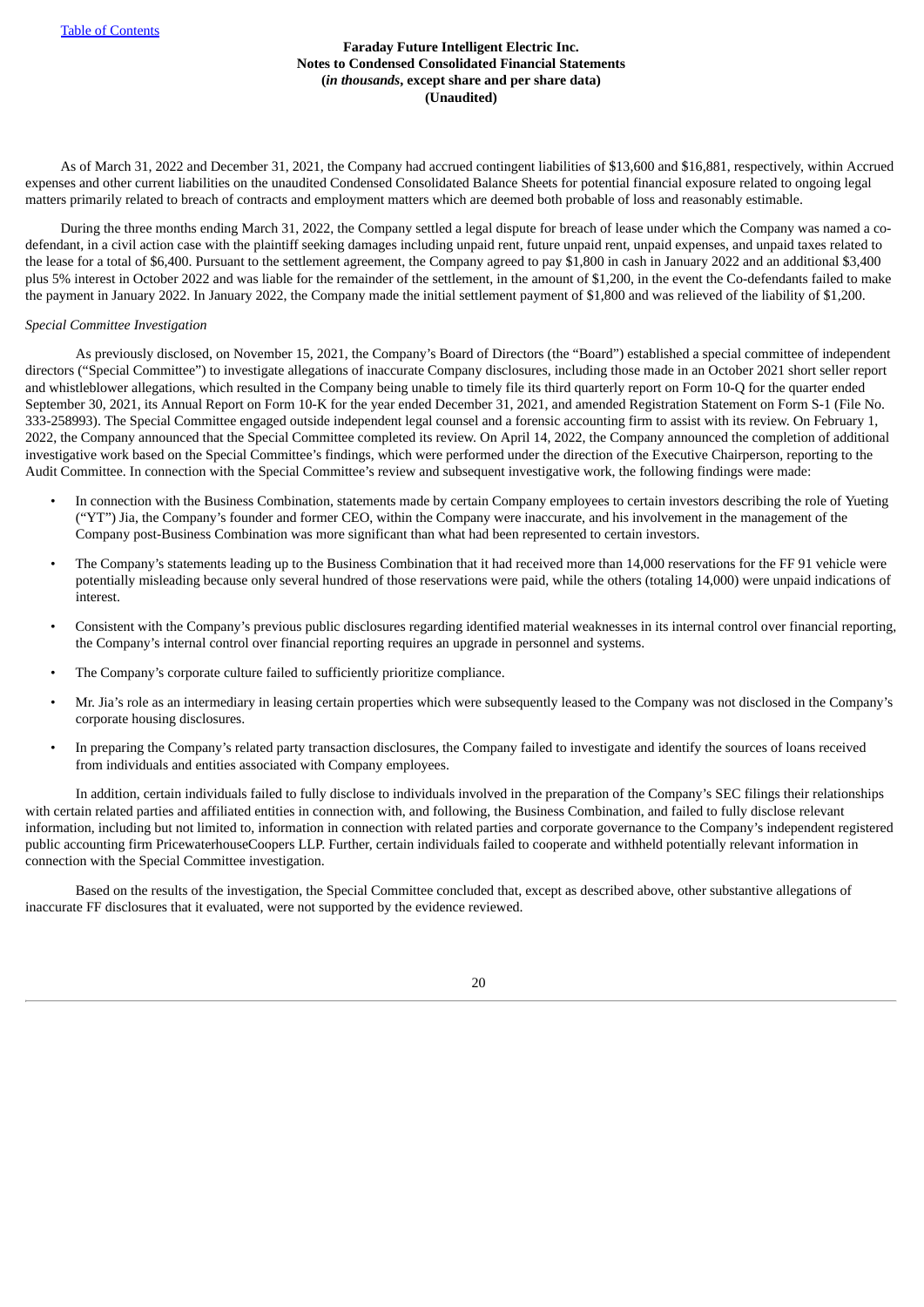As of March 31, 2022 and December 31, 2021, the Company had accrued contingent liabilities of $13,600 and $16,881, respectively, within Accrued expenses and other current liabilities on the unaudited Condensed Consolidated Balance Sheets for potential financial exposure related to ongoing legal matters primarily related to breach of contracts and employment matters which are deemed both probable of loss and reasonably estimable.

During the three months ending March 31, 2022, the Company settled a legal dispute for breach of lease under which the Company was named a co-defendant, in a civil action case with the plaintiff seeking damages including unpaid rent, future unpaid rent, unpaid expenses, and unpaid taxes related to the lease for a total of $6,400. Pursuant to the settlement agreement, the Company agreed to pay $1,800 in cash in January 2022 and an additional $3,400 plus 5% interest in October 2022 and was liable for the remainder of the settlement, in the amount of $1,200, in the event the Co-defendants failed to make the payment in January 2022. In January 2022, the Company made the initial settlement payment of $1,800 and was relieved of the liability of $1,200.

*Special Committee Investigation*

As previously disclosed, on November 15, 2021, the Company's Board of Directors (the "Board") established a special committee of independent directors ("Special Committee") to investigate allegations of inaccurate Company disclosures, including those made in an October 2021 short seller report and whistleblower allegations, which resulted in the Company being unable to timely file its third quarterly report on Form 10-Q for the quarter ended September 30, 2021, its Annual Report on Form 10-K for the year ended December 31, 2021, and amended Registration Statement on Form S-1 (File No. 333-258993). The Special Committee engaged outside independent legal counsel and a forensic accounting firm to assist with its review. On February 1, 2022, the Company announced that the Special Committee completed its review. On April 14, 2022, the Company announced the completion of additional investigative work based on the Special Committee's findings, which were performed under the direction of the Executive Chairperson, reporting to the Audit Committee. In connection with the Special Committee's review and subsequent investigative work, the following findings were made:

- In connection with the Business Combination, statements made by certain Company employees to certain investors describing the role of Yueting ("YT") Jia, the Company's founder and former CEO, within the Company were inaccurate, and his involvement in the management of the Company post-Business Combination was more significant than what had been represented to certain investors.
- The Company's statements leading up to the Business Combination that it had received more than 14,000 reservations for the FF 91 vehicle were potentially misleading because only several hundred of those reservations were paid, while the others (totaling 14,000) were unpaid indications of interest.
- Consistent with the Company's previous public disclosures regarding identified material weaknesses in its internal control over financial reporting, the Company's internal control over financial reporting requires an upgrade in personnel and systems.
- The Company's corporate culture failed to sufficiently prioritize compliance.
- Mr. Jia's role as an intermediary in leasing certain properties which were subsequently leased to the Company was not disclosed in the Company's corporate housing disclosures.
- In preparing the Company's related party transaction disclosures, the Company failed to investigate and identify the sources of loans received from individuals and entities associated with Company employees.

In addition, certain individuals failed to fully disclose to individuals involved in the preparation of the Company's SEC filings their relationships with certain related parties and affiliated entities in connection with, and following, the Business Combination, and failed to fully disclose relevant information, including but not limited to, information in connection with related parties and corporate governance to the Company's independent registered public accounting firm PricewaterhouseCoopers LLP. Further, certain individuals failed to cooperate and withheld potentially relevant information in connection with the Special Committee investigation.

Based on the results of the investigation, the Special Committee concluded that, except as described above, other substantive allegations of inaccurate FF disclosures that it evaluated, were not supported by the evidence reviewed.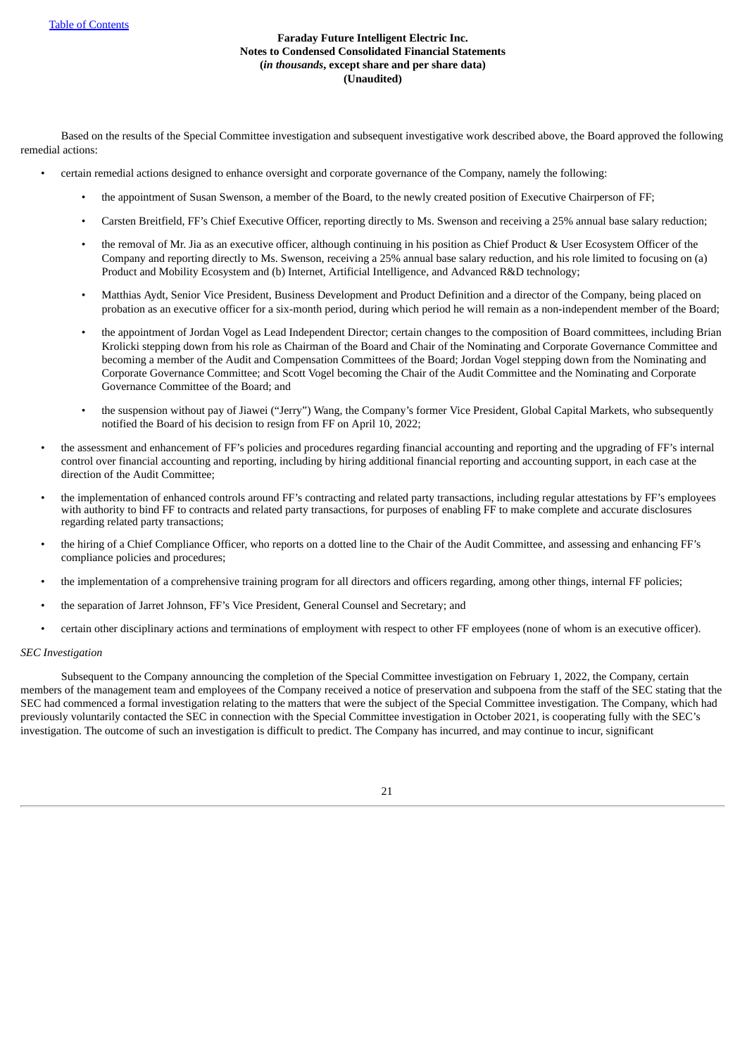Based on the results of the Special Committee investigation and subsequent investigative work described above, the Board approved the following remedial actions:

- certain remedial actions designed to enhance oversight and corporate governance of the Company, namely the following:
  - the appointment of Susan Swenson, a member of the Board, to the newly created position of Executive Chairperson of FF;
  - Carsten Breitfield, FF's Chief Executive Officer, reporting directly to Ms. Swenson and receiving a 25% annual base salary reduction;
  - the removal of Mr. Jia as an executive officer, although continuing in his position as Chief Product & User Ecosystem Officer of the Company and reporting directly to Ms. Swenson, receiving a 25% annual base salary reduction, and his role limited to focusing on (a) Product and Mobility Ecosystem and (b) Internet, Artificial Intelligence, and Advanced R&D technology;
  - Matthias Aydt, Senior Vice President, Business Development and Product Definition and a director of the Company, being placed on probation as an executive officer for a six-month period, during which period he will remain as a non-independent member of the Board;
  - the appointment of Jordan Vogel as Lead Independent Director; certain changes to the composition of Board committees, including Brian Krolicki stepping down from his role as Chairman of the Board and Chair of the Nominating and Corporate Governance Committee and becoming a member of the Audit and Compensation Committees of the Board; Jordan Vogel stepping down from the Nominating and Corporate Governance Committee; and Scott Vogel becoming the Chair of the Audit Committee and the Nominating and Corporate Governance Committee of the Board; and
  - the suspension without pay of Jiawei ("Jerry") Wang, the Company's former Vice President, Global Capital Markets, who subsequently notified the Board of his decision to resign from FF on April 10, 2022;
- the assessment and enhancement of FF's policies and procedures regarding financial accounting and reporting and the upgrading of FF's internal control over financial accounting and reporting, including by hiring additional financial reporting and accounting support, in each case at the direction of the Audit Committee;
- the implementation of enhanced controls around FF's contracting and related party transactions, including regular attestations by FF's employees with authority to bind FF to contracts and related party transactions, for purposes of enabling FF to make complete and accurate disclosures regarding related party transactions;
- the hiring of a Chief Compliance Officer, who reports on a dotted line to the Chair of the Audit Committee, and assessing and enhancing FF's compliance policies and procedures;
- the implementation of a comprehensive training program for all directors and officers regarding, among other things, internal FF policies;
- the separation of Jarret Johnson, FF's Vice President, General Counsel and Secretary; and
- certain other disciplinary actions and terminations of employment with respect to other FF employees (none of whom is an executive officer).

*SEC Investigation*

Subsequent to the Company announcing the completion of the Special Committee investigation on February 1, 2022, the Company, certain members of the management team and employees of the Company received a notice of preservation and subpoena from the staff of the SEC stating that the SEC had commenced a formal investigation relating to the matters that were the subject of the Special Committee investigation. The Company, which had previously voluntarily contacted the SEC in connection with the Special Committee investigation in October 2021, is cooperating fully with the SEC's investigation. The outcome of such an investigation is difficult to predict. The Company has incurred, and may continue to incur, significant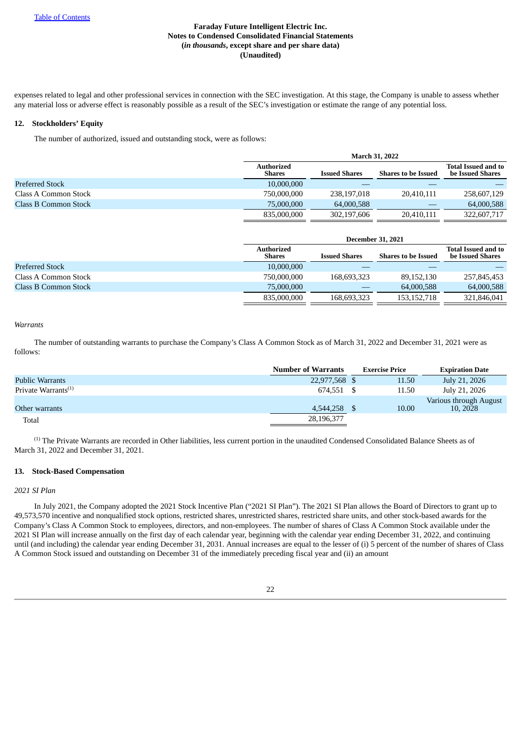expenses related to legal and other professional services in connection with the SEC investigation. At this stage, the Company is unable to assess whether any material loss or adverse effect is reasonably possible as a result of the SEC's investigation or estimate the range of any potential loss.

## 12. Stockholders' Equity

The number of authorized, issued and outstanding stock, were as follows:

| | March 31, 2022 | | | |
|---|---|---|---|---|
| | Authorized Shares | Issued Shares | Shares to be Issued | Total Issued and to be Issued Shares |
| Preferred Stock | 10,000,000 | — | — | — |
| Class A Common Stock | 750,000,000 | 238,197,018 | 20,410,111 | 258,607,129 |
| Class B Common Stock | 75,000,000 | 64,000,588 | — | 64,000,588 |
| | 835,000,000 | 302,197,606 | 20,410,111 | 322,607,717 |

| | December 31, 2021 | | | |
|---|---|---|---|---|
| | Authorized Shares | Issued Shares | Shares to be Issued | Total Issued and to be Issued Shares |
| Preferred Stock | 10,000,000 | — | — | — |
| Class A Common Stock | 750,000,000 | 168,693,323 | 89,152,130 | 257,845,453 |
| Class B Common Stock | 75,000,000 | — | 64,000,588 | 64,000,588 |
| | 835,000,000 | 168,693,323 | 153,152,718 | 321,846,041 |

*Warrants*

The number of outstanding warrants to purchase the Company's Class A Common Stock as of March 31, 2022 and December 31, 2021 were as follows:

| | Number of Warrants | Exercise Price | Expiration Date |
|---|---|---|---|
| Public Warrants | 22,977,568 | $ 11.50 | July 21, 2026 |
| Private Warrants[(1)] | 674,551 | $ 11.50 | July 21, 2026 |
| Other warrants | 4,544,258 | $ 10.00 | Various through August 10, 2028 |
| Total | 28,196,377 | | |

[(1)] The Private Warrants are recorded in Other liabilities, less current portion in the unaudited Condensed Consolidated Balance Sheets as of March 31, 2022 and December 31, 2021.

## 13. Stock-Based Compensation

*2021 SI Plan*

In July 2021, the Company adopted the 2021 Stock Incentive Plan ("2021 SI Plan"). The 2021 SI Plan allows the Board of Directors to grant up to 49,573,570 incentive and nonqualified stock options, restricted shares, unrestricted shares, restricted share units, and other stock-based awards for the Company's Class A Common Stock to employees, directors, and non-employees. The number of shares of Class A Common Stock available under the 2021 SI Plan will increase annually on the first day of each calendar year, beginning with the calendar year ending December 31, 2022, and continuing until (and including) the calendar year ending December 31, 2031. Annual increases are equal to the lesser of (i) 5 percent of the number of shares of Class A Common Stock issued and outstanding on December 31 of the immediately preceding fiscal year and (ii) an amount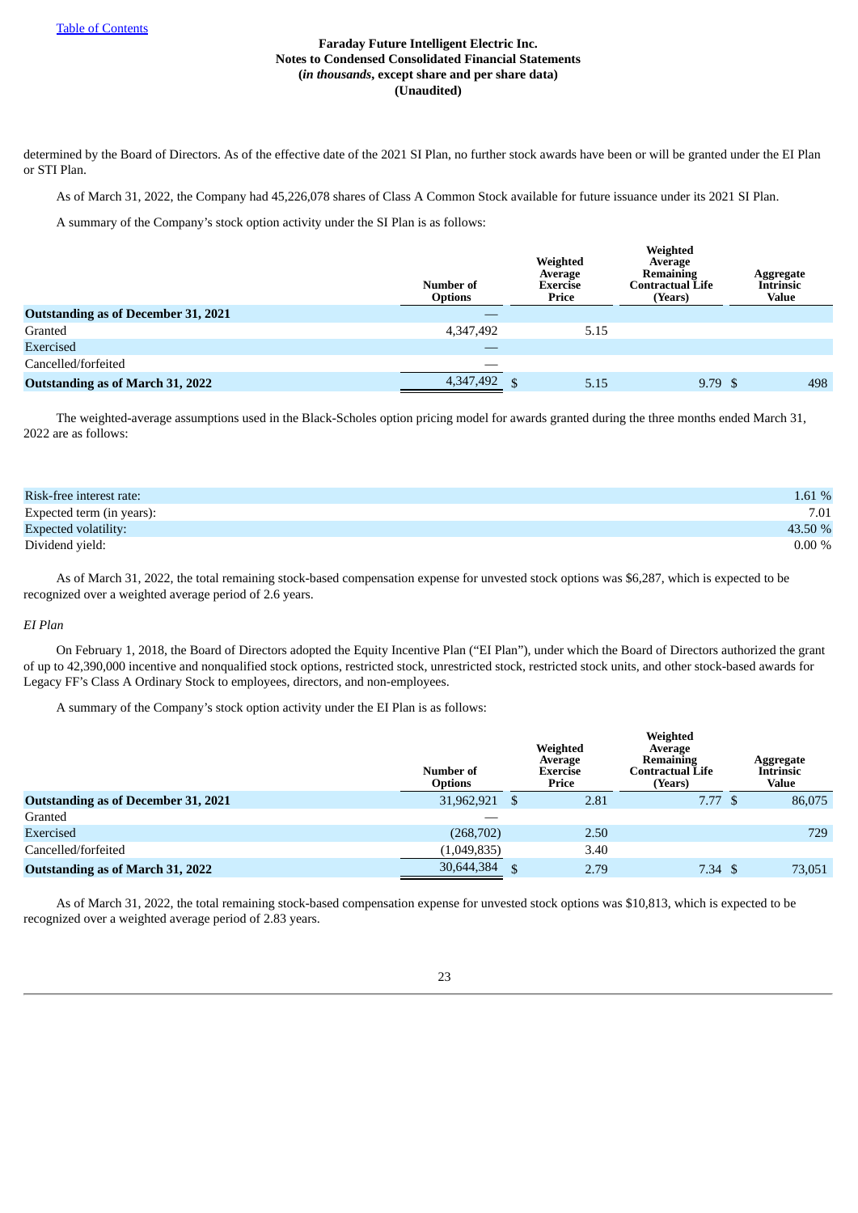determined by the Board of Directors. As of the effective date of the 2021 SI Plan, no further stock awards have been or will be granted under the EI Plan or STI Plan.

As of March 31, 2022, the Company had 45,226,078 shares of Class A Common Stock available for future issuance under its 2021 SI Plan.

A summary of the Company's stock option activity under the SI Plan is as follows:

| | Number of Options | Weighted Average Exercise Price | Weighted Average Remaining Contractual Life (Years) | Aggregate Intrinsic Value |
|---|---|---|---|---|
| **Outstanding as of December 31, 2021** | — | | | |
| Granted | 4,347,492 | 5.15 | | |
| Exercised | — | | | |
| Cancelled/forfeited | — | | | |
| **Outstanding as of March 31, 2022** | 4,347,492 | $ 5.15 | 9.79 | $ 498 |

The weighted-average assumptions used in the Black-Scholes option pricing model for awards granted during the three months ended March 31, 2022 are as follows:

| | |
|---|---|
| Risk-free interest rate: | 1.61 % |
| Expected term (in years): | 7.01 |
| Expected volatility: | 43.50 % |
| Dividend yield: | 0.00 % |

As of March 31, 2022, the total remaining stock-based compensation expense for unvested stock options was $6,287, which is expected to be recognized over a weighted average period of 2.6 years.

*EI Plan*

On February 1, 2018, the Board of Directors adopted the Equity Incentive Plan ("EI Plan"), under which the Board of Directors authorized the grant of up to 42,390,000 incentive and nonqualified stock options, restricted stock, unrestricted stock, restricted stock units, and other stock-based awards for Legacy FF's Class A Ordinary Stock to employees, directors, and non-employees.

A summary of the Company's stock option activity under the EI Plan is as follows:

| | Number of Options | Weighted Average Exercise Price | Weighted Average Remaining Contractual Life (Years) | Aggregate Intrinsic Value |
|---|---|---|---|---|
| **Outstanding as of December 31, 2021** | 31,962,921 | $ 2.81 | 7.77 | $ 86,075 |
| Granted | — | | | |
| Exercised | (268,702) | 2.50 | | 729 |
| Cancelled/forfeited | (1,049,835) | 3.40 | | |
| **Outstanding as of March 31, 2022** | 30,644,384 | $ 2.79 | 7.34 | $ 73,051 |

As of March 31, 2022, the total remaining stock-based compensation expense for unvested stock options was $10,813, which is expected to be recognized over a weighted average period of 2.83 years.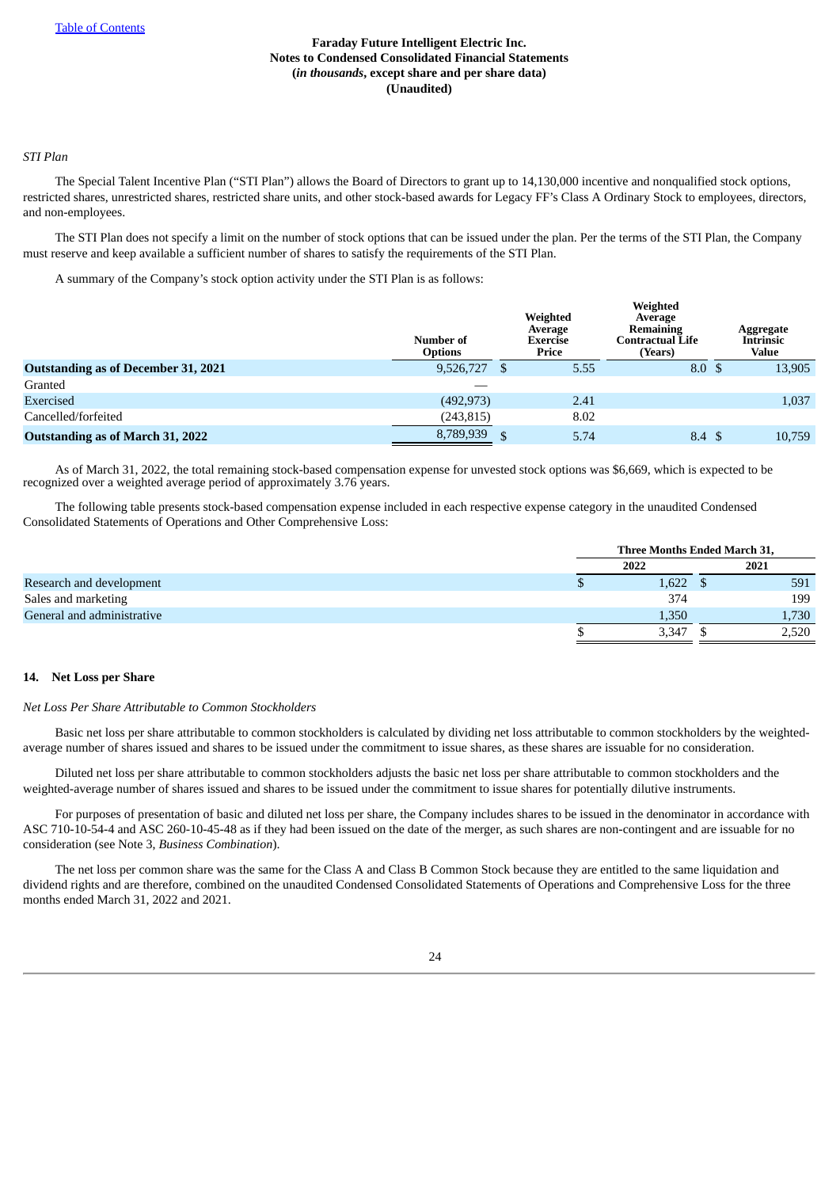Faraday Future Intelligent Electric Inc.
Notes to Condensed Consolidated Financial Statements
(*in thousands*, except share and per share data)
(Unaudited)

*STI Plan*

The Special Talent Incentive Plan ("STI Plan") allows the Board of Directors to grant up to 14,130,000 incentive and nonqualified stock options, restricted shares, unrestricted shares, restricted share units, and other stock-based awards for Legacy FF's Class A Ordinary Stock to employees, directors, and non-employees.

The STI Plan does not specify a limit on the number of stock options that can be issued under the plan. Per the terms of the STI Plan, the Company must reserve and keep available a sufficient number of shares to satisfy the requirements of the STI Plan.

A summary of the Company's stock option activity under the STI Plan is as follows:

| | Number of Options | Weighted Average Exercise Price | Weighted Average Remaining Contractual Life (Years) | Aggregate Intrinsic Value |
|---|---|---|---|---|
| **Outstanding as of December 31, 2021** | 9,526,727 | $ 5.55 | 8.0 | $ 13,905 |
| Granted | — | | | |
| Exercised | (492,973) | 2.41 | | 1,037 |
| Cancelled/forfeited | (243,815) | 8.02 | | |
| **Outstanding as of March 31, 2022** | 8,789,939 | $ 5.74 | 8.4 | $ 10,759 |

As of March 31, 2022, the total remaining stock-based compensation expense for unvested stock options was $6,669, which is expected to be recognized over a weighted average period of approximately 3.76 years.

The following table presents stock-based compensation expense included in each respective expense category in the unaudited Condensed Consolidated Statements of Operations and Other Comprehensive Loss:

| | Three Months Ended March 31, | |
|---|---|---|
| | 2022 | 2021 |
| Research and development | $ 1,622 | $ 591 |
| Sales and marketing | 374 | 199 |
| General and administrative | 1,350 | 1,730 |
| | $ 3,347 | $ 2,520 |

## 14. Net Loss per Share

*Net Loss Per Share Attributable to Common Stockholders*

Basic net loss per share attributable to common stockholders is calculated by dividing net loss attributable to common stockholders by the weighted-average number of shares issued and shares to be issued under the commitment to issue shares, as these shares are issuable for no consideration.

Diluted net loss per share attributable to common stockholders adjusts the basic net loss per share attributable to common stockholders and the weighted-average number of shares issued and shares to be issued under the commitment to issue shares for potentially dilutive instruments.

For purposes of presentation of basic and diluted net loss per share, the Company includes shares to be issued in the denominator in accordance with ASC 710-10-54-4 and ASC 260-10-45-48 as if they had been issued on the date of the merger, as such shares are non-contingent and are issuable for no consideration (see Note 3, *Business Combination*).

The net loss per common share was the same for the Class A and Class B Common Stock because they are entitled to the same liquidation and dividend rights and are therefore, combined on the unaudited Condensed Consolidated Statements of Operations and Comprehensive Loss for the three months ended March 31, 2022 and 2021.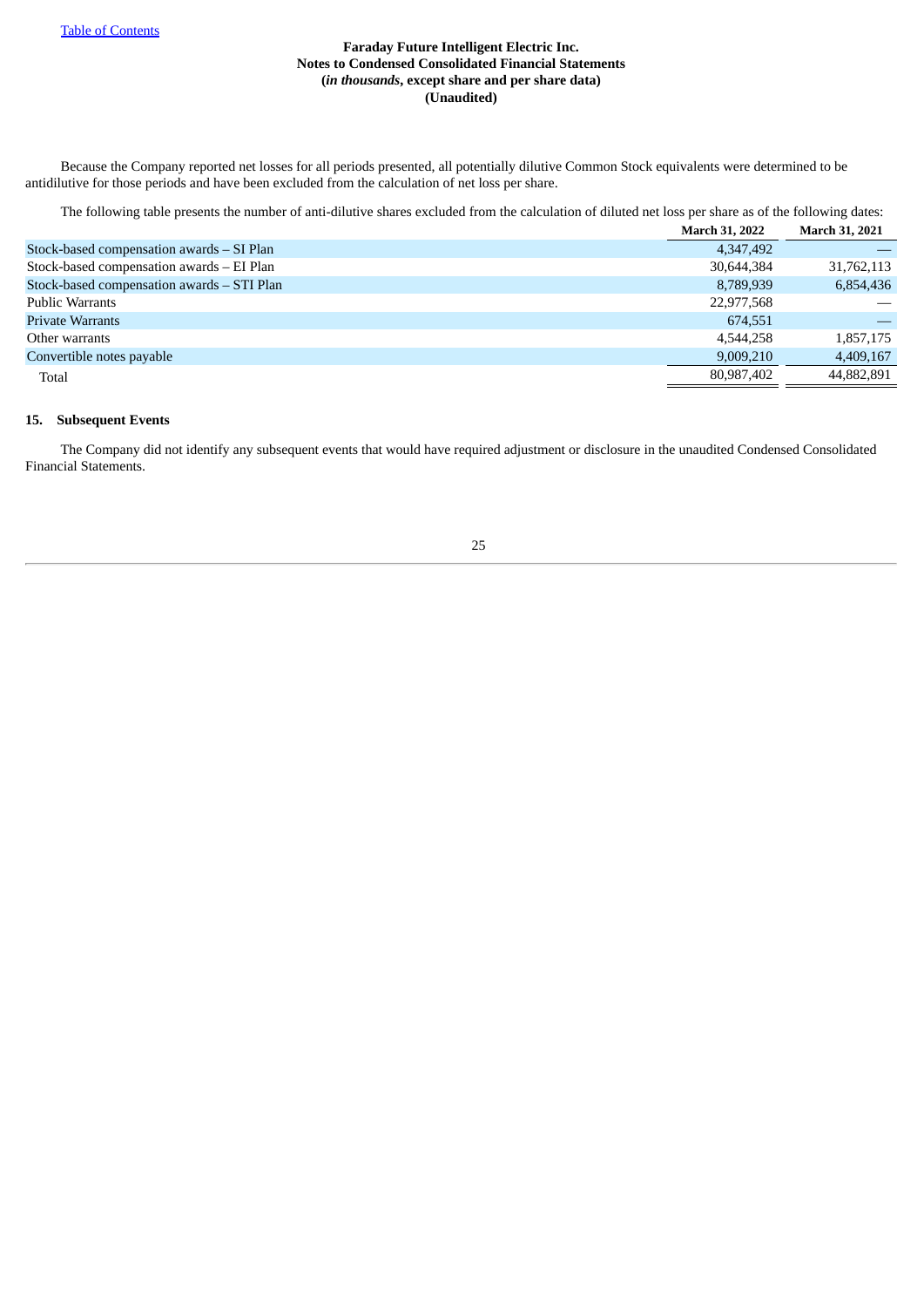Faraday Future Intelligent Electric Inc.
Notes to Condensed Consolidated Financial Statements
(*in thousands*, except share and per share data)
(Unaudited)

Because the Company reported net losses for all periods presented, all potentially dilutive Common Stock equivalents were determined to be antidilutive for those periods and have been excluded from the calculation of net loss per share.

The following table presents the number of anti-dilutive shares excluded from the calculation of diluted net loss per share as of the following dates:

| | March 31, 2022 | March 31, 2021 |
|---|---|---|
| Stock-based compensation awards – SI Plan | 4,347,492 | — |
| Stock-based compensation awards – EI Plan | 30,644,384 | 31,762,113 |
| Stock-based compensation awards – STI Plan | 8,789,939 | 6,854,436 |
| Public Warrants | 22,977,568 | — |
| Private Warrants | 674,551 | — |
| Other warrants | 4,544,258 | 1,857,175 |
| Convertible notes payable | 9,009,210 | 4,409,167 |
| Total | 80,987,402 | 44,882,891 |

## 15. Subsequent Events

The Company did not identify any subsequent events that would have required adjustment or disclosure in the unaudited Condensed Consolidated Financial Statements.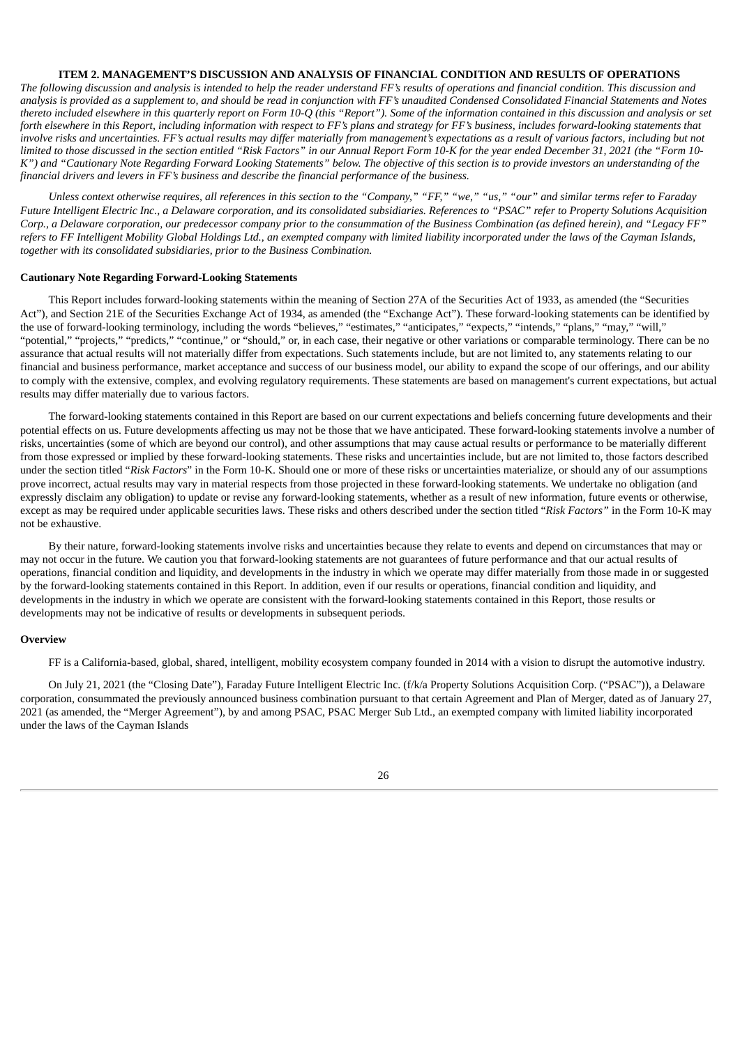## ITEM 2. MANAGEMENT'S DISCUSSION AND ANALYSIS OF FINANCIAL CONDITION AND RESULTS OF OPERATIONS

*The following discussion and analysis is intended to help the reader understand FF's results of operations and financial condition. This discussion and analysis is provided as a supplement to, and should be read in conjunction with FF's unaudited Condensed Consolidated Financial Statements and Notes thereto included elsewhere in this quarterly report on Form 10-Q (this "Report"). Some of the information contained in this discussion and analysis or set forth elsewhere in this Report, including information with respect to FF's plans and strategy for FF's business, includes forward-looking statements that involve risks and uncertainties. FF's actual results may differ materially from management's expectations as a result of various factors, including but not limited to those discussed in the section entitled "Risk Factors" in our Annual Report Form 10-K for the year ended December 31, 2021 (the "Form 10-K") and "Cautionary Note Regarding Forward Looking Statements" below. The objective of this section is to provide investors an understanding of the financial drivers and levers in FF's business and describe the financial performance of the business.*

*Unless context otherwise requires, all references in this section to the "Company," "FF," "we," "us," "our" and similar terms refer to Faraday Future Intelligent Electric Inc., a Delaware corporation, and its consolidated subsidiaries. References to "PSAC" refer to Property Solutions Acquisition Corp., a Delaware corporation, our predecessor company prior to the consummation of the Business Combination (as defined herein), and "Legacy FF" refers to FF Intelligent Mobility Global Holdings Ltd., an exempted company with limited liability incorporated under the laws of the Cayman Islands, together with its consolidated subsidiaries, prior to the Business Combination.*

### Cautionary Note Regarding Forward-Looking Statements

This Report includes forward-looking statements within the meaning of Section 27A of the Securities Act of 1933, as amended (the "Securities Act"), and Section 21E of the Securities Exchange Act of 1934, as amended (the "Exchange Act"). These forward-looking statements can be identified by the use of forward-looking terminology, including the words "believes," "estimates," "anticipates," "expects," "intends," "plans," "may," "will," "potential," "projects," "predicts," "continue," or "should," or, in each case, their negative or other variations or comparable terminology. There can be no assurance that actual results will not materially differ from expectations. Such statements include, but are not limited to, any statements relating to our financial and business performance, market acceptance and success of our business model, our ability to expand the scope of our offerings, and our ability to comply with the extensive, complex, and evolving regulatory requirements. These statements are based on management's current expectations, but actual results may differ materially due to various factors.

The forward-looking statements contained in this Report are based on our current expectations and beliefs concerning future developments and their potential effects on us. Future developments affecting us may not be those that we have anticipated. These forward-looking statements involve a number of risks, uncertainties (some of which are beyond our control), and other assumptions that may cause actual results or performance to be materially different from those expressed or implied by these forward-looking statements. These risks and uncertainties include, but are not limited to, those factors described under the section titled "*Risk Factors*" in the Form 10-K. Should one or more of these risks or uncertainties materialize, or should any of our assumptions prove incorrect, actual results may vary in material respects from those projected in these forward-looking statements. We undertake no obligation (and expressly disclaim any obligation) to update or revise any forward-looking statements, whether as a result of new information, future events or otherwise, except as may be required under applicable securities laws. These risks and others described under the section titled "*Risk Factors"* in the Form 10-K may not be exhaustive.

By their nature, forward-looking statements involve risks and uncertainties because they relate to events and depend on circumstances that may or may not occur in the future. We caution you that forward-looking statements are not guarantees of future performance and that our actual results of operations, financial condition and liquidity, and developments in the industry in which we operate may differ materially from those made in or suggested by the forward-looking statements contained in this Report. In addition, even if our results or operations, financial condition and liquidity, and developments in the industry in which we operate are consistent with the forward-looking statements contained in this Report, those results or developments may not be indicative of results or developments in subsequent periods.

### Overview

FF is a California-based, global, shared, intelligent, mobility ecosystem company founded in 2014 with a vision to disrupt the automotive industry.

On July 21, 2021 (the "Closing Date"), Faraday Future Intelligent Electric Inc. (f/k/a Property Solutions Acquisition Corp. ("PSAC")), a Delaware corporation, consummated the previously announced business combination pursuant to that certain Agreement and Plan of Merger, dated as of January 27, 2021 (as amended, the "Merger Agreement"), by and among PSAC, PSAC Merger Sub Ltd., an exempted company with limited liability incorporated under the laws of the Cayman Islands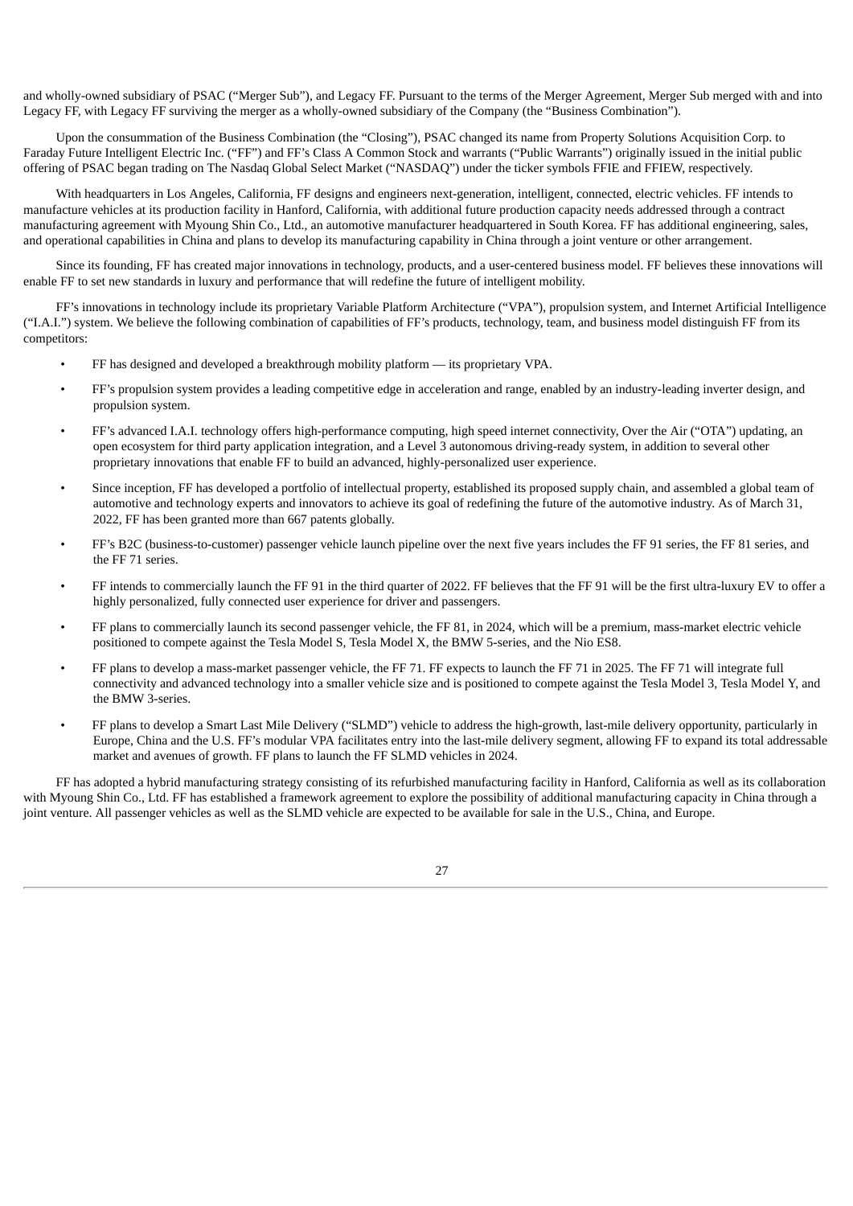and wholly-owned subsidiary of PSAC ("Merger Sub"), and Legacy FF. Pursuant to the terms of the Merger Agreement, Merger Sub merged with and into Legacy FF, with Legacy FF surviving the merger as a wholly-owned subsidiary of the Company (the "Business Combination").

Upon the consummation of the Business Combination (the "Closing"), PSAC changed its name from Property Solutions Acquisition Corp. to Faraday Future Intelligent Electric Inc. ("FF") and FF's Class A Common Stock and warrants ("Public Warrants") originally issued in the initial public offering of PSAC began trading on The Nasdaq Global Select Market ("NASDAQ") under the ticker symbols FFIE and FFIEW, respectively.

With headquarters in Los Angeles, California, FF designs and engineers next-generation, intelligent, connected, electric vehicles. FF intends to manufacture vehicles at its production facility in Hanford, California, with additional future production capacity needs addressed through a contract manufacturing agreement with Myoung Shin Co., Ltd., an automotive manufacturer headquartered in South Korea. FF has additional engineering, sales, and operational capabilities in China and plans to develop its manufacturing capability in China through a joint venture or other arrangement.

Since its founding, FF has created major innovations in technology, products, and a user-centered business model. FF believes these innovations will enable FF to set new standards in luxury and performance that will redefine the future of intelligent mobility.

FF's innovations in technology include its proprietary Variable Platform Architecture ("VPA"), propulsion system, and Internet Artificial Intelligence ("I.A.I.") system. We believe the following combination of capabilities of FF's products, technology, team, and business model distinguish FF from its competitors:

- FF has designed and developed a breakthrough mobility platform — its proprietary VPA.
- FF's propulsion system provides a leading competitive edge in acceleration and range, enabled by an industry-leading inverter design, and propulsion system.
- FF's advanced I.A.I. technology offers high-performance computing, high speed internet connectivity, Over the Air ("OTA") updating, an open ecosystem for third party application integration, and a Level 3 autonomous driving-ready system, in addition to several other proprietary innovations that enable FF to build an advanced, highly-personalized user experience.
- Since inception, FF has developed a portfolio of intellectual property, established its proposed supply chain, and assembled a global team of automotive and technology experts and innovators to achieve its goal of redefining the future of the automotive industry. As of March 31, 2022, FF has been granted more than 667 patents globally.
- FF's B2C (business-to-customer) passenger vehicle launch pipeline over the next five years includes the FF 91 series, the FF 81 series, and the FF 71 series.
- FF intends to commercially launch the FF 91 in the third quarter of 2022. FF believes that the FF 91 will be the first ultra-luxury EV to offer a highly personalized, fully connected user experience for driver and passengers.
- FF plans to commercially launch its second passenger vehicle, the FF 81, in 2024, which will be a premium, mass-market electric vehicle positioned to compete against the Tesla Model S, Tesla Model X, the BMW 5-series, and the Nio ES8.
- FF plans to develop a mass-market passenger vehicle, the FF 71. FF expects to launch the FF 71 in 2025. The FF 71 will integrate full connectivity and advanced technology into a smaller vehicle size and is positioned to compete against the Tesla Model 3, Tesla Model Y, and the BMW 3-series.
- FF plans to develop a Smart Last Mile Delivery ("SLMD") vehicle to address the high-growth, last-mile delivery opportunity, particularly in Europe, China and the U.S. FF's modular VPA facilitates entry into the last-mile delivery segment, allowing FF to expand its total addressable market and avenues of growth. FF plans to launch the FF SLMD vehicles in 2024.

FF has adopted a hybrid manufacturing strategy consisting of its refurbished manufacturing facility in Hanford, California as well as its collaboration with Myoung Shin Co., Ltd. FF has established a framework agreement to explore the possibility of additional manufacturing capacity in China through a joint venture. All passenger vehicles as well as the SLMD vehicle are expected to be available for sale in the U.S., China, and Europe.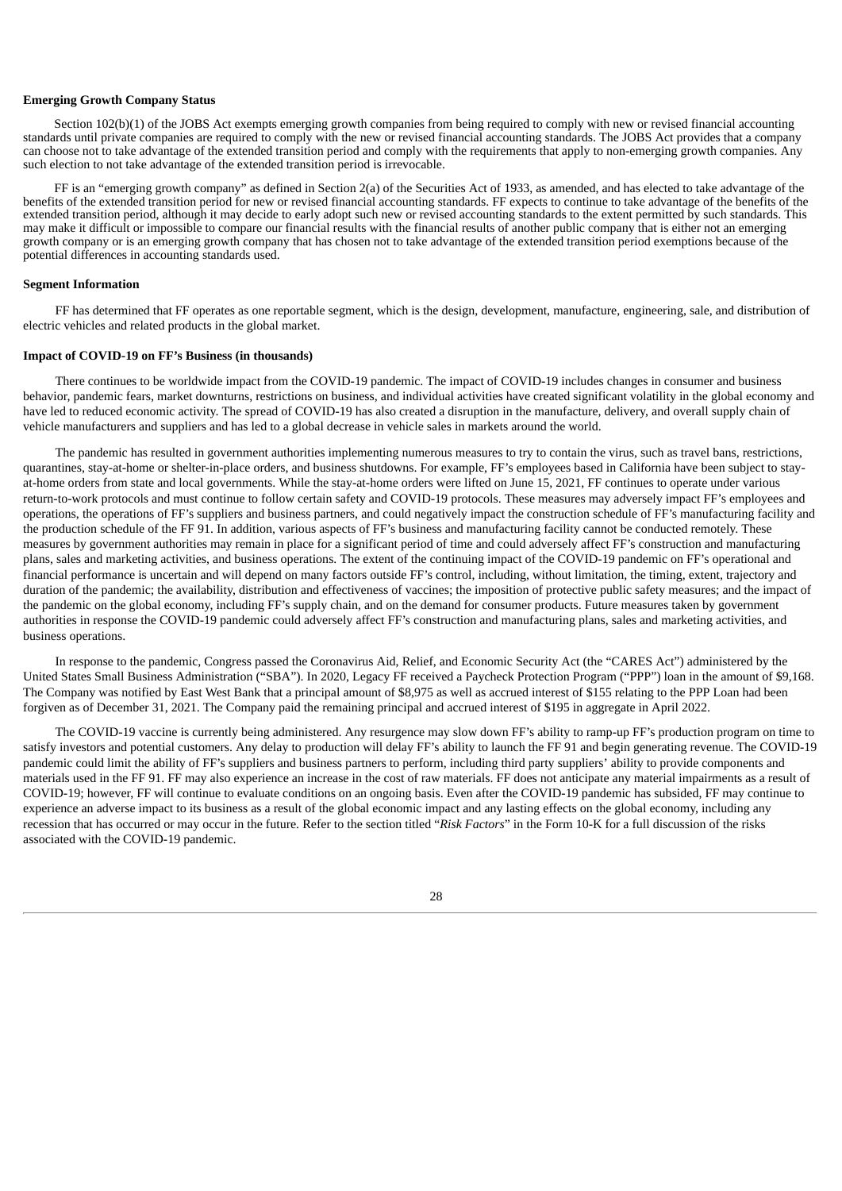**Emerging Growth Company Status**

Section 102(b)(1) of the JOBS Act exempts emerging growth companies from being required to comply with new or revised financial accounting standards until private companies are required to comply with the new or revised financial accounting standards. The JOBS Act provides that a company can choose not to take advantage of the extended transition period and comply with the requirements that apply to non-emerging growth companies. Any such election to not take advantage of the extended transition period is irrevocable.

FF is an "emerging growth company" as defined in Section 2(a) of the Securities Act of 1933, as amended, and has elected to take advantage of the benefits of the extended transition period for new or revised financial accounting standards. FF expects to continue to take advantage of the benefits of the extended transition period, although it may decide to early adopt such new or revised accounting standards to the extent permitted by such standards. This may make it difficult or impossible to compare our financial results with the financial results of another public company that is either not an emerging growth company or is an emerging growth company that has chosen not to take advantage of the extended transition period exemptions because of the potential differences in accounting standards used.

**Segment Information**

FF has determined that FF operates as one reportable segment, which is the design, development, manufacture, engineering, sale, and distribution of electric vehicles and related products in the global market.

**Impact of COVID-19 on FF's Business (in thousands)**

There continues to be worldwide impact from the COVID-19 pandemic. The impact of COVID-19 includes changes in consumer and business behavior, pandemic fears, market downturns, restrictions on business, and individual activities have created significant volatility in the global economy and have led to reduced economic activity. The spread of COVID-19 has also created a disruption in the manufacture, delivery, and overall supply chain of vehicle manufacturers and suppliers and has led to a global decrease in vehicle sales in markets around the world.

The pandemic has resulted in government authorities implementing numerous measures to try to contain the virus, such as travel bans, restrictions, quarantines, stay-at-home or shelter-in-place orders, and business shutdowns. For example, FF's employees based in California have been subject to stay-at-home orders from state and local governments. While the stay-at-home orders were lifted on June 15, 2021, FF continues to operate under various return-to-work protocols and must continue to follow certain safety and COVID-19 protocols. These measures may adversely impact FF's employees and operations, the operations of FF's suppliers and business partners, and could negatively impact the construction schedule of FF's manufacturing facility and the production schedule of the FF 91. In addition, various aspects of FF's business and manufacturing facility cannot be conducted remotely. These measures by government authorities may remain in place for a significant period of time and could adversely affect FF's construction and manufacturing plans, sales and marketing activities, and business operations. The extent of the continuing impact of the COVID-19 pandemic on FF's operational and financial performance is uncertain and will depend on many factors outside FF's control, including, without limitation, the timing, extent, trajectory and duration of the pandemic; the availability, distribution and effectiveness of vaccines; the imposition of protective public safety measures; and the impact of the pandemic on the global economy, including FF's supply chain, and on the demand for consumer products. Future measures taken by government authorities in response the COVID-19 pandemic could adversely affect FF's construction and manufacturing plans, sales and marketing activities, and business operations.

In response to the pandemic, Congress passed the Coronavirus Aid, Relief, and Economic Security Act (the "CARES Act") administered by the United States Small Business Administration ("SBA"). In 2020, Legacy FF received a Paycheck Protection Program ("PPP") loan in the amount of $9,168. The Company was notified by East West Bank that a principal amount of $8,975 as well as accrued interest of $155 relating to the PPP Loan had been forgiven as of December 31, 2021. The Company paid the remaining principal and accrued interest of $195 in aggregate in April 2022.

The COVID-19 vaccine is currently being administered. Any resurgence may slow down FF's ability to ramp-up FF's production program on time to satisfy investors and potential customers. Any delay to production will delay FF's ability to launch the FF 91 and begin generating revenue. The COVID-19 pandemic could limit the ability of FF's suppliers and business partners to perform, including third party suppliers' ability to provide components and materials used in the FF 91. FF may also experience an increase in the cost of raw materials. FF does not anticipate any material impairments as a result of COVID-19; however, FF will continue to evaluate conditions on an ongoing basis. Even after the COVID-19 pandemic has subsided, FF may continue to experience an adverse impact to its business as a result of the global economic impact and any lasting effects on the global economy, including any recession that has occurred or may occur in the future. Refer to the section titled "*Risk Factors*" in the Form 10-K for a full discussion of the risks associated with the COVID-19 pandemic.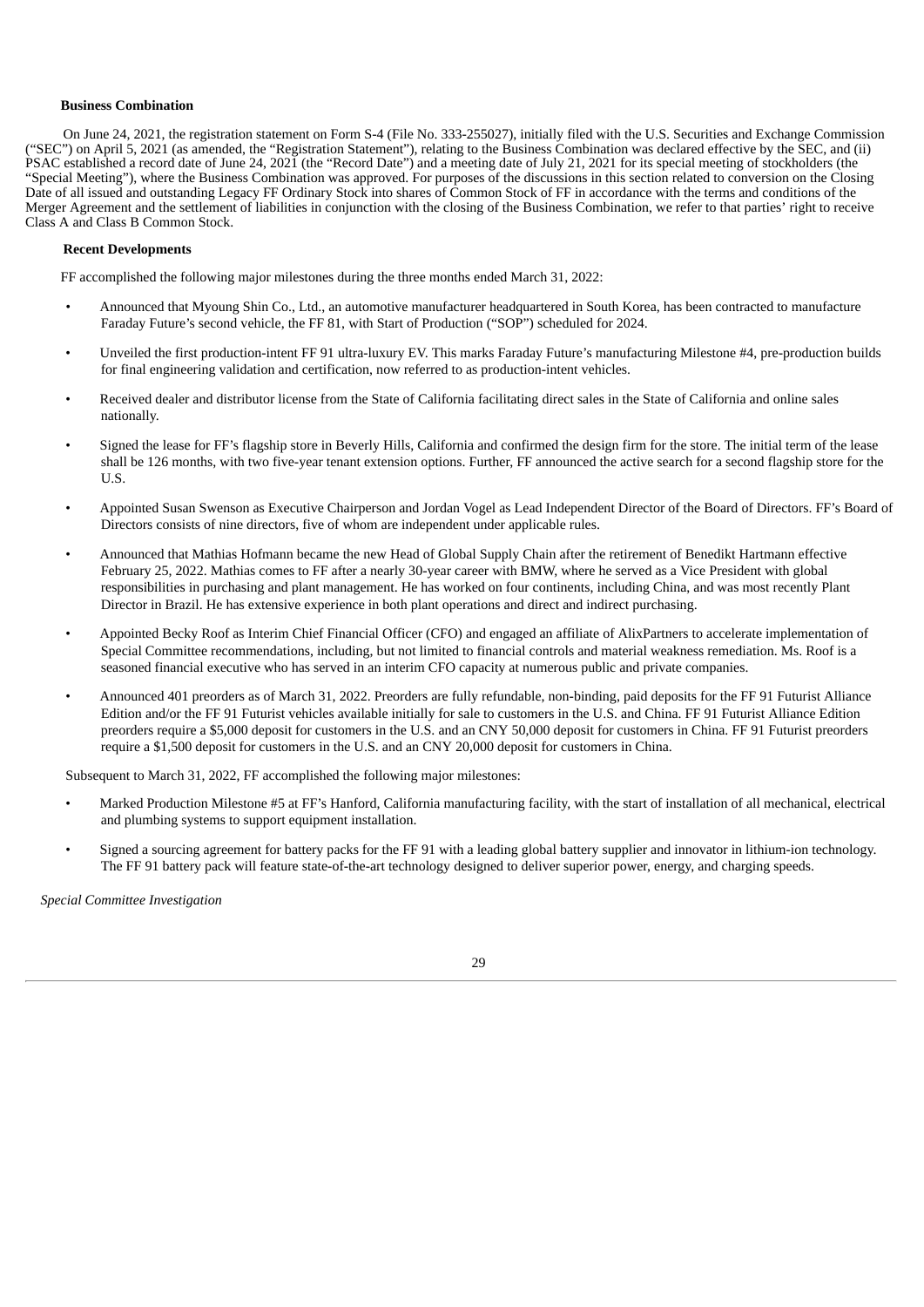**Business Combination**

On June 24, 2021, the registration statement on Form S-4 (File No. 333-255027), initially filed with the U.S. Securities and Exchange Commission ("SEC") on April 5, 2021 (as amended, the "Registration Statement"), relating to the Business Combination was declared effective by the SEC, and (ii) PSAC established a record date of June 24, 2021 (the "Record Date") and a meeting date of July 21, 2021 for its special meeting of stockholders (the "Special Meeting"), where the Business Combination was approved. For purposes of the discussions in this section related to conversion on the Closing Date of all issued and outstanding Legacy FF Ordinary Stock into shares of Common Stock of FF in accordance with the terms and conditions of the Merger Agreement and the settlement of liabilities in conjunction with the closing of the Business Combination, we refer to that parties' right to receive Class A and Class B Common Stock.

**Recent Developments**

FF accomplished the following major milestones during the three months ended March 31, 2022:

- Announced that Myoung Shin Co., Ltd., an automotive manufacturer headquartered in South Korea, has been contracted to manufacture Faraday Future's second vehicle, the FF 81, with Start of Production ("SOP") scheduled for 2024.
- Unveiled the first production-intent FF 91 ultra-luxury EV. This marks Faraday Future's manufacturing Milestone #4, pre-production builds for final engineering validation and certification, now referred to as production-intent vehicles.
- Received dealer and distributor license from the State of California facilitating direct sales in the State of California and online sales nationally.
- Signed the lease for FF's flagship store in Beverly Hills, California and confirmed the design firm for the store. The initial term of the lease shall be 126 months, with two five-year tenant extension options. Further, FF announced the active search for a second flagship store for the U.S.
- Appointed Susan Swenson as Executive Chairperson and Jordan Vogel as Lead Independent Director of the Board of Directors. FF's Board of Directors consists of nine directors, five of whom are independent under applicable rules.
- Announced that Mathias Hofmann became the new Head of Global Supply Chain after the retirement of Benedikt Hartmann effective February 25, 2022. Mathias comes to FF after a nearly 30-year career with BMW, where he served as a Vice President with global responsibilities in purchasing and plant management. He has worked on four continents, including China, and was most recently Plant Director in Brazil. He has extensive experience in both plant operations and direct and indirect purchasing.
- Appointed Becky Roof as Interim Chief Financial Officer (CFO) and engaged an affiliate of AlixPartners to accelerate implementation of Special Committee recommendations, including, but not limited to financial controls and material weakness remediation. Ms. Roof is a seasoned financial executive who has served in an interim CFO capacity at numerous public and private companies.
- Announced 401 preorders as of March 31, 2022. Preorders are fully refundable, non-binding, paid deposits for the FF 91 Futurist Alliance Edition and/or the FF 91 Futurist vehicles available initially for sale to customers in the U.S. and China. FF 91 Futurist Alliance Edition preorders require a $5,000 deposit for customers in the U.S. and an CNY 50,000 deposit for customers in China. FF 91 Futurist preorders require a $1,500 deposit for customers in the U.S. and an CNY 20,000 deposit for customers in China.

Subsequent to March 31, 2022, FF accomplished the following major milestones:

- Marked Production Milestone #5 at FF's Hanford, California manufacturing facility, with the start of installation of all mechanical, electrical and plumbing systems to support equipment installation.
- Signed a sourcing agreement for battery packs for the FF 91 with a leading global battery supplier and innovator in lithium-ion technology. The FF 91 battery pack will feature state-of-the-art technology designed to deliver superior power, energy, and charging speeds.

*Special Committee Investigation*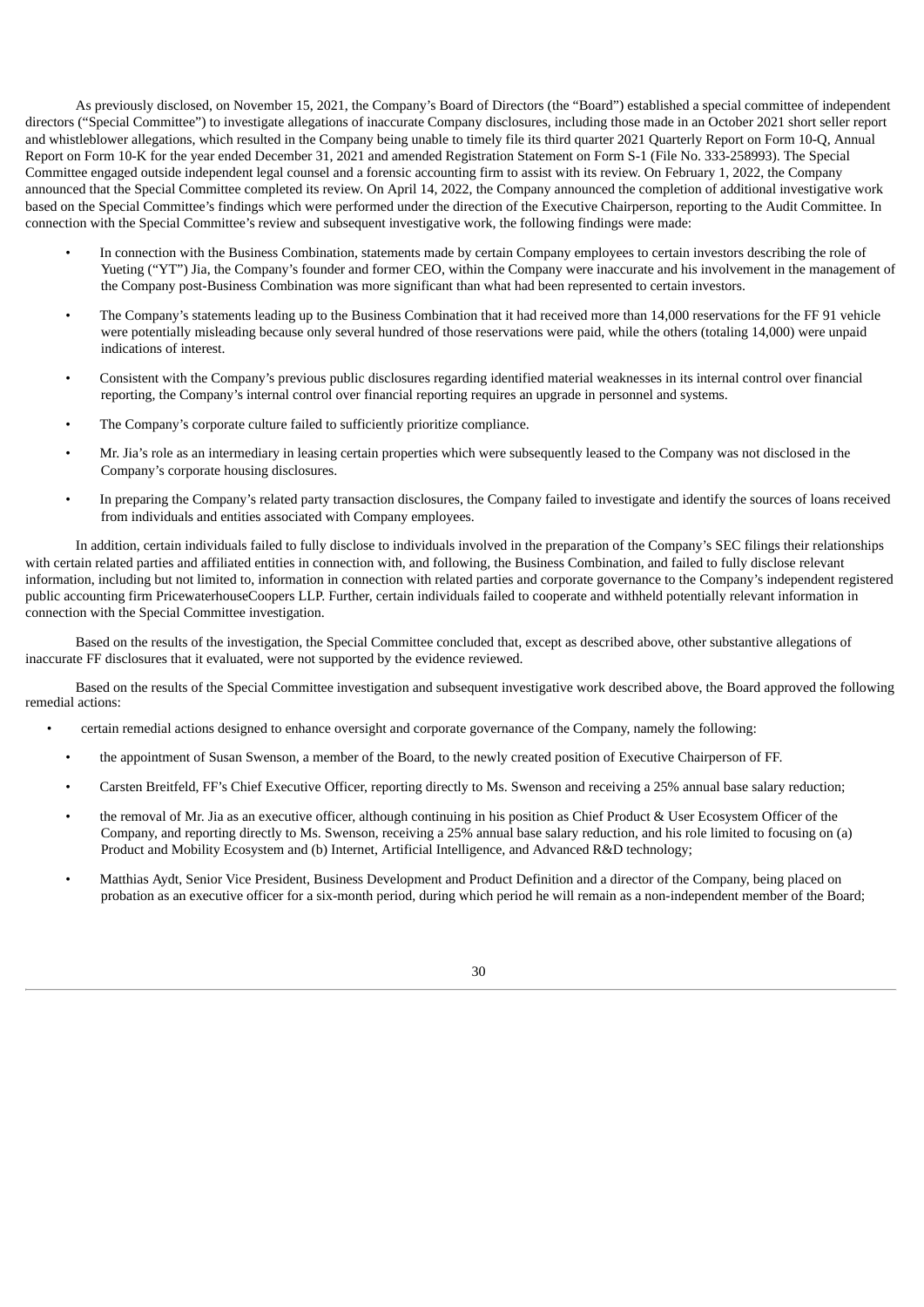As previously disclosed, on November 15, 2021, the Company's Board of Directors (the "Board") established a special committee of independent directors ("Special Committee") to investigate allegations of inaccurate Company disclosures, including those made in an October 2021 short seller report and whistleblower allegations, which resulted in the Company being unable to timely file its third quarter 2021 Quarterly Report on Form 10-Q, Annual Report on Form 10-K for the year ended December 31, 2021 and amended Registration Statement on Form S-1 (File No. 333-258993). The Special Committee engaged outside independent legal counsel and a forensic accounting firm to assist with its review. On February 1, 2022, the Company announced that the Special Committee completed its review. On April 14, 2022, the Company announced the completion of additional investigative work based on the Special Committee's findings which were performed under the direction of the Executive Chairperson, reporting to the Audit Committee. In connection with the Special Committee's review and subsequent investigative work, the following findings were made:

- In connection with the Business Combination, statements made by certain Company employees to certain investors describing the role of Yueting ("YT") Jia, the Company's founder and former CEO, within the Company were inaccurate and his involvement in the management of the Company post-Business Combination was more significant than what had been represented to certain investors.
- The Company's statements leading up to the Business Combination that it had received more than 14,000 reservations for the FF 91 vehicle were potentially misleading because only several hundred of those reservations were paid, while the others (totaling 14,000) were unpaid indications of interest.
- Consistent with the Company's previous public disclosures regarding identified material weaknesses in its internal control over financial reporting, the Company's internal control over financial reporting requires an upgrade in personnel and systems.
- The Company's corporate culture failed to sufficiently prioritize compliance.
- Mr. Jia's role as an intermediary in leasing certain properties which were subsequently leased to the Company was not disclosed in the Company's corporate housing disclosures.
- In preparing the Company's related party transaction disclosures, the Company failed to investigate and identify the sources of loans received from individuals and entities associated with Company employees.

In addition, certain individuals failed to fully disclose to individuals involved in the preparation of the Company's SEC filings their relationships with certain related parties and affiliated entities in connection with, and following, the Business Combination, and failed to fully disclose relevant information, including but not limited to, information in connection with related parties and corporate governance to the Company's independent registered public accounting firm PricewaterhouseCoopers LLP. Further, certain individuals failed to cooperate and withheld potentially relevant information in connection with the Special Committee investigation.

Based on the results of the investigation, the Special Committee concluded that, except as described above, other substantive allegations of inaccurate FF disclosures that it evaluated, were not supported by the evidence reviewed.

Based on the results of the Special Committee investigation and subsequent investigative work described above, the Board approved the following remedial actions:

- certain remedial actions designed to enhance oversight and corporate governance of the Company, namely the following:
  - the appointment of Susan Swenson, a member of the Board, to the newly created position of Executive Chairperson of FF.
  - Carsten Breitfeld, FF's Chief Executive Officer, reporting directly to Ms. Swenson and receiving a 25% annual base salary reduction;
  - the removal of Mr. Jia as an executive officer, although continuing in his position as Chief Product & User Ecosystem Officer of the Company, and reporting directly to Ms. Swenson, receiving a 25% annual base salary reduction, and his role limited to focusing on (a) Product and Mobility Ecosystem and (b) Internet, Artificial Intelligence, and Advanced R&D technology;
  - Matthias Aydt, Senior Vice President, Business Development and Product Definition and a director of the Company, being placed on probation as an executive officer for a six-month period, during which period he will remain as a non-independent member of the Board;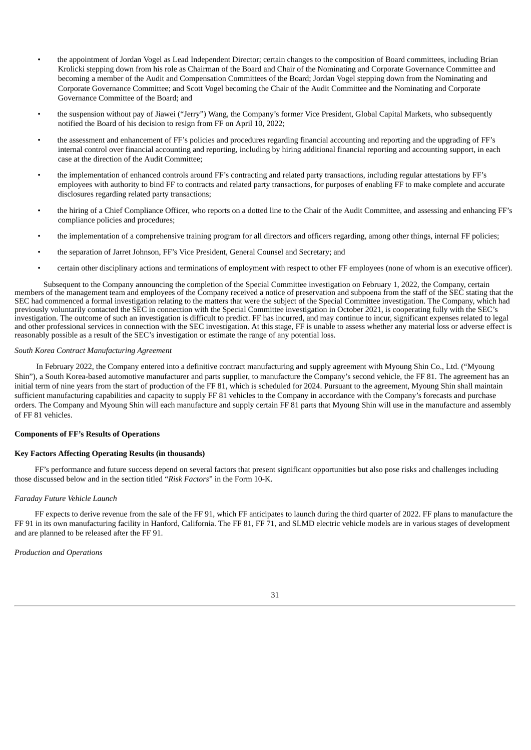- the appointment of Jordan Vogel as Lead Independent Director; certain changes to the composition of Board committees, including Brian Krolicki stepping down from his role as Chairman of the Board and Chair of the Nominating and Corporate Governance Committee and becoming a member of the Audit and Compensation Committees of the Board; Jordan Vogel stepping down from the Nominating and Corporate Governance Committee; and Scott Vogel becoming the Chair of the Audit Committee and the Nominating and Corporate Governance Committee of the Board; and
- the suspension without pay of Jiawei ("Jerry") Wang, the Company's former Vice President, Global Capital Markets, who subsequently notified the Board of his decision to resign from FF on April 10, 2022;
- the assessment and enhancement of FF's policies and procedures regarding financial accounting and reporting and the upgrading of FF's internal control over financial accounting and reporting, including by hiring additional financial reporting and accounting support, in each case at the direction of the Audit Committee;
- the implementation of enhanced controls around FF's contracting and related party transactions, including regular attestations by FF's employees with authority to bind FF to contracts and related party transactions, for purposes of enabling FF to make complete and accurate disclosures regarding related party transactions;
- the hiring of a Chief Compliance Officer, who reports on a dotted line to the Chair of the Audit Committee, and assessing and enhancing FF's compliance policies and procedures;
- the implementation of a comprehensive training program for all directors and officers regarding, among other things, internal FF policies;
- the separation of Jarret Johnson, FF's Vice President, General Counsel and Secretary; and
- certain other disciplinary actions and terminations of employment with respect to other FF employees (none of whom is an executive officer).

Subsequent to the Company announcing the completion of the Special Committee investigation on February 1, 2022, the Company, certain members of the management team and employees of the Company received a notice of preservation and subpoena from the staff of the SEC stating that the SEC had commenced a formal investigation relating to the matters that were the subject of the Special Committee investigation. The Company, which had previously voluntarily contacted the SEC in connection with the Special Committee investigation in October 2021, is cooperating fully with the SEC's investigation. The outcome of such an investigation is difficult to predict. FF has incurred, and may continue to incur, significant expenses related to legal and other professional services in connection with the SEC investigation. At this stage, FF is unable to assess whether any material loss or adverse effect is reasonably possible as a result of the SEC's investigation or estimate the range of any potential loss.

*South Korea Contract Manufacturing Agreement*

In February 2022, the Company entered into a definitive contract manufacturing and supply agreement with Myoung Shin Co., Ltd. ("Myoung Shin"), a South Korea-based automotive manufacturer and parts supplier, to manufacture the Company's second vehicle, the FF 81. The agreement has an initial term of nine years from the start of production of the FF 81, which is scheduled for 2024. Pursuant to the agreement, Myoung Shin shall maintain sufficient manufacturing capabilities and capacity to supply FF 81 vehicles to the Company in accordance with the Company's forecasts and purchase orders. The Company and Myoung Shin will each manufacture and supply certain FF 81 parts that Myoung Shin will use in the manufacture and assembly of FF 81 vehicles.

**Components of FF's Results of Operations**

**Key Factors Affecting Operating Results (in thousands)**

FF's performance and future success depend on several factors that present significant opportunities but also pose risks and challenges including those discussed below and in the section titled "*Risk Factors*" in the Form 10-K.

*Faraday Future Vehicle Launch*

FF expects to derive revenue from the sale of the FF 91, which FF anticipates to launch during the third quarter of 2022. FF plans to manufacture the FF 91 in its own manufacturing facility in Hanford, California. The FF 81, FF 71, and SLMD electric vehicle models are in various stages of development and are planned to be released after the FF 91.

*Production and Operations*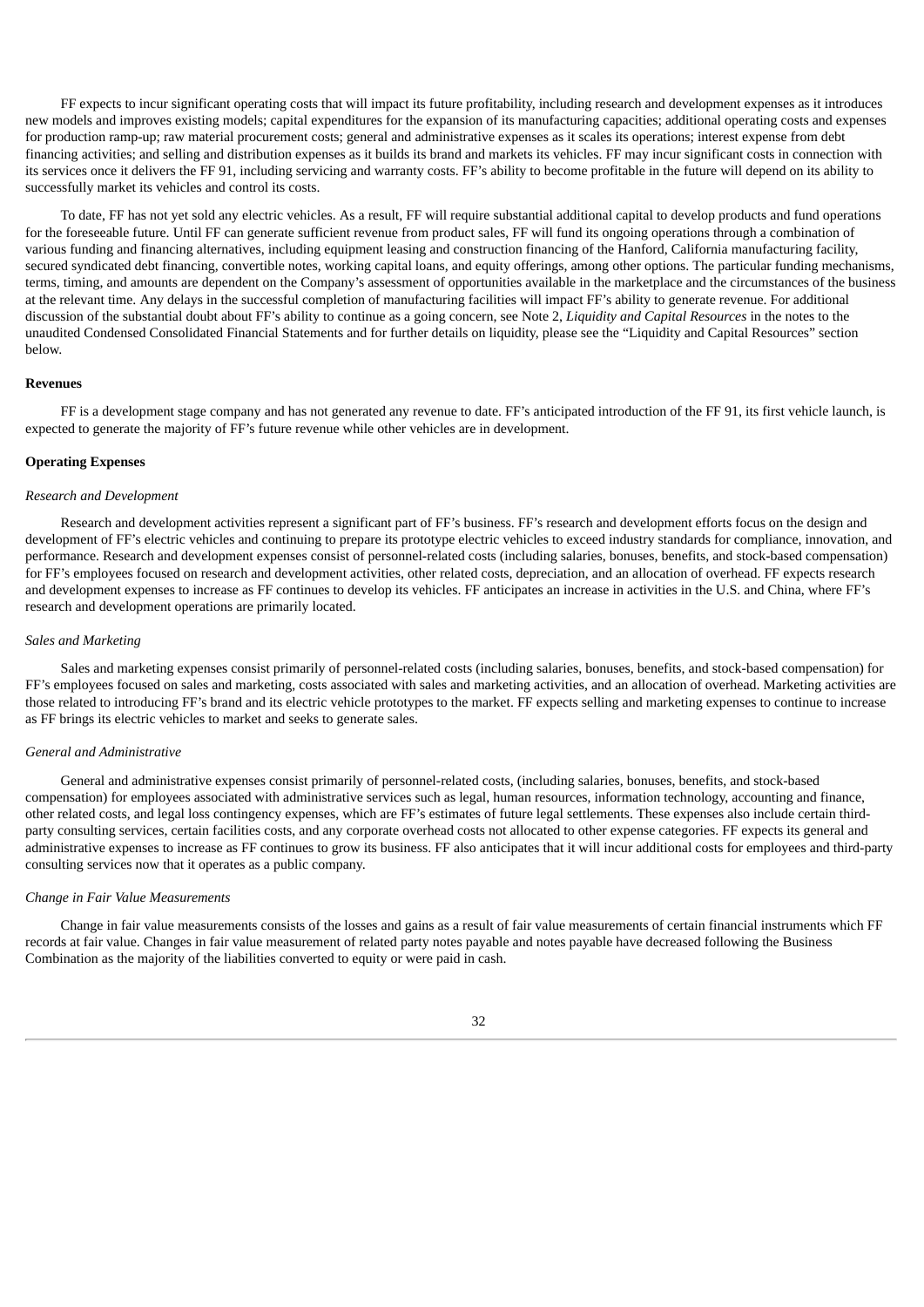FF expects to incur significant operating costs that will impact its future profitability, including research and development expenses as it introduces new models and improves existing models; capital expenditures for the expansion of its manufacturing capacities; additional operating costs and expenses for production ramp-up; raw material procurement costs; general and administrative expenses as it scales its operations; interest expense from debt financing activities; and selling and distribution expenses as it builds its brand and markets its vehicles. FF may incur significant costs in connection with its services once it delivers the FF 91, including servicing and warranty costs. FF's ability to become profitable in the future will depend on its ability to successfully market its vehicles and control its costs.

To date, FF has not yet sold any electric vehicles. As a result, FF will require substantial additional capital to develop products and fund operations for the foreseeable future. Until FF can generate sufficient revenue from product sales, FF will fund its ongoing operations through a combination of various funding and financing alternatives, including equipment leasing and construction financing of the Hanford, California manufacturing facility, secured syndicated debt financing, convertible notes, working capital loans, and equity offerings, among other options. The particular funding mechanisms, terms, timing, and amounts are dependent on the Company's assessment of opportunities available in the marketplace and the circumstances of the business at the relevant time. Any delays in the successful completion of manufacturing facilities will impact FF's ability to generate revenue. For additional discussion of the substantial doubt about FF's ability to continue as a going concern, see Note 2, *Liquidity and Capital Resources* in the notes to the unaudited Condensed Consolidated Financial Statements and for further details on liquidity, please see the "Liquidity and Capital Resources" section below.

**Revenues**

FF is a development stage company and has not generated any revenue to date. FF's anticipated introduction of the FF 91, its first vehicle launch, is expected to generate the majority of FF's future revenue while other vehicles are in development.

**Operating Expenses**

*Research and Development*

Research and development activities represent a significant part of FF's business. FF's research and development efforts focus on the design and development of FF's electric vehicles and continuing to prepare its prototype electric vehicles to exceed industry standards for compliance, innovation, and performance. Research and development expenses consist of personnel-related costs (including salaries, bonuses, benefits, and stock-based compensation) for FF's employees focused on research and development activities, other related costs, depreciation, and an allocation of overhead. FF expects research and development expenses to increase as FF continues to develop its vehicles. FF anticipates an increase in activities in the U.S. and China, where FF's research and development operations are primarily located.

*Sales and Marketing*

Sales and marketing expenses consist primarily of personnel-related costs (including salaries, bonuses, benefits, and stock-based compensation) for FF's employees focused on sales and marketing, costs associated with sales and marketing activities, and an allocation of overhead. Marketing activities are those related to introducing FF's brand and its electric vehicle prototypes to the market. FF expects selling and marketing expenses to continue to increase as FF brings its electric vehicles to market and seeks to generate sales.

*General and Administrative*

General and administrative expenses consist primarily of personnel-related costs, (including salaries, bonuses, benefits, and stock-based compensation) for employees associated with administrative services such as legal, human resources, information technology, accounting and finance, other related costs, and legal loss contingency expenses, which are FF's estimates of future legal settlements. These expenses also include certain third-party consulting services, certain facilities costs, and any corporate overhead costs not allocated to other expense categories. FF expects its general and administrative expenses to increase as FF continues to grow its business. FF also anticipates that it will incur additional costs for employees and third-party consulting services now that it operates as a public company.

*Change in Fair Value Measurements*

Change in fair value measurements consists of the losses and gains as a result of fair value measurements of certain financial instruments which FF records at fair value. Changes in fair value measurement of related party notes payable and notes payable have decreased following the Business Combination as the majority of the liabilities converted to equity or were paid in cash.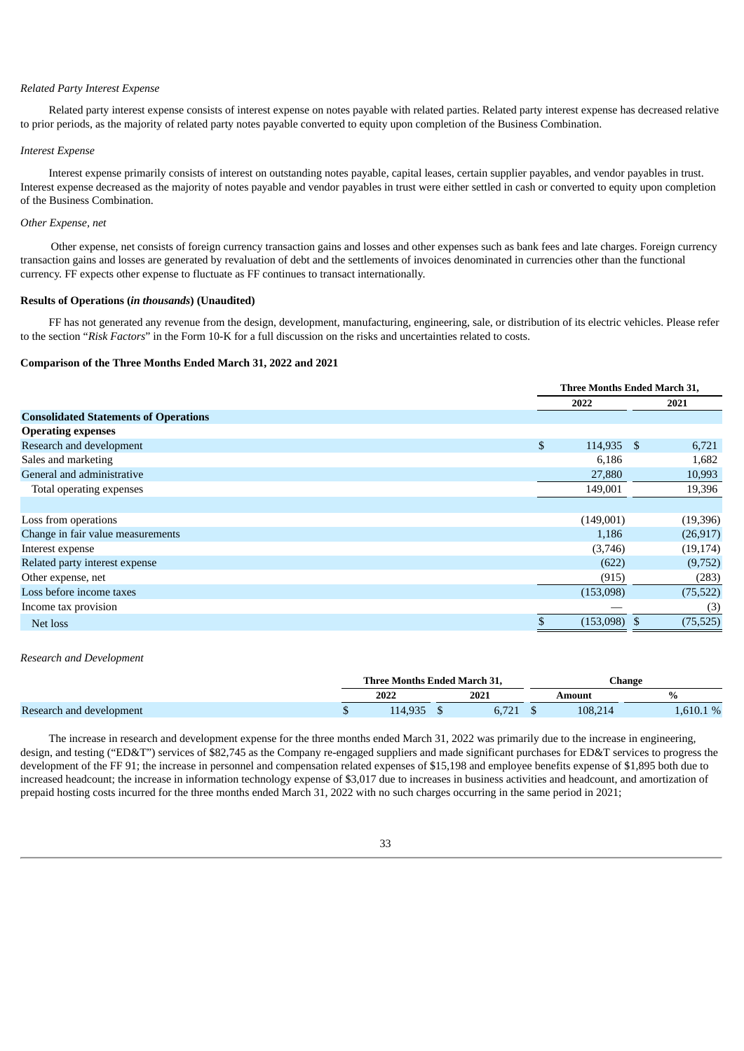*Related Party Interest Expense*

Related party interest expense consists of interest expense on notes payable with related parties. Related party interest expense has decreased relative to prior periods, as the majority of related party notes payable converted to equity upon completion of the Business Combination.

*Interest Expense*

Interest expense primarily consists of interest on outstanding notes payable, capital leases, certain supplier payables, and vendor payables in trust. Interest expense decreased as the majority of notes payable and vendor payables in trust were either settled in cash or converted to equity upon completion of the Business Combination.

*Other Expense, net*

Other expense, net consists of foreign currency transaction gains and losses and other expenses such as bank fees and late charges. Foreign currency transaction gains and losses are generated by revaluation of debt and the settlements of invoices denominated in currencies other than the functional currency. FF expects other expense to fluctuate as FF continues to transact internationally.

**Results of Operations (*in thousands*) (Unaudited)**

FF has not generated any revenue from the design, development, manufacturing, engineering, sale, or distribution of its electric vehicles. Please refer to the section "*Risk Factors*" in the Form 10-K for a full discussion on the risks and uncertainties related to costs.

**Comparison of the Three Months Ended March 31, 2022 and 2021**

| | Three Months Ended March 31, | |
|---|---|---|
| | 2022 | 2021 |
| **Consolidated Statements of Operations** | | |
| **Operating expenses** | | |
| Research and development | $ 114,935 | $ 6,721 |
| Sales and marketing | 6,186 | 1,682 |
| General and administrative | 27,880 | 10,993 |
| Total operating expenses | 149,001 | 19,396 |
| | | |
| Loss from operations | (149,001) | (19,396) |
| Change in fair value measurements | 1,186 | (26,917) |
| Interest expense | (3,746) | (19,174) |
| Related party interest expense | (622) | (9,752) |
| Other expense, net | (915) | (283) |
| Loss before income taxes | (153,098) | (75,522) |
| Income tax provision | — | (3) |
| Net loss | $ (153,098) | $ (75,525) |

*Research and Development*

| | Three Months Ended March 31, | | Change | |
|---|---|---|---|---|
| | 2022 | 2021 | Amount | % |
| Research and development | $ 114,935 | $ 6,721 | $ 108,214 | 1,610.1 % |

The increase in research and development expense for the three months ended March 31, 2022 was primarily due to the increase in engineering, design, and testing ("ED&T") services of $82,745 as the Company re-engaged suppliers and made significant purchases for ED&T services to progress the development of the FF 91; the increase in personnel and compensation related expenses of $15,198 and employee benefits expense of $1,895 both due to increased headcount; the increase in information technology expense of $3,017 due to increases in business activities and headcount, and amortization of prepaid hosting costs incurred for the three months ended March 31, 2022 with no such charges occurring in the same period in 2021;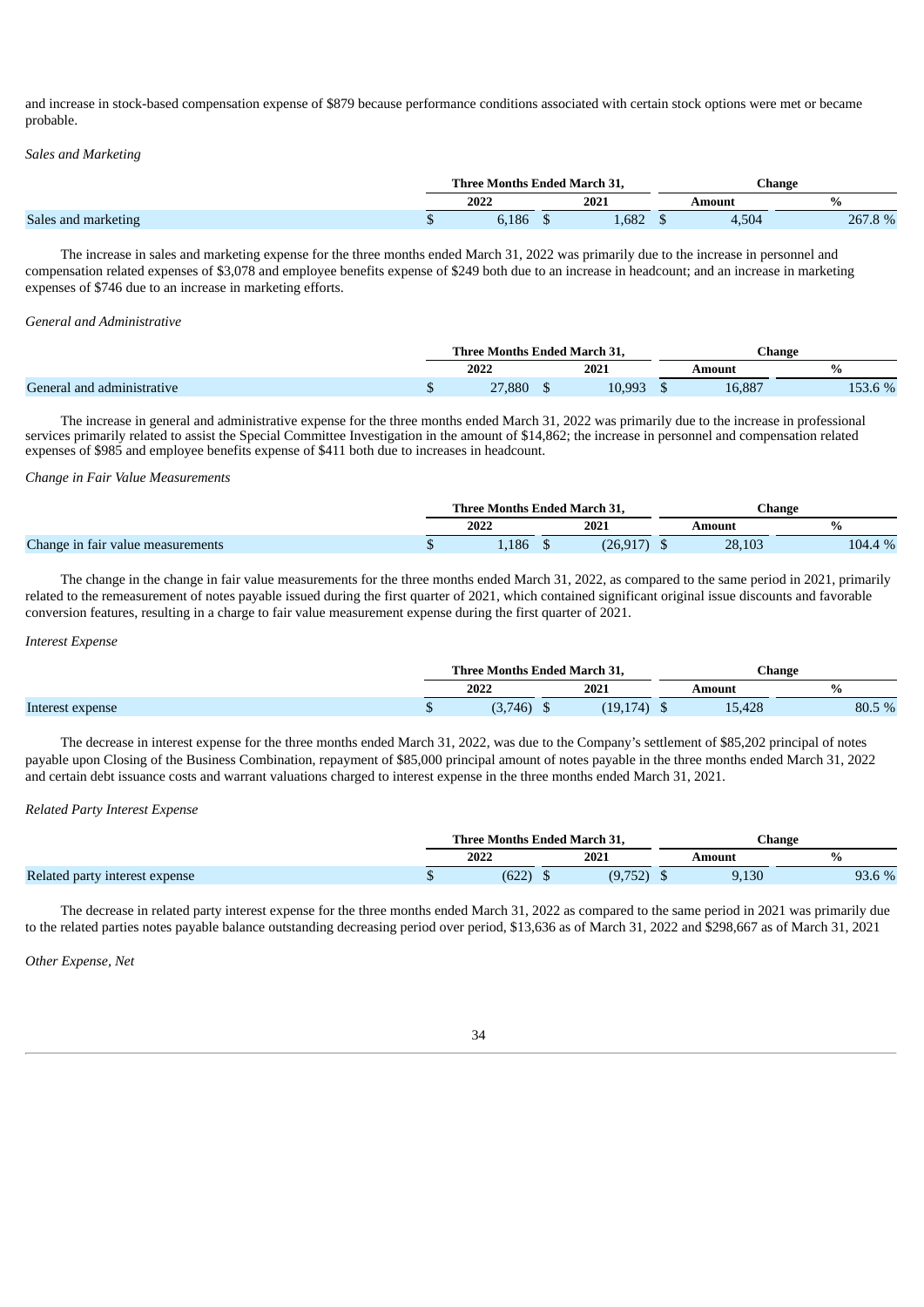and increase in stock-based compensation expense of $879 because performance conditions associated with certain stock options were met or became probable.

*Sales and Marketing*

| | Three Months Ended March 31, | | Change | |
|---|---|---|---|---|
| | 2022 | 2021 | Amount | % |
| Sales and marketing | $ 6,186 | $ 1,682 | $ 4,504 | 267.8 % |

The increase in sales and marketing expense for the three months ended March 31, 2022 was primarily due to the increase in personnel and compensation related expenses of $3,078 and employee benefits expense of $249 both due to an increase in headcount; and an increase in marketing expenses of $746 due to an increase in marketing efforts.

*General and Administrative*

| | Three Months Ended March 31, | | Change | |
|---|---|---|---|---|
| | 2022 | 2021 | Amount | % |
| General and administrative | $ 27,880 | $ 10,993 | $ 16,887 | 153.6 % |

The increase in general and administrative expense for the three months ended March 31, 2022 was primarily due to the increase in professional services primarily related to assist the Special Committee Investigation in the amount of $14,862; the increase in personnel and compensation related expenses of $985 and employee benefits expense of $411 both due to increases in headcount.

*Change in Fair Value Measurements*

| | Three Months Ended March 31, | | Change | |
|---|---|---|---|---|
| | 2022 | 2021 | Amount | % |
| Change in fair value measurements | $ 1,186 | $ (26,917) | $ 28,103 | 104.4 % |

The change in the change in fair value measurements for the three months ended March 31, 2022, as compared to the same period in 2021, primarily related to the remeasurement of notes payable issued during the first quarter of 2021, which contained significant original issue discounts and favorable conversion features, resulting in a charge to fair value measurement expense during the first quarter of 2021.

*Interest Expense*

| | Three Months Ended March 31, | | Change | |
|---|---|---|---|---|
| | 2022 | 2021 | Amount | % |
| Interest expense | $ (3,746) | $ (19,174) | $ 15,428 | 80.5 % |

The decrease in interest expense for the three months ended March 31, 2022, was due to the Company's settlement of $85,202 principal of notes payable upon Closing of the Business Combination, repayment of $85,000 principal amount of notes payable in the three months ended March 31, 2022 and certain debt issuance costs and warrant valuations charged to interest expense in the three months ended March 31, 2021.

*Related Party Interest Expense*

| | Three Months Ended March 31, | | Change | |
|---|---|---|---|---|
| | 2022 | 2021 | Amount | % |
| Related party interest expense | $ (622) | $ (9,752) | $ 9,130 | 93.6 % |

The decrease in related party interest expense for the three months ended March 31, 2022 as compared to the same period in 2021 was primarily due to the related parties notes payable balance outstanding decreasing period over period, $13,636 as of March 31, 2022 and $298,667 as of March 31, 2021

*Other Expense, Net*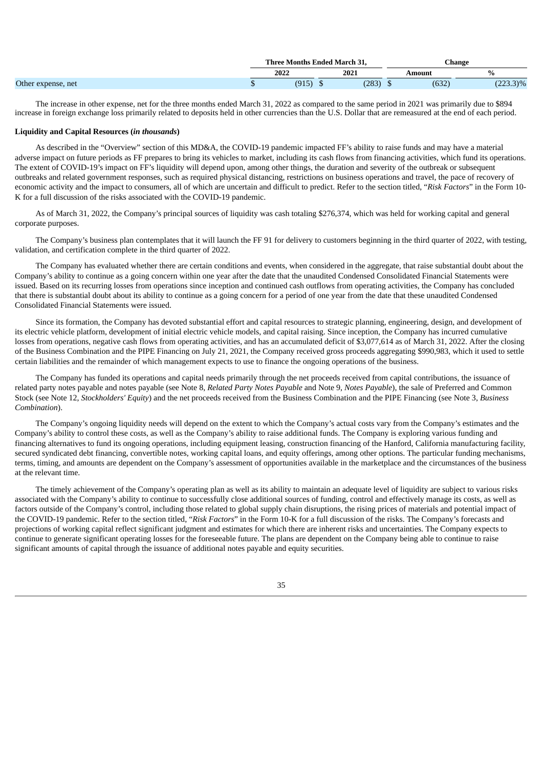| | Three Months Ended March 31, | | Change | |
|---|---|---|---|---|
| | 2022 | 2021 | Amount | % |
| Other expense, net | $ (915) | $ (283) | $ (632) | (223.3)% |

The increase in other expense, net for the three months ended March 31, 2022 as compared to the same period in 2021 was primarily due to $894 increase in foreign exchange loss primarily related to deposits held in other currencies than the U.S. Dollar that are remeasured at the end of each period.

**Liquidity and Capital Resources (*in thousands*)**

As described in the "Overview" section of this MD&A, the COVID-19 pandemic impacted FF's ability to raise funds and may have a material adverse impact on future periods as FF prepares to bring its vehicles to market, including its cash flows from financing activities, which fund its operations. The extent of COVID-19's impact on FF's liquidity will depend upon, among other things, the duration and severity of the outbreak or subsequent outbreaks and related government responses, such as required physical distancing, restrictions on business operations and travel, the pace of recovery of economic activity and the impact to consumers, all of which are uncertain and difficult to predict. Refer to the section titled, "*Risk Factors*" in the Form 10-K for a full discussion of the risks associated with the COVID-19 pandemic.

As of March 31, 2022, the Company's principal sources of liquidity was cash totaling $276,374, which was held for working capital and general corporate purposes.

The Company's business plan contemplates that it will launch the FF 91 for delivery to customers beginning in the third quarter of 2022, with testing, validation, and certification complete in the third quarter of 2022.

The Company has evaluated whether there are certain conditions and events, when considered in the aggregate, that raise substantial doubt about the Company's ability to continue as a going concern within one year after the date that the unaudited Condensed Consolidated Financial Statements were issued. Based on its recurring losses from operations since inception and continued cash outflows from operating activities, the Company has concluded that there is substantial doubt about its ability to continue as a going concern for a period of one year from the date that these unaudited Condensed Consolidated Financial Statements were issued.

Since its formation, the Company has devoted substantial effort and capital resources to strategic planning, engineering, design, and development of its electric vehicle platform, development of initial electric vehicle models, and capital raising. Since inception, the Company has incurred cumulative losses from operations, negative cash flows from operating activities, and has an accumulated deficit of $3,077,614 as of March 31, 2022. After the closing of the Business Combination and the PIPE Financing on July 21, 2021, the Company received gross proceeds aggregating $990,983, which it used to settle certain liabilities and the remainder of which management expects to use to finance the ongoing operations of the business.

The Company has funded its operations and capital needs primarily through the net proceeds received from capital contributions, the issuance of related party notes payable and notes payable (see Note 8, *Related Party Notes Payable* and Note 9, *Notes Payable*), the sale of Preferred and Common Stock (see Note 12, *Stockholders' Equity*) and the net proceeds received from the Business Combination and the PIPE Financing (see Note 3, *Business Combination*).

The Company's ongoing liquidity needs will depend on the extent to which the Company's actual costs vary from the Company's estimates and the Company's ability to control these costs, as well as the Company's ability to raise additional funds. The Company is exploring various funding and financing alternatives to fund its ongoing operations, including equipment leasing, construction financing of the Hanford, California manufacturing facility, secured syndicated debt financing, convertible notes, working capital loans, and equity offerings, among other options. The particular funding mechanisms, terms, timing, and amounts are dependent on the Company's assessment of opportunities available in the marketplace and the circumstances of the business at the relevant time.

The timely achievement of the Company's operating plan as well as its ability to maintain an adequate level of liquidity are subject to various risks associated with the Company's ability to continue to successfully close additional sources of funding, control and effectively manage its costs, as well as factors outside of the Company's control, including those related to global supply chain disruptions, the rising prices of materials and potential impact of the COVID-19 pandemic. Refer to the section titled, "*Risk Factors*" in the Form 10-K for a full discussion of the risks. The Company's forecasts and projections of working capital reflect significant judgment and estimates for which there are inherent risks and uncertainties. The Company expects to continue to generate significant operating losses for the foreseeable future. The plans are dependent on the Company being able to continue to raise significant amounts of capital through the issuance of additional notes payable and equity securities.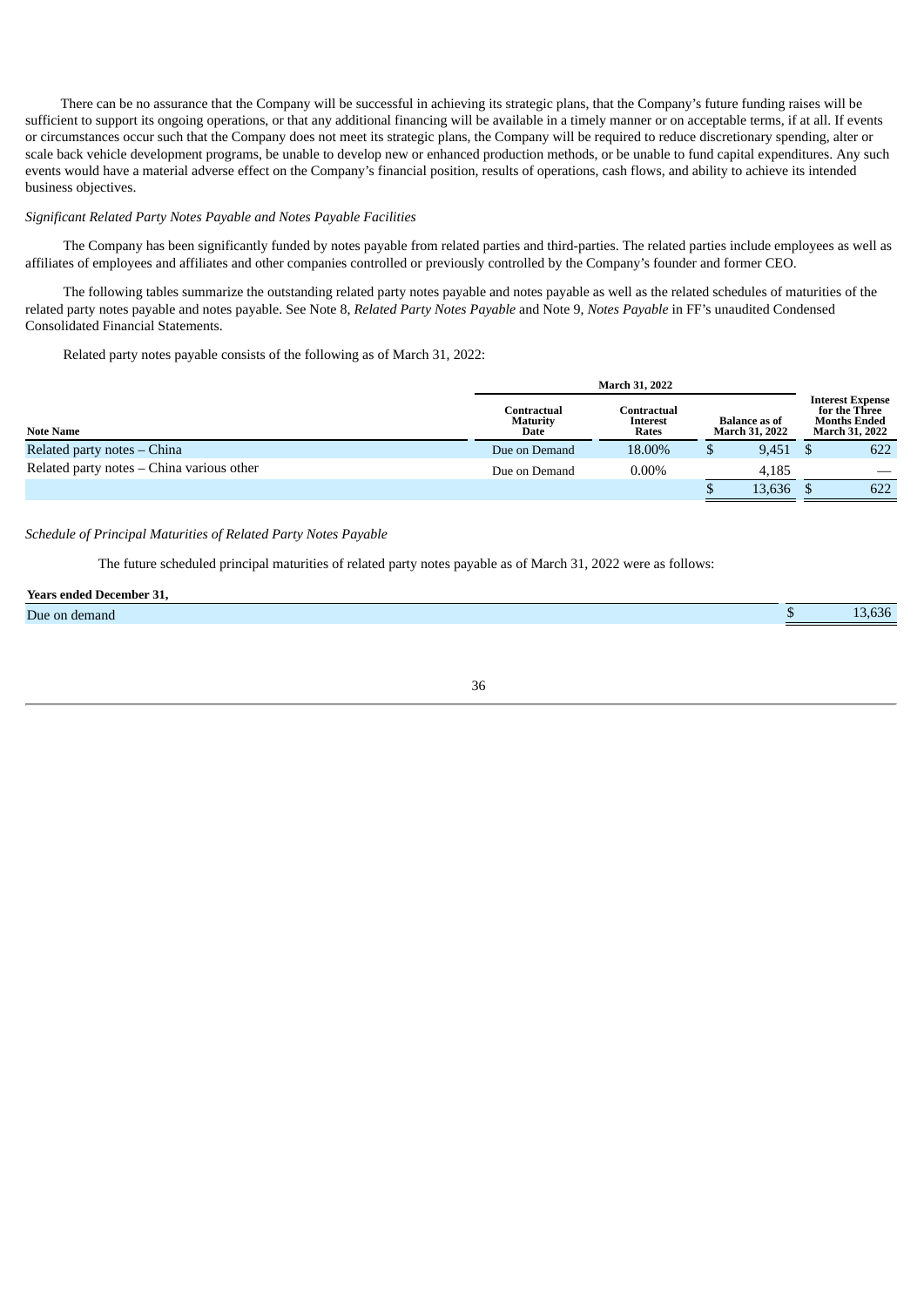There can be no assurance that the Company will be successful in achieving its strategic plans, that the Company's future funding raises will be sufficient to support its ongoing operations, or that any additional financing will be available in a timely manner or on acceptable terms, if at all. If events or circumstances occur such that the Company does not meet its strategic plans, the Company will be required to reduce discretionary spending, alter or scale back vehicle development programs, be unable to develop new or enhanced production methods, or be unable to fund capital expenditures. Any such events would have a material adverse effect on the Company's financial position, results of operations, cash flows, and ability to achieve its intended business objectives.

*Significant Related Party Notes Payable and Notes Payable Facilities*

The Company has been significantly funded by notes payable from related parties and third-parties. The related parties include employees as well as affiliates of employees and affiliates and other companies controlled or previously controlled by the Company's founder and former CEO.

The following tables summarize the outstanding related party notes payable and notes payable as well as the related schedules of maturities of the related party notes payable and notes payable. See Note 8, *Related Party Notes Payable* and Note 9, *Notes Payable* in FF's unaudited Condensed Consolidated Financial Statements.

Related party notes payable consists of the following as of March 31, 2022:

| | March 31, 2022 | | | |
|---|---|---|---|---|
| **Note Name** | **Contractual Maturity Date** | **Contractual Interest Rates** | **Balance as of March 31, 2022** | **Interest Expense for the Three Months Ended March 31, 2022** |
| Related party notes – China | Due on Demand | 18.00% | $ 9,451 | $ 622 |
| Related party notes – China various other | Due on Demand | 0.00% | 4,185 | — |
| | | | $ 13,636 | $ 622 |

*Schedule of Principal Maturities of Related Party Notes Payable*

The future scheduled principal maturities of related party notes payable as of March 31, 2022 were as follows:

| **Years ended December 31,** | |
|---|---|
| Due on demand | $ 13,636 |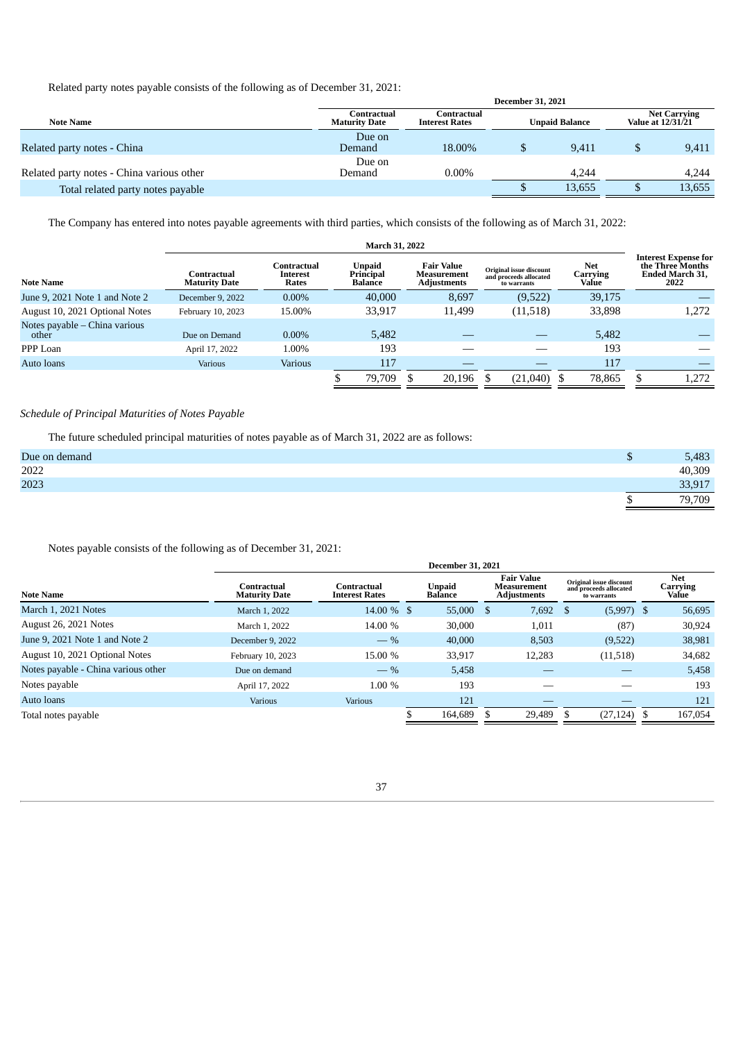Related party notes payable consists of the following as of December 31, 2021:

| | December 31, 2021 | | | |
|---|---|---|---|---|
| Note Name | Contractual Maturity Date | Contractual Interest Rates | Unpaid Balance | Net Carrying Value at 12/31/21 |
| Related party notes - China | Due on Demand | 18.00% | $ 9,411 | $ 9,411 |
| Related party notes - China various other | Due on Demand | 0.00% | 4,244 | 4,244 |
| Total related party notes payable | | | $ 13,655 | $ 13,655 |

The Company has entered into notes payable agreements with third parties, which consists of the following as of March 31, 2022:

| | March 31, 2022 | | | | | | |
|---|---|---|---|---|---|---|---|
| Note Name | Contractual Maturity Date | Contractual Interest Rates | Unpaid Principal Balance | Fair Value Measurement Adjustments | Original issue discount and proceeds allocated to warrants | Net Carrying Value | Interest Expense for the Three Months Ended March 31, 2022 |
| June 9, 2021 Note 1 and Note 2 | December 9, 2022 | 0.00% | 40,000 | 8,697 | (9,522) | 39,175 | — |
| August 10, 2021 Optional Notes | February 10, 2023 | 15.00% | 33,917 | 11,499 | (11,518) | 33,898 | 1,272 |
| Notes payable – China various other | Due on Demand | 0.00% | 5,482 | — | — | 5,482 | — |
| PPP Loan | April 17, 2022 | 1.00% | 193 | — | — | 193 | — |
| Auto loans | Various | Various | 117 | — | — | 117 | — |
| | | | $ 79,709 | $ 20,196 | $ (21,040) | $ 78,865 | $ 1,272 |

*Schedule of Principal Maturities of Notes Payable*

The future scheduled principal maturities of notes payable as of March 31, 2022 are as follows:

| | |
|---|---|
| Due on demand | $ 5,483 |
| 2022 | 40,309 |
| 2023 | 33,917 |
| | $ 79,709 |

Notes payable consists of the following as of December 31, 2021:

| | December 31, 2021 | | | | | |
|---|---|---|---|---|---|---|
| Note Name | Contractual Maturity Date | Contractual Interest Rates | Unpaid Balance | Fair Value Measurement Adjustments | Original issue discount and proceeds allocated to warrants | Net Carrying Value |
| March 1, 2021 Notes | March 1, 2022 | 14.00 % | $ 55,000 | $ 7,692 | $ (5,997) | $ 56,695 |
| August 26, 2021 Notes | March 1, 2022 | 14.00 % | 30,000 | 1,011 | (87) | 30,924 |
| June 9, 2021 Note 1 and Note 2 | December 9, 2022 | — % | 40,000 | 8,503 | (9,522) | 38,981 |
| August 10, 2021 Optional Notes | February 10, 2023 | 15.00 % | 33,917 | 12,283 | (11,518) | 34,682 |
| Notes payable - China various other | Due on demand | — % | 5,458 | — | — | 5,458 |
| Notes payable | April 17, 2022 | 1.00 % | 193 | — | — | 193 |
| Auto loans | Various | Various | 121 | — | — | 121 |
| Total notes payable | | | $ 164,689 | $ 29,489 | $ (27,124) | $ 167,054 |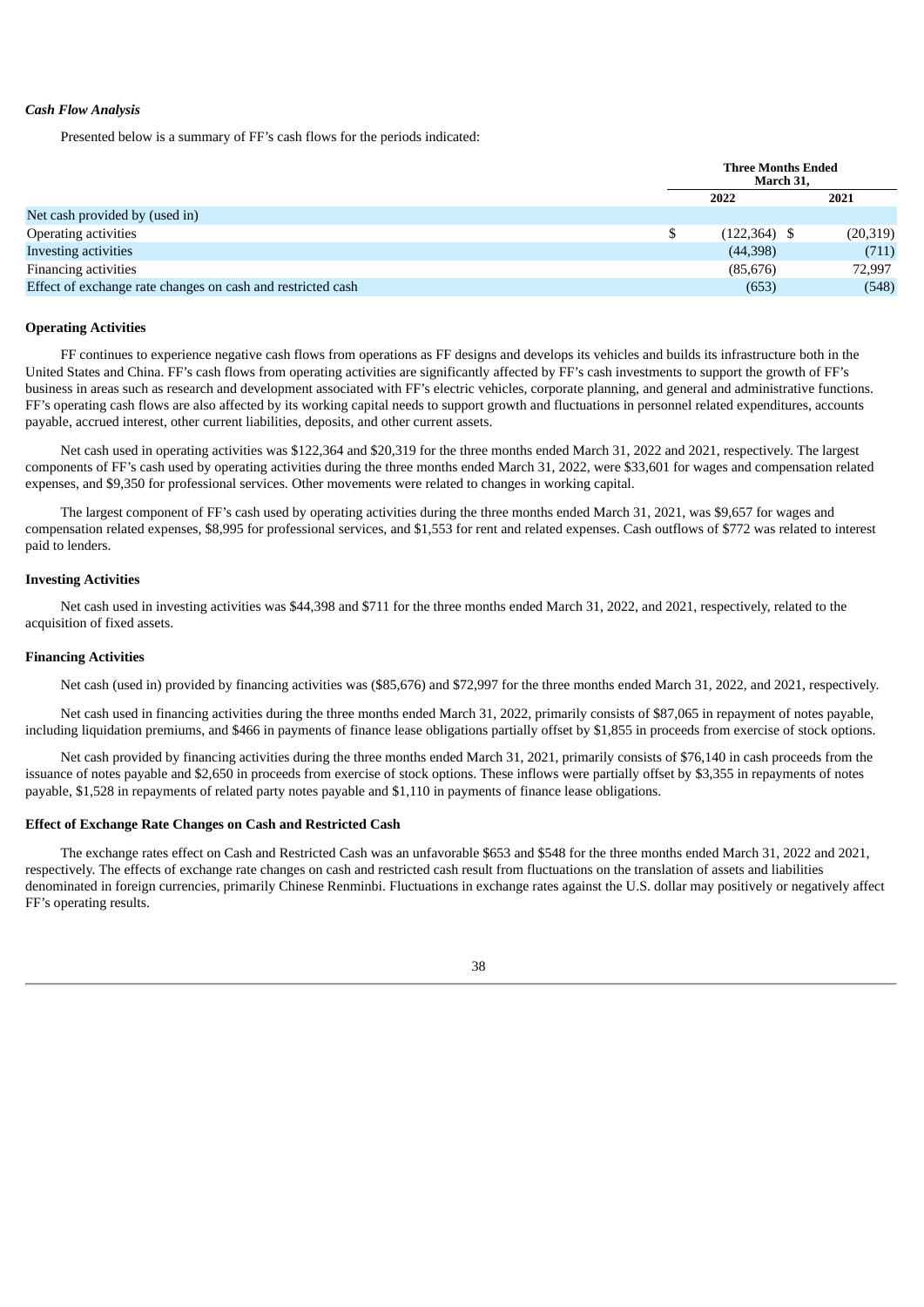*Cash Flow Analysis*

Presented below is a summary of FF's cash flows for the periods indicated:

| | Three Months Ended March 31, | |
|---|---|---|
| | 2022 | 2021 |
| Net cash provided by (used in) | | |
| Operating activities | $ (122,364) | $ (20,319) |
| Investing activities | (44,398) | (711) |
| Financing activities | (85,676) | 72,997 |
| Effect of exchange rate changes on cash and restricted cash | (653) | (548) |

**Operating Activities**

FF continues to experience negative cash flows from operations as FF designs and develops its vehicles and builds its infrastructure both in the United States and China. FF's cash flows from operating activities are significantly affected by FF's cash investments to support the growth of FF's business in areas such as research and development associated with FF's electric vehicles, corporate planning, and general and administrative functions. FF's operating cash flows are also affected by its working capital needs to support growth and fluctuations in personnel related expenditures, accounts payable, accrued interest, other current liabilities, deposits, and other current assets.

Net cash used in operating activities was $122,364 and $20,319 for the three months ended March 31, 2022 and 2021, respectively. The largest components of FF's cash used by operating activities during the three months ended March 31, 2022, were $33,601 for wages and compensation related expenses, and $9,350 for professional services. Other movements were related to changes in working capital.

The largest component of FF's cash used by operating activities during the three months ended March 31, 2021, was $9,657 for wages and compensation related expenses, $8,995 for professional services, and $1,553 for rent and related expenses. Cash outflows of $772 was related to interest paid to lenders.

**Investing Activities**

Net cash used in investing activities was $44,398 and $711 for the three months ended March 31, 2022, and 2021, respectively, related to the acquisition of fixed assets.

**Financing Activities**

Net cash (used in) provided by financing activities was ($85,676) and $72,997 for the three months ended March 31, 2022, and 2021, respectively.

Net cash used in financing activities during the three months ended March 31, 2022, primarily consists of $87,065 in repayment of notes payable, including liquidation premiums, and $466 in payments of finance lease obligations partially offset by $1,855 in proceeds from exercise of stock options.

Net cash provided by financing activities during the three months ended March 31, 2021, primarily consists of $76,140 in cash proceeds from the issuance of notes payable and $2,650 in proceeds from exercise of stock options. These inflows were partially offset by $3,355 in repayments of notes payable, $1,528 in repayments of related party notes payable and $1,110 in payments of finance lease obligations.

**Effect of Exchange Rate Changes on Cash and Restricted Cash**

The exchange rates effect on Cash and Restricted Cash was an unfavorable $653 and $548 for the three months ended March 31, 2022 and 2021, respectively. The effects of exchange rate changes on cash and restricted cash result from fluctuations on the translation of assets and liabilities denominated in foreign currencies, primarily Chinese Renminbi. Fluctuations in exchange rates against the U.S. dollar may positively or negatively affect FF's operating results.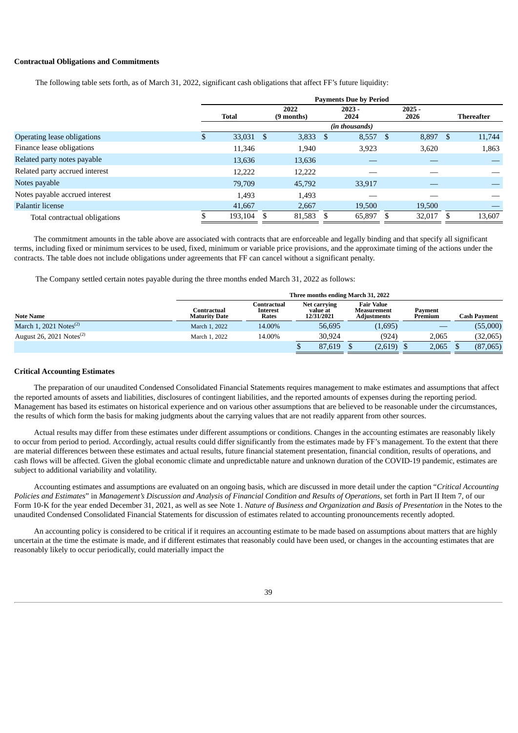**Contractual Obligations and Commitments**

The following table sets forth, as of March 31, 2022, significant cash obligations that affect FF's future liquidity:

| | Payments Due by Period | | | | |
|---|---|---|---|---|---|
| | Total | 2022 (9 months) | 2023 - 2024 | 2025 - 2026 | Thereafter |
| | *(in thousands)* | | | | |
| Operating lease obligations | $ 33,031 | $ 3,833 | $ 8,557 | $ 8,897 | $ 11,744 |
| Finance lease obligations | 11,346 | 1,940 | 3,923 | 3,620 | 1,863 |
| Related party notes payable | 13,636 | 13,636 | — | — | — |
| Related party accrued interest | 12,222 | 12,222 | — | — | — |
| Notes payable | 79,709 | 45,792 | 33,917 | — | — |
| Notes payable accrued interest | 1,493 | 1,493 | — | — | — |
| Palantir license | 41,667 | 2,667 | 19,500 | 19,500 | — |
| Total contractual obligations | $ 193,104 | $ 81,583 | $ 65,897 | $ 32,017 | $ 13,607 |

The commitment amounts in the table above are associated with contracts that are enforceable and legally binding and that specify all significant terms, including fixed or minimum services to be used, fixed, minimum or variable price provisions, and the approximate timing of the actions under the contracts. The table does not include obligations under agreements that FF can cancel without a significant penalty.

The Company settled certain notes payable during the three months ended March 31, 2022 as follows:

| | Three months ending March 31, 2022 | | | | | |
|---|---|---|---|---|---|---|
| Note Name | Contractual Maturity Date | Contractual Interest Rates | Net carrying value at 12/31/2021 | Fair Value Measurement Adjustments | Payment Premium | Cash Payment |
| March 1, 2021 Notes[(2)] | March 1, 2022 | 14.00% | 56,695 | (1,695) | — | (55,000) |
| August 26, 2021 Notes[(2)] | March 1, 2022 | 14.00% | 30,924 | (924) | 2,065 | (32,065) |
| | | | $ 87,619 | $ (2,619) | $ 2,065 | $ (87,065) |

**Critical Accounting Estimates**

The preparation of our unaudited Condensed Consolidated Financial Statements requires management to make estimates and assumptions that affect the reported amounts of assets and liabilities, disclosures of contingent liabilities, and the reported amounts of expenses during the reporting period. Management has based its estimates on historical experience and on various other assumptions that are believed to be reasonable under the circumstances, the results of which form the basis for making judgments about the carrying values that are not readily apparent from other sources.

Actual results may differ from these estimates under different assumptions or conditions. Changes in the accounting estimates are reasonably likely to occur from period to period. Accordingly, actual results could differ significantly from the estimates made by FF's management. To the extent that there are material differences between these estimates and actual results, future financial statement presentation, financial condition, results of operations, and cash flows will be affected. Given the global economic climate and unpredictable nature and unknown duration of the COVID-19 pandemic, estimates are subject to additional variability and volatility.

Accounting estimates and assumptions are evaluated on an ongoing basis, which are discussed in more detail under the caption "*Critical Accounting Policies and Estimates*" in *Management's Discussion and Analysis of Financial Condition and Results of Operations*, set forth in Part II Item 7, of our Form 10-K for the year ended December 31, 2021, as well as see Note 1. *Nature of Business and Organization and Basis of Presentation* in the Notes to the unaudited Condensed Consolidated Financial Statements for discussion of estimates related to accounting pronouncements recently adopted.

An accounting policy is considered to be critical if it requires an accounting estimate to be made based on assumptions about matters that are highly uncertain at the time the estimate is made, and if different estimates that reasonably could have been used, or changes in the accounting estimates that are reasonably likely to occur periodically, could materially impact the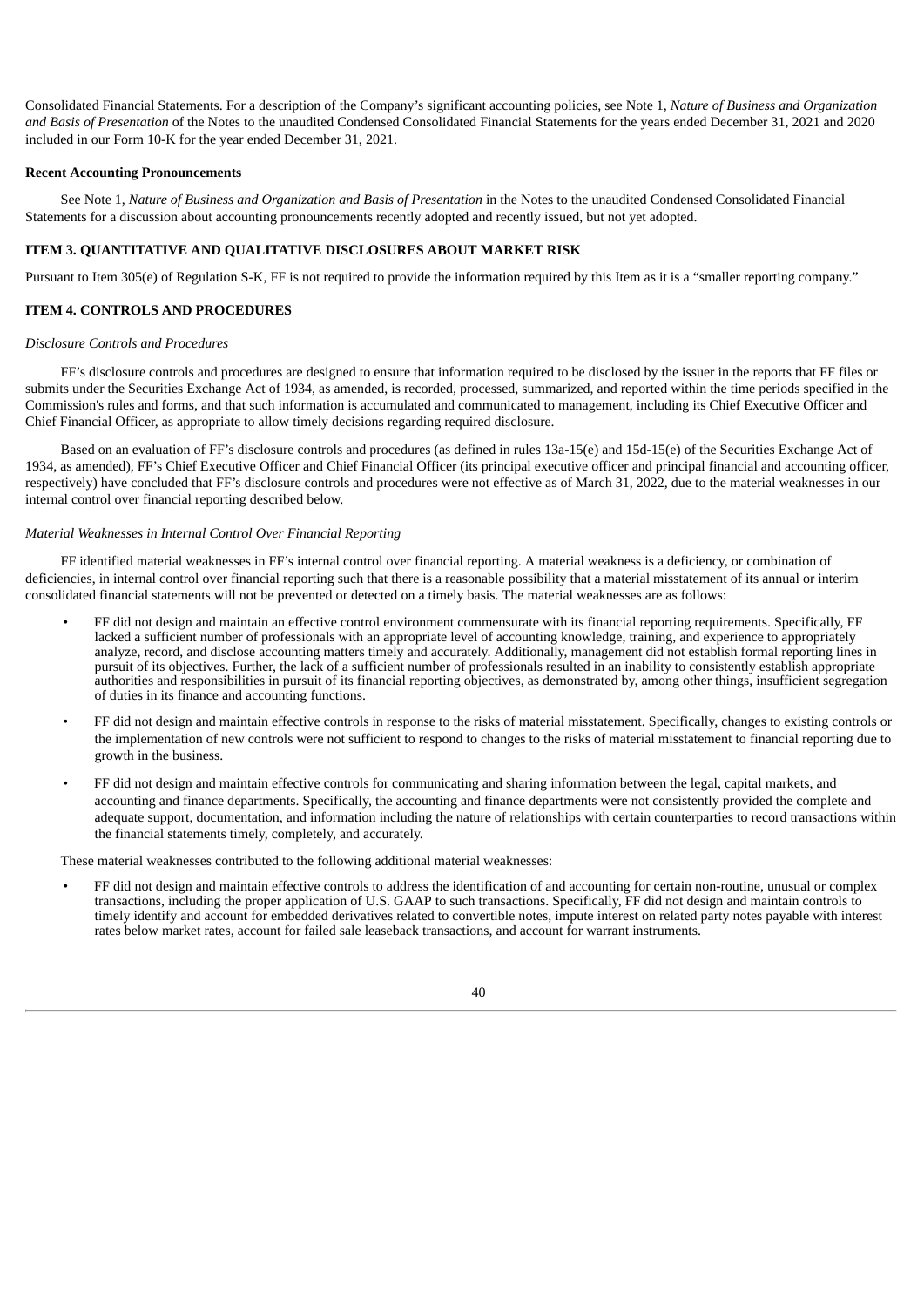Consolidated Financial Statements. For a description of the Company's significant accounting policies, see Note 1, *Nature of Business and Organization and Basis of Presentation* of the Notes to the unaudited Condensed Consolidated Financial Statements for the years ended December 31, 2021 and 2020 included in our Form 10-K for the year ended December 31, 2021.

**Recent Accounting Pronouncements**

See Note 1, *Nature of Business and Organization and Basis of Presentation* in the Notes to the unaudited Condensed Consolidated Financial Statements for a discussion about accounting pronouncements recently adopted and recently issued, but not yet adopted.

## ITEM 3. QUANTITATIVE AND QUALITATIVE DISCLOSURES ABOUT MARKET RISK

Pursuant to Item 305(e) of Regulation S-K, FF is not required to provide the information required by this Item as it is a "smaller reporting company."

## ITEM 4. CONTROLS AND PROCEDURES

*Disclosure Controls and Procedures*

FF's disclosure controls and procedures are designed to ensure that information required to be disclosed by the issuer in the reports that FF files or submits under the Securities Exchange Act of 1934, as amended, is recorded, processed, summarized, and reported within the time periods specified in the Commission's rules and forms, and that such information is accumulated and communicated to management, including its Chief Executive Officer and Chief Financial Officer, as appropriate to allow timely decisions regarding required disclosure.

Based on an evaluation of FF's disclosure controls and procedures (as defined in rules 13a-15(e) and 15d-15(e) of the Securities Exchange Act of 1934, as amended), FF's Chief Executive Officer and Chief Financial Officer (its principal executive officer and principal financial and accounting officer, respectively) have concluded that FF's disclosure controls and procedures were not effective as of March 31, 2022, due to the material weaknesses in our internal control over financial reporting described below.

*Material Weaknesses in Internal Control Over Financial Reporting*

FF identified material weaknesses in FF's internal control over financial reporting. A material weakness is a deficiency, or combination of deficiencies, in internal control over financial reporting such that there is a reasonable possibility that a material misstatement of its annual or interim consolidated financial statements will not be prevented or detected on a timely basis. The material weaknesses are as follows:

- FF did not design and maintain an effective control environment commensurate with its financial reporting requirements. Specifically, FF lacked a sufficient number of professionals with an appropriate level of accounting knowledge, training, and experience to appropriately analyze, record, and disclose accounting matters timely and accurately. Additionally, management did not establish formal reporting lines in pursuit of its objectives. Further, the lack of a sufficient number of professionals resulted in an inability to consistently establish appropriate authorities and responsibilities in pursuit of its financial reporting objectives, as demonstrated by, among other things, insufficient segregation of duties in its finance and accounting functions.
- FF did not design and maintain effective controls in response to the risks of material misstatement. Specifically, changes to existing controls or the implementation of new controls were not sufficient to respond to changes to the risks of material misstatement to financial reporting due to growth in the business.
- FF did not design and maintain effective controls for communicating and sharing information between the legal, capital markets, and accounting and finance departments. Specifically, the accounting and finance departments were not consistently provided the complete and adequate support, documentation, and information including the nature of relationships with certain counterparties to record transactions within the financial statements timely, completely, and accurately.

These material weaknesses contributed to the following additional material weaknesses:

- FF did not design and maintain effective controls to address the identification of and accounting for certain non-routine, unusual or complex transactions, including the proper application of U.S. GAAP to such transactions. Specifically, FF did not design and maintain controls to timely identify and account for embedded derivatives related to convertible notes, impute interest on related party notes payable with interest rates below market rates, account for failed sale leaseback transactions, and account for warrant instruments.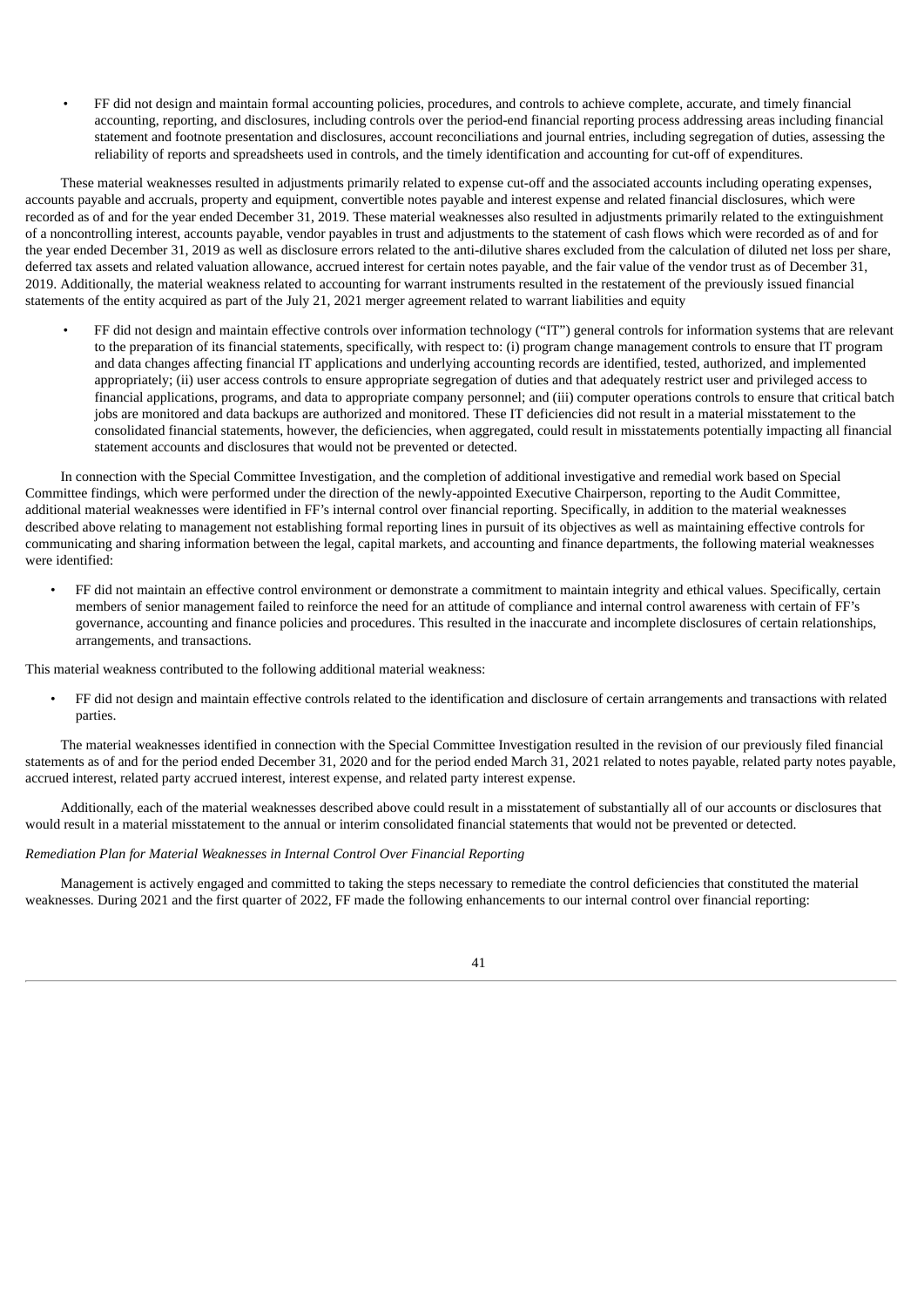- FF did not design and maintain formal accounting policies, procedures, and controls to achieve complete, accurate, and timely financial accounting, reporting, and disclosures, including controls over the period-end financial reporting process addressing areas including financial statement and footnote presentation and disclosures, account reconciliations and journal entries, including segregation of duties, assessing the reliability of reports and spreadsheets used in controls, and the timely identification and accounting for cut-off of expenditures.

These material weaknesses resulted in adjustments primarily related to expense cut-off and the associated accounts including operating expenses, accounts payable and accruals, property and equipment, convertible notes payable and interest expense and related financial disclosures, which were recorded as of and for the year ended December 31, 2019. These material weaknesses also resulted in adjustments primarily related to the extinguishment of a noncontrolling interest, accounts payable, vendor payables in trust and adjustments to the statement of cash flows which were recorded as of and for the year ended December 31, 2019 as well as disclosure errors related to the anti-dilutive shares excluded from the calculation of diluted net loss per share, deferred tax assets and related valuation allowance, accrued interest for certain notes payable, and the fair value of the vendor trust as of December 31, 2019. Additionally, the material weakness related to accounting for warrant instruments resulted in the restatement of the previously issued financial statements of the entity acquired as part of the July 21, 2021 merger agreement related to warrant liabilities and equity

- FF did not design and maintain effective controls over information technology ("IT") general controls for information systems that are relevant to the preparation of its financial statements, specifically, with respect to: (i) program change management controls to ensure that IT program and data changes affecting financial IT applications and underlying accounting records are identified, tested, authorized, and implemented appropriately; (ii) user access controls to ensure appropriate segregation of duties and that adequately restrict user and privileged access to financial applications, programs, and data to appropriate company personnel; and (iii) computer operations controls to ensure that critical batch jobs are monitored and data backups are authorized and monitored. These IT deficiencies did not result in a material misstatement to the consolidated financial statements, however, the deficiencies, when aggregated, could result in misstatements potentially impacting all financial statement accounts and disclosures that would not be prevented or detected.

In connection with the Special Committee Investigation, and the completion of additional investigative and remedial work based on Special Committee findings, which were performed under the direction of the newly-appointed Executive Chairperson, reporting to the Audit Committee, additional material weaknesses were identified in FF's internal control over financial reporting. Specifically, in addition to the material weaknesses described above relating to management not establishing formal reporting lines in pursuit of its objectives as well as maintaining effective controls for communicating and sharing information between the legal, capital markets, and accounting and finance departments, the following material weaknesses were identified:

- FF did not maintain an effective control environment or demonstrate a commitment to maintain integrity and ethical values. Specifically, certain members of senior management failed to reinforce the need for an attitude of compliance and internal control awareness with certain of FF's governance, accounting and finance policies and procedures. This resulted in the inaccurate and incomplete disclosures of certain relationships, arrangements, and transactions.

This material weakness contributed to the following additional material weakness:

- FF did not design and maintain effective controls related to the identification and disclosure of certain arrangements and transactions with related parties.

The material weaknesses identified in connection with the Special Committee Investigation resulted in the revision of our previously filed financial statements as of and for the period ended December 31, 2020 and for the period ended March 31, 2021 related to notes payable, related party notes payable, accrued interest, related party accrued interest, interest expense, and related party interest expense.

Additionally, each of the material weaknesses described above could result in a misstatement of substantially all of our accounts or disclosures that would result in a material misstatement to the annual or interim consolidated financial statements that would not be prevented or detected.

*Remediation Plan for Material Weaknesses in Internal Control Over Financial Reporting*

Management is actively engaged and committed to taking the steps necessary to remediate the control deficiencies that constituted the material weaknesses. During 2021 and the first quarter of 2022, FF made the following enhancements to our internal control over financial reporting: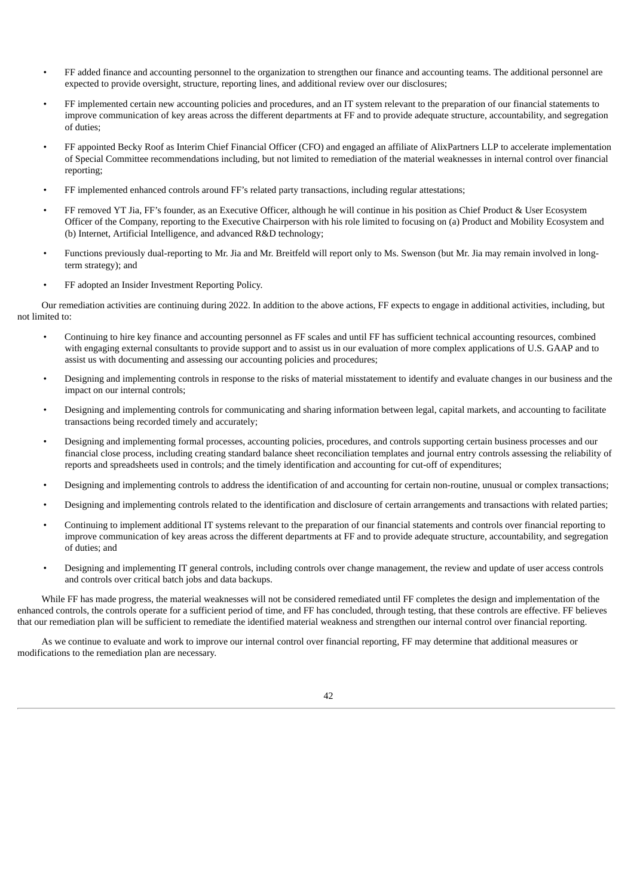- FF added finance and accounting personnel to the organization to strengthen our finance and accounting teams. The additional personnel are expected to provide oversight, structure, reporting lines, and additional review over our disclosures;
- FF implemented certain new accounting policies and procedures, and an IT system relevant to the preparation of our financial statements to improve communication of key areas across the different departments at FF and to provide adequate structure, accountability, and segregation of duties;
- FF appointed Becky Roof as Interim Chief Financial Officer (CFO) and engaged an affiliate of AlixPartners LLP to accelerate implementation of Special Committee recommendations including, but not limited to remediation of the material weaknesses in internal control over financial reporting;
- FF implemented enhanced controls around FF's related party transactions, including regular attestations;
- FF removed YT Jia, FF's founder, as an Executive Officer, although he will continue in his position as Chief Product & User Ecosystem Officer of the Company, reporting to the Executive Chairperson with his role limited to focusing on (a) Product and Mobility Ecosystem and (b) Internet, Artificial Intelligence, and advanced R&D technology;
- Functions previously dual-reporting to Mr. Jia and Mr. Breitfeld will report only to Ms. Swenson (but Mr. Jia may remain involved in long-term strategy); and
- FF adopted an Insider Investment Reporting Policy.

Our remediation activities are continuing during 2022. In addition to the above actions, FF expects to engage in additional activities, including, but not limited to:

- Continuing to hire key finance and accounting personnel as FF scales and until FF has sufficient technical accounting resources, combined with engaging external consultants to provide support and to assist us in our evaluation of more complex applications of U.S. GAAP and to assist us with documenting and assessing our accounting policies and procedures;
- Designing and implementing controls in response to the risks of material misstatement to identify and evaluate changes in our business and the impact on our internal controls;
- Designing and implementing controls for communicating and sharing information between legal, capital markets, and accounting to facilitate transactions being recorded timely and accurately;
- Designing and implementing formal processes, accounting policies, procedures, and controls supporting certain business processes and our financial close process, including creating standard balance sheet reconciliation templates and journal entry controls assessing the reliability of reports and spreadsheets used in controls; and the timely identification and accounting for cut-off of expenditures;
- Designing and implementing controls to address the identification of and accounting for certain non-routine, unusual or complex transactions;
- Designing and implementing controls related to the identification and disclosure of certain arrangements and transactions with related parties;
- Continuing to implement additional IT systems relevant to the preparation of our financial statements and controls over financial reporting to improve communication of key areas across the different departments at FF and to provide adequate structure, accountability, and segregation of duties; and
- Designing and implementing IT general controls, including controls over change management, the review and update of user access controls and controls over critical batch jobs and data backups.

While FF has made progress, the material weaknesses will not be considered remediated until FF completes the design and implementation of the enhanced controls, the controls operate for a sufficient period of time, and FF has concluded, through testing, that these controls are effective. FF believes that our remediation plan will be sufficient to remediate the identified material weakness and strengthen our internal control over financial reporting.

As we continue to evaluate and work to improve our internal control over financial reporting, FF may determine that additional measures or modifications to the remediation plan are necessary.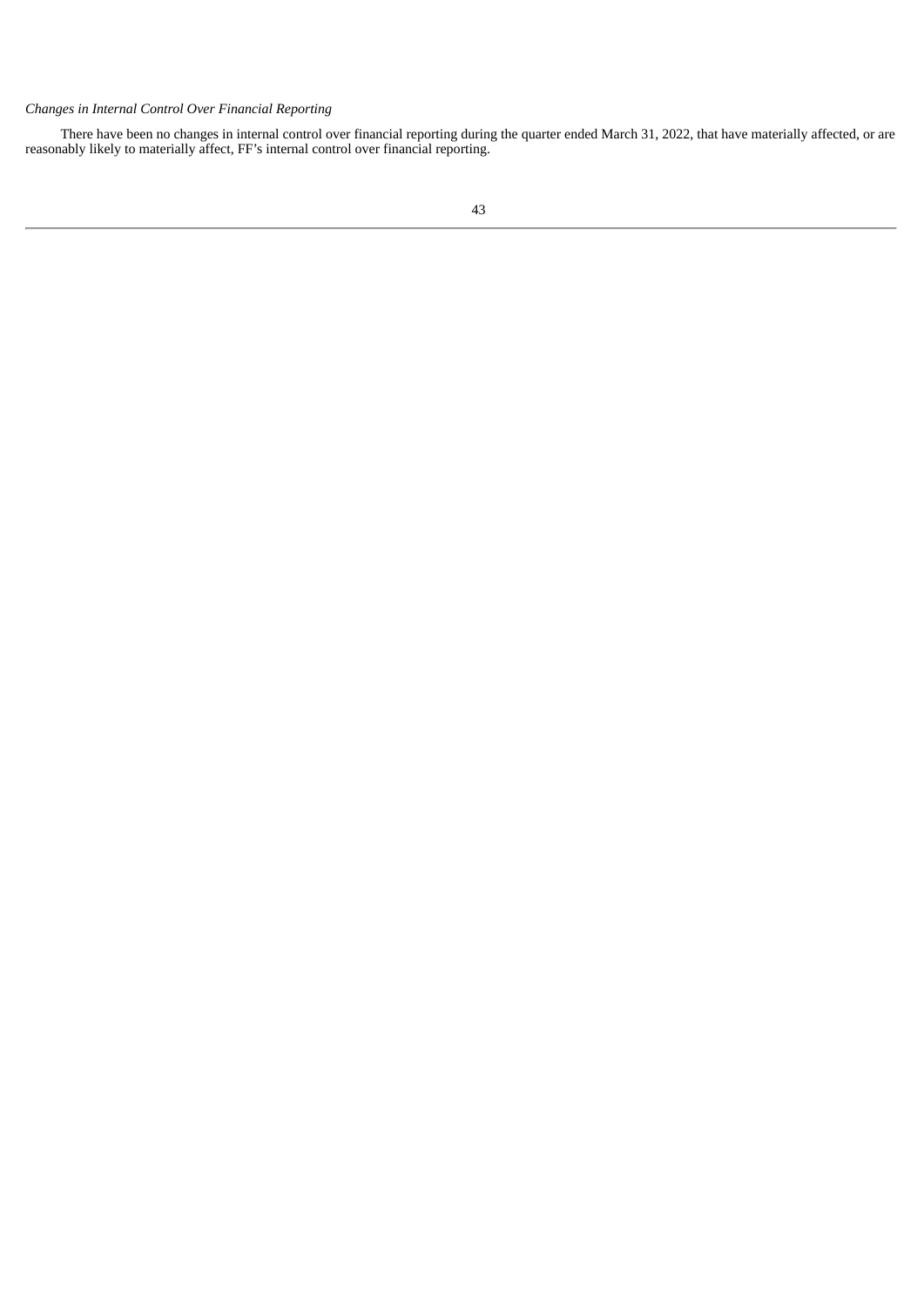*Changes in Internal Control Over Financial Reporting*

There have been no changes in internal control over financial reporting during the quarter ended March 31, 2022, that have materially affected, or are reasonably likely to materially affect, FF's internal control over financial reporting.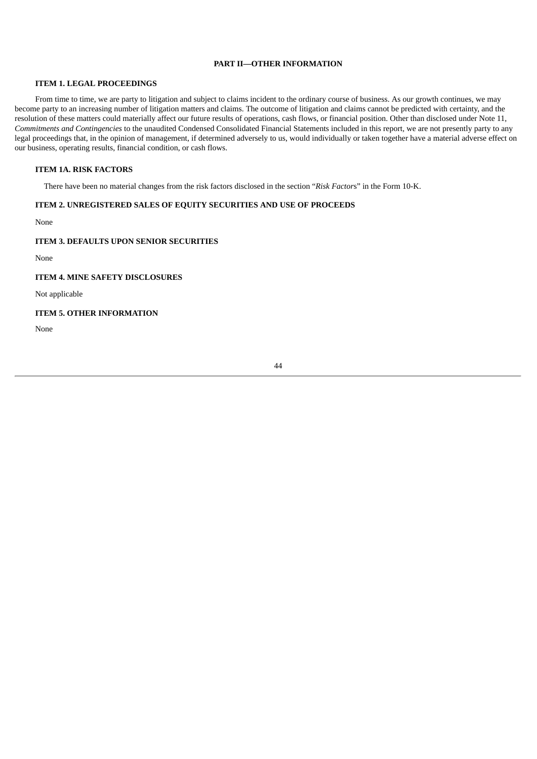## PART II—OTHER INFORMATION

### ITEM 1. LEGAL PROCEEDINGS

From time to time, we are party to litigation and subject to claims incident to the ordinary course of business. As our growth continues, we may become party to an increasing number of litigation matters and claims. The outcome of litigation and claims cannot be predicted with certainty, and the resolution of these matters could materially affect our future results of operations, cash flows, or financial position. Other than disclosed under Note 11, *Commitments and Contingencies* to the unaudited Condensed Consolidated Financial Statements included in this report, we are not presently party to any legal proceedings that, in the opinion of management, if determined adversely to us, would individually or taken together have a material adverse effect on our business, operating results, financial condition, or cash flows.

### ITEM 1A. RISK FACTORS

There have been no material changes from the risk factors disclosed in the section "*Risk Factors*" in the Form 10-K.

### ITEM 2. UNREGISTERED SALES OF EQUITY SECURITIES AND USE OF PROCEEDS

None

### ITEM 3. DEFAULTS UPON SENIOR SECURITIES

None

### ITEM 4. MINE SAFETY DISCLOSURES

Not applicable

### ITEM 5. OTHER INFORMATION

None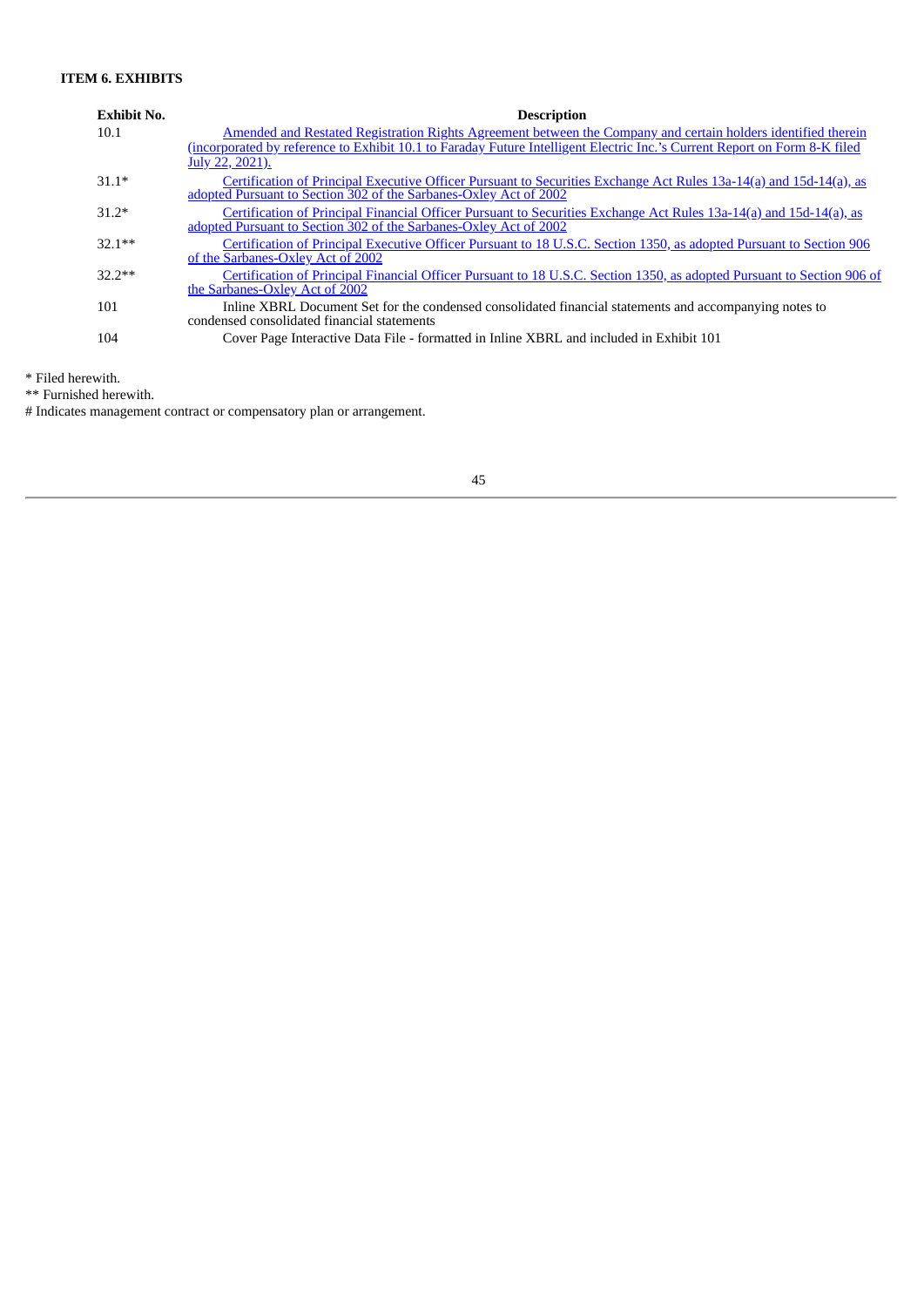**ITEM 6. EXHIBITS**

| Exhibit No. | Description |
|---|---|
| 10.1 | Amended and Restated Registration Rights Agreement between the Company and certain holders identified therein (incorporated by reference to Exhibit 10.1 to Faraday Future Intelligent Electric Inc.'s Current Report on Form 8-K filed July 22, 2021). |
| 31.1* | Certification of Principal Executive Officer Pursuant to Securities Exchange Act Rules 13a-14(a) and 15d-14(a), as adopted Pursuant to Section 302 of the Sarbanes-Oxley Act of 2002 |
| 31.2* | Certification of Principal Financial Officer Pursuant to Securities Exchange Act Rules 13a-14(a) and 15d-14(a), as adopted Pursuant to Section 302 of the Sarbanes-Oxley Act of 2002 |
| 32.1** | Certification of Principal Executive Officer Pursuant to 18 U.S.C. Section 1350, as adopted Pursuant to Section 906 of the Sarbanes-Oxley Act of 2002 |
| 32.2** | Certification of Principal Financial Officer Pursuant to 18 U.S.C. Section 1350, as adopted Pursuant to Section 906 of the Sarbanes-Oxley Act of 2002 |
| 101 | Inline XBRL Document Set for the condensed consolidated financial statements and accompanying notes to condensed consolidated financial statements |
| 104 | Cover Page Interactive Data File - formatted in Inline XBRL and included in Exhibit 101 |

\* Filed herewith.

\** Furnished herewith.

\# Indicates management contract or compensatory plan or arrangement.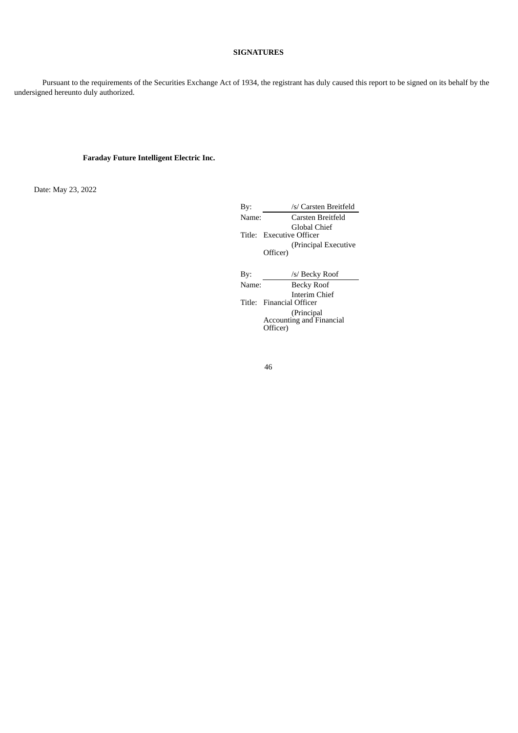**SIGNATURES**

Pursuant to the requirements of the Securities Exchange Act of 1934, the registrant has duly caused this report to be signed on its behalf by the undersigned hereunto duly authorized.

**Faraday Future Intelligent Electric Inc.**

Date: May 23, 2022

| | |
|---|---|
| By: | /s/ Carsten Breitfeld |
| Name: | Carsten Breitfeld |
| Title: | Global Chief Executive Officer (Principal Executive Officer) |

| | |
|---|---|
| By: | /s/ Becky Roof |
| Name: | Becky Roof |
| Title: | Interim Chief Financial Officer (Principal Accounting and Financial Officer) |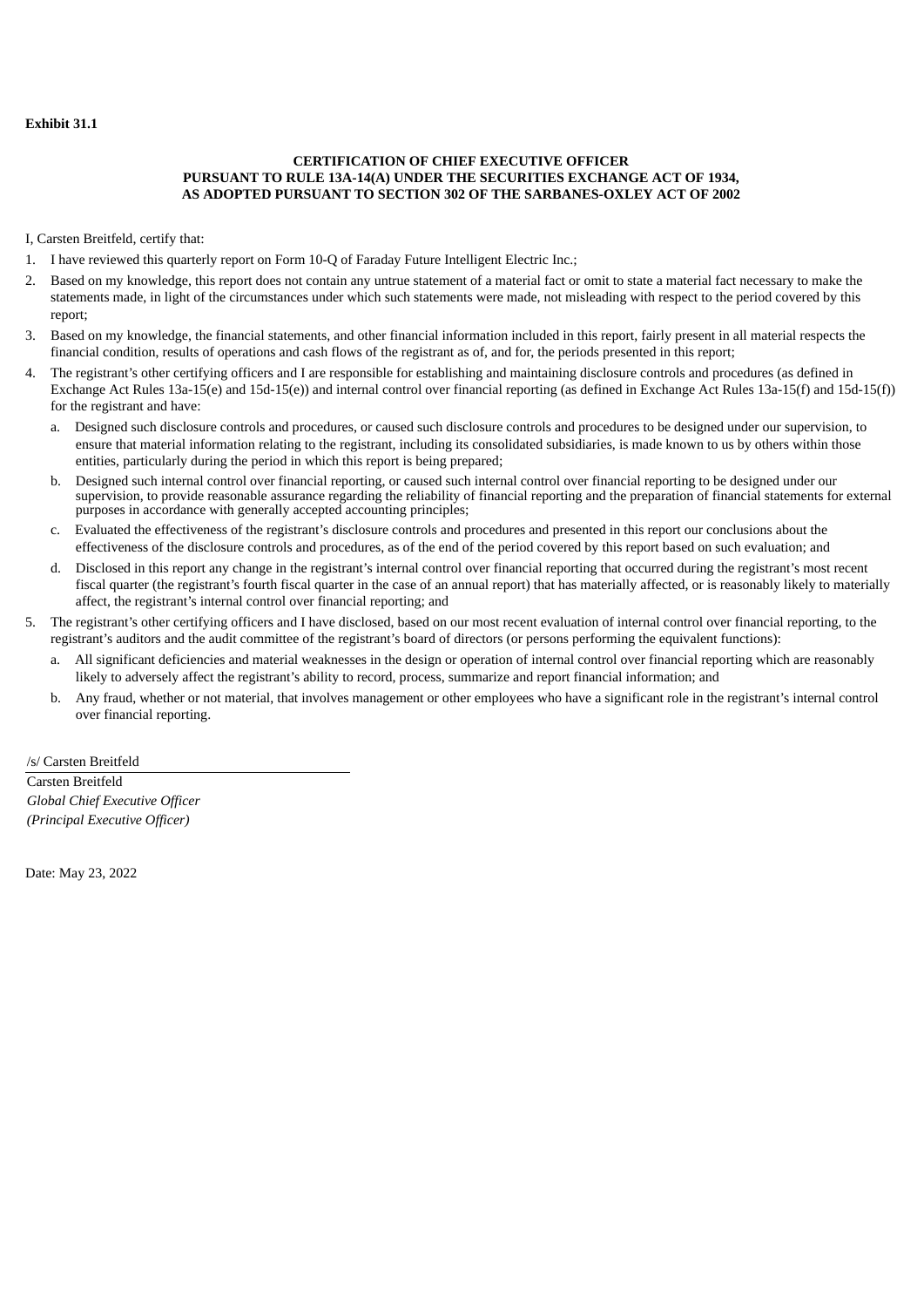**Exhibit 31.1**

**CERTIFICATION OF CHIEF EXECUTIVE OFFICER**
**PURSUANT TO RULE 13A-14(A) UNDER THE SECURITIES EXCHANGE ACT OF 1934,**
**AS ADOPTED PURSUANT TO SECTION 302 OF THE SARBANES-OXLEY ACT OF 2002**

I, Carsten Breitfeld, certify that:

1. I have reviewed this quarterly report on Form 10-Q of Faraday Future Intelligent Electric Inc.;
2. Based on my knowledge, this report does not contain any untrue statement of a material fact or omit to state a material fact necessary to make the statements made, in light of the circumstances under which such statements were made, not misleading with respect to the period covered by this report;
3. Based on my knowledge, the financial statements, and other financial information included in this report, fairly present in all material respects the financial condition, results of operations and cash flows of the registrant as of, and for, the periods presented in this report;
4. The registrant's other certifying officers and I are responsible for establishing and maintaining disclosure controls and procedures (as defined in Exchange Act Rules 13a-15(e) and 15d-15(e)) and internal control over financial reporting (as defined in Exchange Act Rules 13a-15(f) and 15d-15(f)) for the registrant and have:
   a. Designed such disclosure controls and procedures, or caused such disclosure controls and procedures to be designed under our supervision, to ensure that material information relating to the registrant, including its consolidated subsidiaries, is made known to us by others within those entities, particularly during the period in which this report is being prepared;
   b. Designed such internal control over financial reporting, or caused such internal control over financial reporting to be designed under our supervision, to provide reasonable assurance regarding the reliability of financial reporting and the preparation of financial statements for external purposes in accordance with generally accepted accounting principles;
   c. Evaluated the effectiveness of the registrant's disclosure controls and procedures and presented in this report our conclusions about the effectiveness of the disclosure controls and procedures, as of the end of the period covered by this report based on such evaluation; and
   d. Disclosed in this report any change in the registrant's internal control over financial reporting that occurred during the registrant's most recent fiscal quarter (the registrant's fourth fiscal quarter in the case of an annual report) that has materially affected, or is reasonably likely to materially affect, the registrant's internal control over financial reporting; and
5. The registrant's other certifying officers and I have disclosed, based on our most recent evaluation of internal control over financial reporting, to the registrant's auditors and the audit committee of the registrant's board of directors (or persons performing the equivalent functions):
   a. All significant deficiencies and material weaknesses in the design or operation of internal control over financial reporting which are reasonably likely to adversely affect the registrant's ability to record, process, summarize and report financial information; and
   b. Any fraud, whether or not material, that involves management or other employees who have a significant role in the registrant's internal control over financial reporting.

/s/ Carsten Breitfeld

Carsten Breitfeld
*Global Chief Executive Officer*
*(Principal Executive Officer)*

Date: May 23, 2022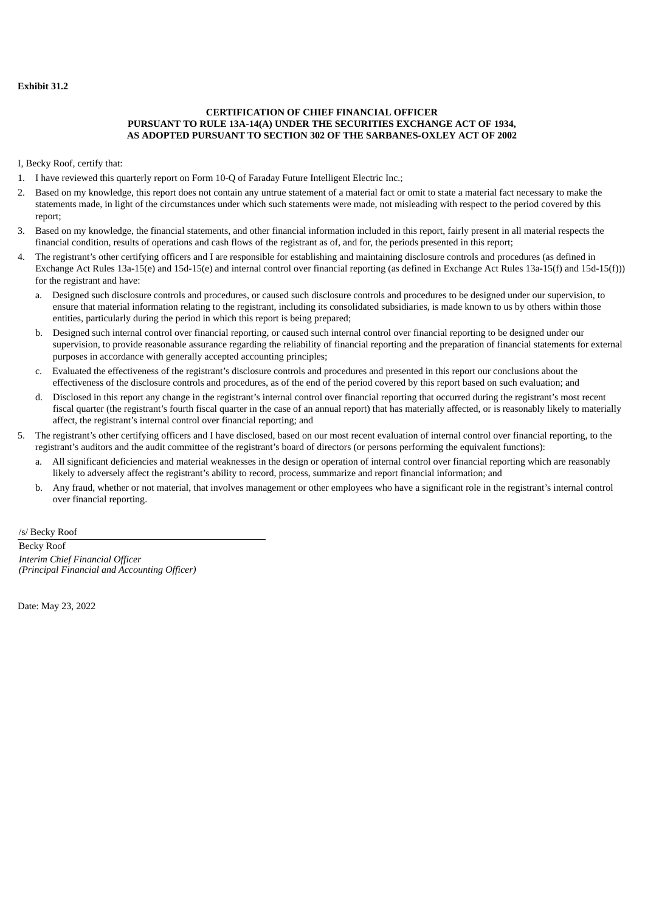**Exhibit 31.2**

**CERTIFICATION OF CHIEF FINANCIAL OFFICER**
**PURSUANT TO RULE 13A-14(A) UNDER THE SECURITIES EXCHANGE ACT OF 1934,**
**AS ADOPTED PURSUANT TO SECTION 302 OF THE SARBANES-OXLEY ACT OF 2002**

I, Becky Roof, certify that:

1. I have reviewed this quarterly report on Form 10-Q of Faraday Future Intelligent Electric Inc.;
2. Based on my knowledge, this report does not contain any untrue statement of a material fact or omit to state a material fact necessary to make the statements made, in light of the circumstances under which such statements were made, not misleading with respect to the period covered by this report;
3. Based on my knowledge, the financial statements, and other financial information included in this report, fairly present in all material respects the financial condition, results of operations and cash flows of the registrant as of, and for, the periods presented in this report;
4. The registrant's other certifying officers and I are responsible for establishing and maintaining disclosure controls and procedures (as defined in Exchange Act Rules 13a-15(e) and 15d-15(e) and internal control over financial reporting (as defined in Exchange Act Rules 13a-15(f) and 15d-15(f))) for the registrant and have:
   a. Designed such disclosure controls and procedures, or caused such disclosure controls and procedures to be designed under our supervision, to ensure that material information relating to the registrant, including its consolidated subsidiaries, is made known to us by others within those entities, particularly during the period in which this report is being prepared;
   b. Designed such internal control over financial reporting, or caused such internal control over financial reporting to be designed under our supervision, to provide reasonable assurance regarding the reliability of financial reporting and the preparation of financial statements for external purposes in accordance with generally accepted accounting principles;
   c. Evaluated the effectiveness of the registrant's disclosure controls and procedures and presented in this report our conclusions about the effectiveness of the disclosure controls and procedures, as of the end of the period covered by this report based on such evaluation; and
   d. Disclosed in this report any change in the registrant's internal control over financial reporting that occurred during the registrant's most recent fiscal quarter (the registrant's fourth fiscal quarter in the case of an annual report) that has materially affected, or is reasonably likely to materially affect, the registrant's internal control over financial reporting; and
5. The registrant's other certifying officers and I have disclosed, based on our most recent evaluation of internal control over financial reporting, to the registrant's auditors and the audit committee of the registrant's board of directors (or persons performing the equivalent functions):
   a. All significant deficiencies and material weaknesses in the design or operation of internal control over financial reporting which are reasonably likely to adversely affect the registrant's ability to record, process, summarize and report financial information; and
   b. Any fraud, whether or not material, that involves management or other employees who have a significant role in the registrant's internal control over financial reporting.

/s/ Becky Roof

Becky Roof
*Interim Chief Financial Officer*
*(Principal Financial and Accounting Officer)*

Date: May 23, 2022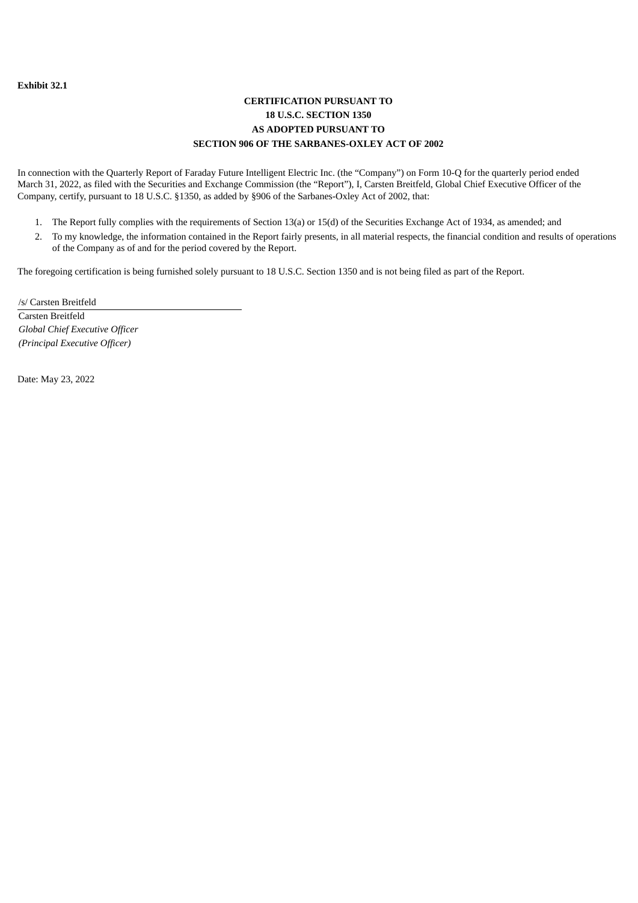**Exhibit 32.1**

**CERTIFICATION PURSUANT TO**
**18 U.S.C. SECTION 1350**
**AS ADOPTED PURSUANT TO**
**SECTION 906 OF THE SARBANES-OXLEY ACT OF 2002**

In connection with the Quarterly Report of Faraday Future Intelligent Electric Inc. (the "Company") on Form 10-Q for the quarterly period ended March 31, 2022, as filed with the Securities and Exchange Commission (the "Report"), I, Carsten Breitfeld, Global Chief Executive Officer of the Company, certify, pursuant to 18 U.S.C. §1350, as added by §906 of the Sarbanes-Oxley Act of 2002, that:

1. The Report fully complies with the requirements of Section 13(a) or 15(d) of the Securities Exchange Act of 1934, as amended; and
2. To my knowledge, the information contained in the Report fairly presents, in all material respects, the financial condition and results of operations of the Company as of and for the period covered by the Report.

The foregoing certification is being furnished solely pursuant to 18 U.S.C. Section 1350 and is not being filed as part of the Report.

/s/ Carsten Breitfeld

Carsten Breitfeld
*Global Chief Executive Officer*
*(Principal Executive Officer)*

Date: May 23, 2022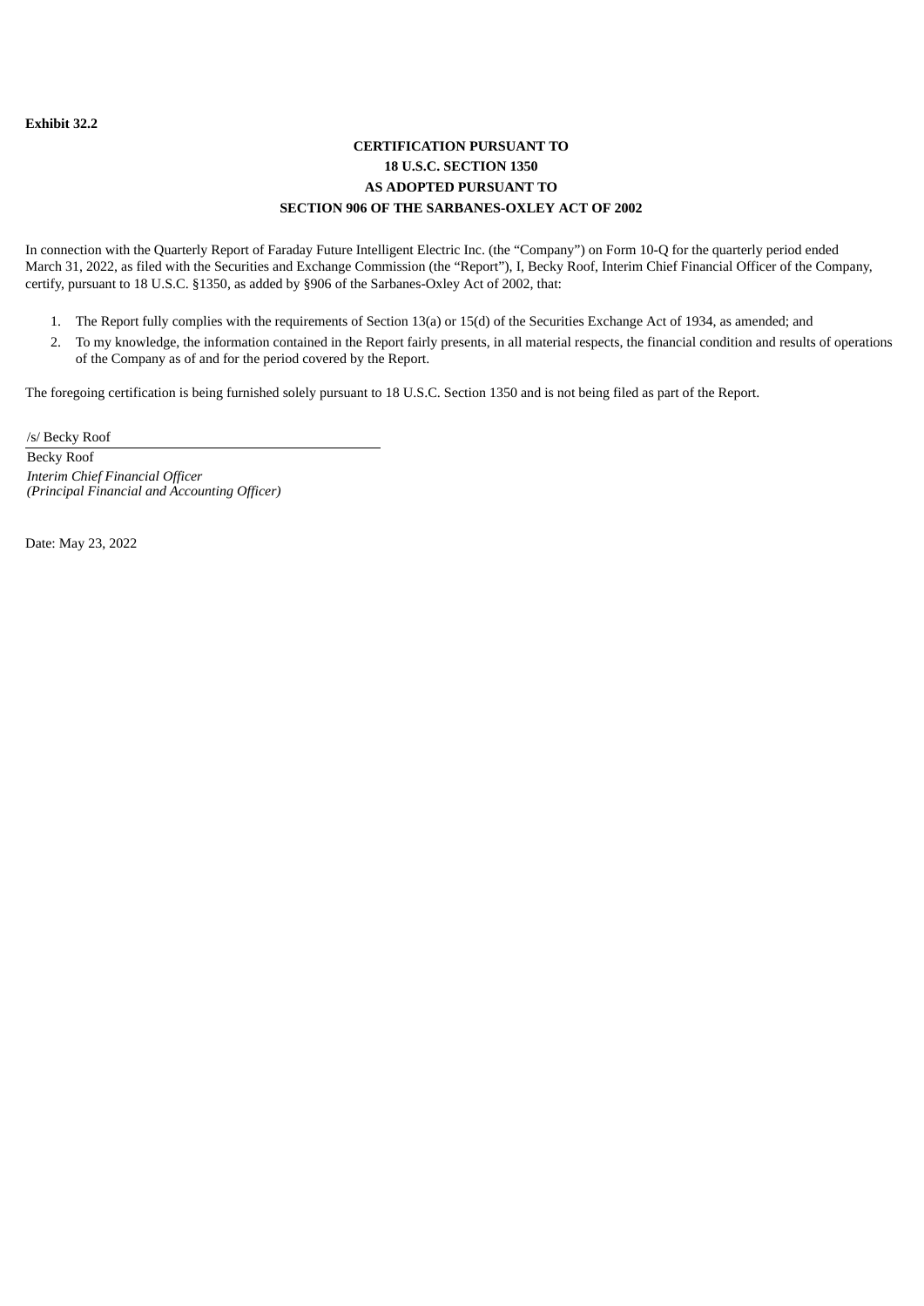**Exhibit 32.2**

**CERTIFICATION PURSUANT TO**
**18 U.S.C. SECTION 1350**
**AS ADOPTED PURSUANT TO**
**SECTION 906 OF THE SARBANES-OXLEY ACT OF 2002**

In connection with the Quarterly Report of Faraday Future Intelligent Electric Inc. (the "Company") on Form 10-Q for the quarterly period ended March 31, 2022, as filed with the Securities and Exchange Commission (the "Report"), I, Becky Roof, Interim Chief Financial Officer of the Company, certify, pursuant to 18 U.S.C. §1350, as added by §906 of the Sarbanes-Oxley Act of 2002, that:

1. The Report fully complies with the requirements of Section 13(a) or 15(d) of the Securities Exchange Act of 1934, as amended; and
2. To my knowledge, the information contained in the Report fairly presents, in all material respects, the financial condition and results of operations of the Company as of and for the period covered by the Report.

The foregoing certification is being furnished solely pursuant to 18 U.S.C. Section 1350 and is not being filed as part of the Report.

/s/ Becky Roof

Becky Roof
*Interim Chief Financial Officer*
*(Principal Financial and Accounting Officer)*

Date: May 23, 2022